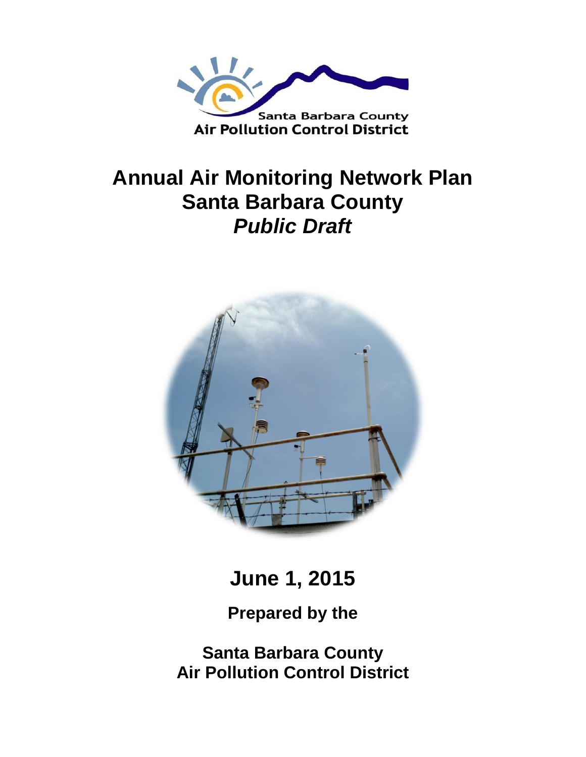Santa Barbara County
Air Pollution Control District

# Annual Air Monitoring Network Plan
# Santa Barbara County
# *Public Draft*

## June 1, 2015

**Prepared by the**

**Santa Barbara County**
**Air Pollution Control District**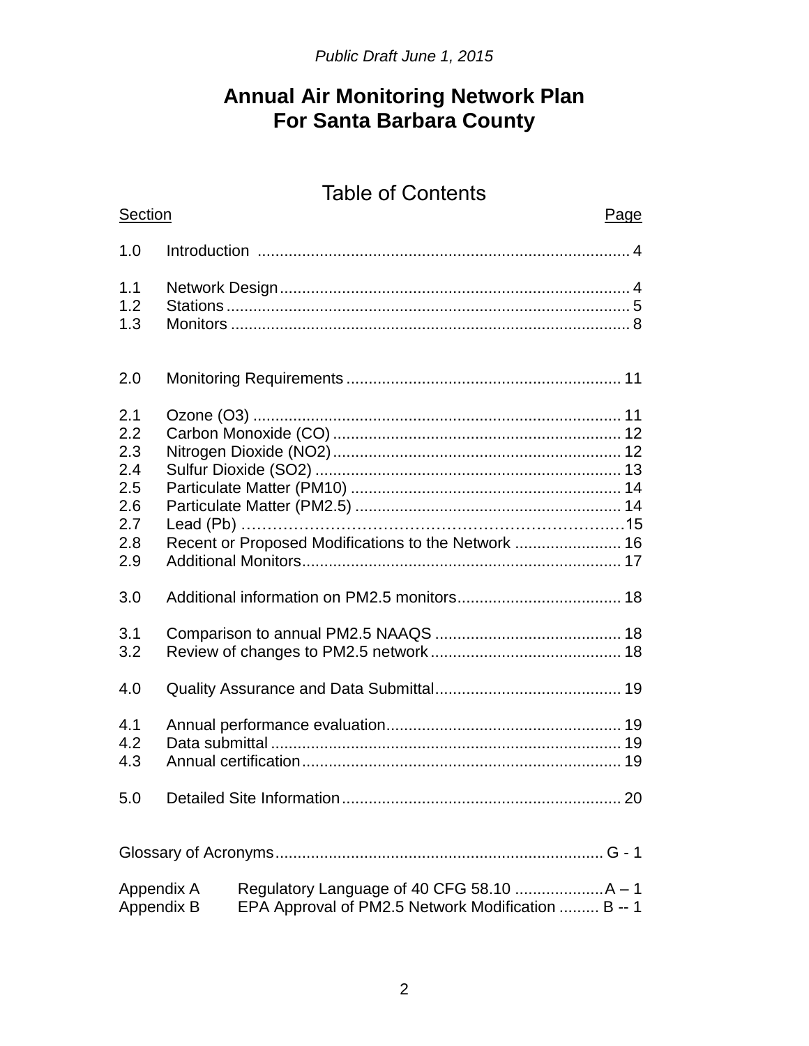*Public Draft June 1, 2015*

# Annual Air Monitoring Network Plan For Santa Barbara County

## Table of Contents

| Section | | Page |
|---|---|---|
| 1.0 | Introduction | 4 |
| 1.1 | Network Design | 4 |
| 1.2 | Stations | 5 |
| 1.3 | Monitors | 8 |
| 2.0 | Monitoring Requirements | 11 |
| 2.1 | Ozone (O3) | 11 |
| 2.2 | Carbon Monoxide (CO) | 12 |
| 2.3 | Nitrogen Dioxide (NO2) | 12 |
| 2.4 | Sulfur Dioxide (SO2) | 13 |
| 2.5 | Particulate Matter (PM10) | 14 |
| 2.6 | Particulate Matter (PM2.5) | 14 |
| 2.7 | Lead (Pb) | 15 |
| 2.8 | Recent or Proposed Modifications to the Network | 16 |
| 2.9 | Additional Monitors | 17 |
| 3.0 | Additional information on PM2.5 monitors | 18 |
| 3.1 | Comparison to annual PM2.5 NAAQS | 18 |
| 3.2 | Review of changes to PM2.5 network | 18 |
| 4.0 | Quality Assurance and Data Submittal | 19 |
| 4.1 | Annual performance evaluation | 19 |
| 4.2 | Data submittal | 19 |
| 4.3 | Annual certification | 19 |
| 5.0 | Detailed Site Information | 20 |
| Glossary of Acronyms | | G - 1 |
| Appendix A | Regulatory Language of 40 CFG 58.10 | A – 1 |
| Appendix B | EPA Approval of PM2.5 Network Modification | B -- 1 |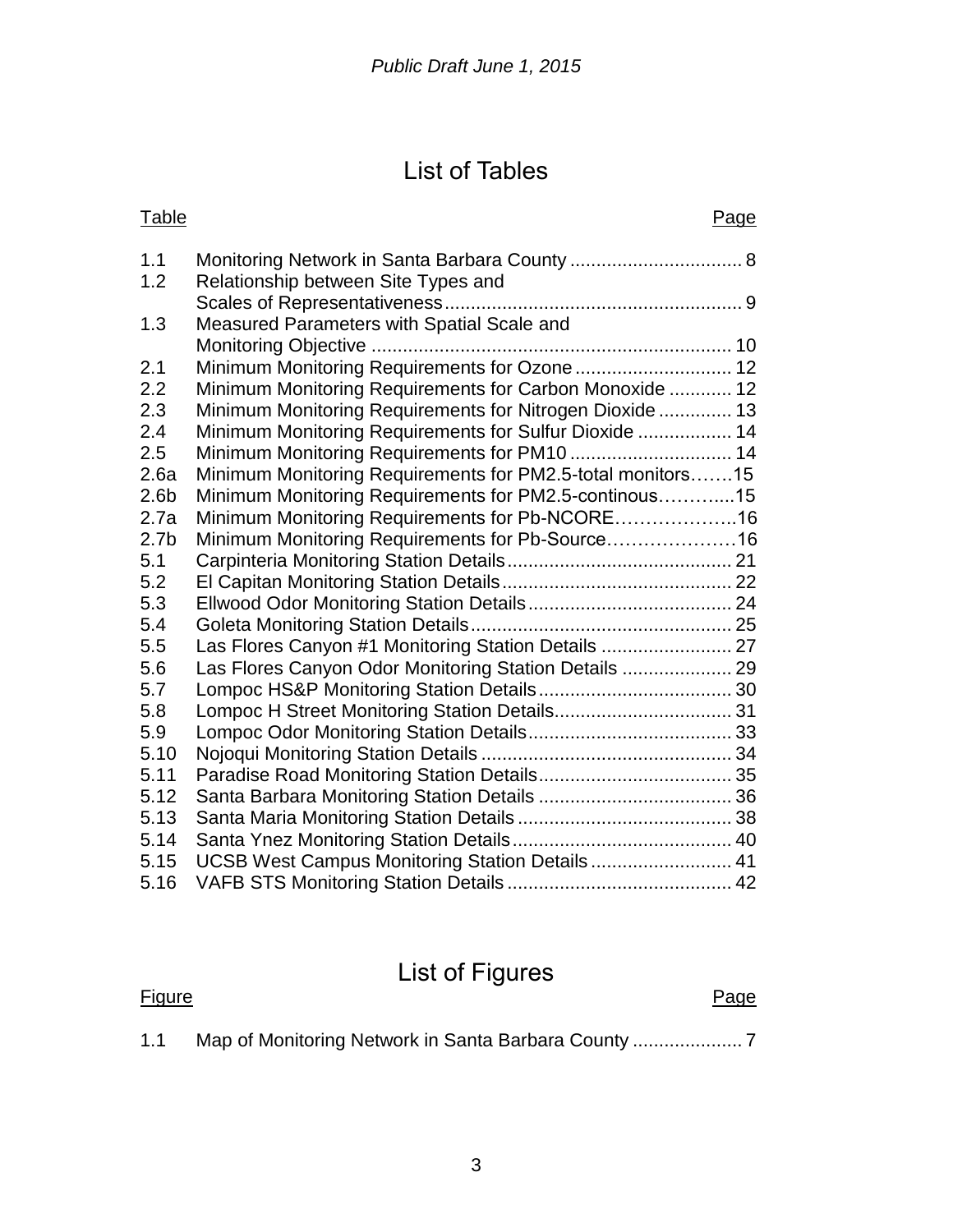## List of Tables

| Table | | Page |
|---|---|---|
| 1.1 | Monitoring Network in Santa Barbara County | 8 |
| 1.2 | Relationship between Site Types and Scales of Representativeness | 9 |
| 1.3 | Measured Parameters with Spatial Scale and Monitoring Objective | 10 |
| 2.1 | Minimum Monitoring Requirements for Ozone | 12 |
| 2.2 | Minimum Monitoring Requirements for Carbon Monoxide | 12 |
| 2.3 | Minimum Monitoring Requirements for Nitrogen Dioxide | 13 |
| 2.4 | Minimum Monitoring Requirements for Sulfur Dioxide | 14 |
| 2.5 | Minimum Monitoring Requirements for PM10 | 14 |
| 2.6a | Minimum Monitoring Requirements for PM2.5-total monitors | 15 |
| 2.6b | Minimum Monitoring Requirements for PM2.5-continous | 15 |
| 2.7a | Minimum Monitoring Requirements for Pb-NCORE | 16 |
| 2.7b | Minimum Monitoring Requirements for Pb-Source | 16 |
| 5.1 | Carpinteria Monitoring Station Details | 21 |
| 5.2 | El Capitan Monitoring Station Details | 22 |
| 5.3 | Ellwood Odor Monitoring Station Details | 24 |
| 5.4 | Goleta Monitoring Station Details | 25 |
| 5.5 | Las Flores Canyon #1 Monitoring Station Details | 27 |
| 5.6 | Las Flores Canyon Odor Monitoring Station Details | 29 |
| 5.7 | Lompoc HS&P Monitoring Station Details | 30 |
| 5.8 | Lompoc H Street Monitoring Station Details | 31 |
| 5.9 | Lompoc Odor Monitoring Station Details | 33 |
| 5.10 | Nojoqui Monitoring Station Details | 34 |
| 5.11 | Paradise Road Monitoring Station Details | 35 |
| 5.12 | Santa Barbara Monitoring Station Details | 36 |
| 5.13 | Santa Maria Monitoring Station Details | 38 |
| 5.14 | Santa Ynez Monitoring Station Details | 40 |
| 5.15 | UCSB West Campus Monitoring Station Details | 41 |
| 5.16 | VAFB STS Monitoring Station Details | 42 |

## List of Figures

| Figure | | Page |
|---|---|---|
| 1.1 | Map of Monitoring Network in Santa Barbara County | 7 |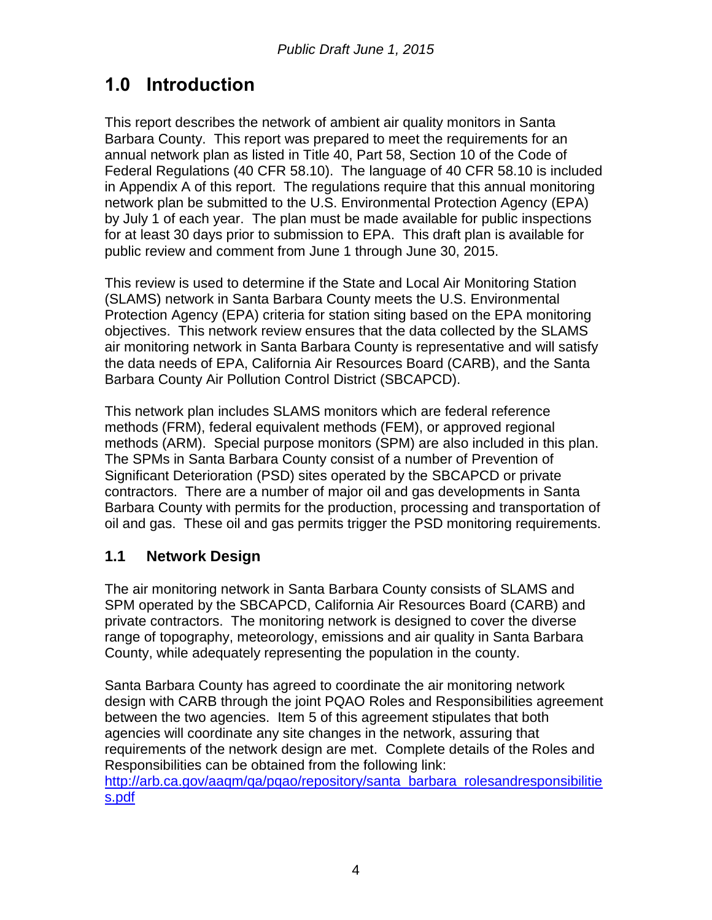# 1.0 Introduction

This report describes the network of ambient air quality monitors in Santa Barbara County. This report was prepared to meet the requirements for an annual network plan as listed in Title 40, Part 58, Section 10 of the Code of Federal Regulations (40 CFR 58.10). The language of 40 CFR 58.10 is included in Appendix A of this report. The regulations require that this annual monitoring network plan be submitted to the U.S. Environmental Protection Agency (EPA) by July 1 of each year. The plan must be made available for public inspections for at least 30 days prior to submission to EPA. This draft plan is available for public review and comment from June 1 through June 30, 2015.

This review is used to determine if the State and Local Air Monitoring Station (SLAMS) network in Santa Barbara County meets the U.S. Environmental Protection Agency (EPA) criteria for station siting based on the EPA monitoring objectives. This network review ensures that the data collected by the SLAMS air monitoring network in Santa Barbara County is representative and will satisfy the data needs of EPA, California Air Resources Board (CARB), and the Santa Barbara County Air Pollution Control District (SBCAPCD).

This network plan includes SLAMS monitors which are federal reference methods (FRM), federal equivalent methods (FEM), or approved regional methods (ARM). Special purpose monitors (SPM) are also included in this plan. The SPMs in Santa Barbara County consist of a number of Prevention of Significant Deterioration (PSD) sites operated by the SBCAPCD or private contractors. There are a number of major oil and gas developments in Santa Barbara County with permits for the production, processing and transportation of oil and gas. These oil and gas permits trigger the PSD monitoring requirements.

## 1.1 Network Design

The air monitoring network in Santa Barbara County consists of SLAMS and SPM operated by the SBCAPCD, California Air Resources Board (CARB) and private contractors. The monitoring network is designed to cover the diverse range of topography, meteorology, emissions and air quality in Santa Barbara County, while adequately representing the population in the county.

Santa Barbara County has agreed to coordinate the air monitoring network design with CARB through the joint PQAO Roles and Responsibilities agreement between the two agencies. Item 5 of this agreement stipulates that both agencies will coordinate any site changes in the network, assuring that requirements of the network design are met. Complete details of the Roles and Responsibilities can be obtained from the following link:
[http://arb.ca.gov/aaqm/qa/pqao/repository/santa_barbara_rolesandresponsibilities.pdf](http://arb.ca.gov/aaqm/qa/pqao/repository/santa_barbara_rolesandresponsibilities.pdf)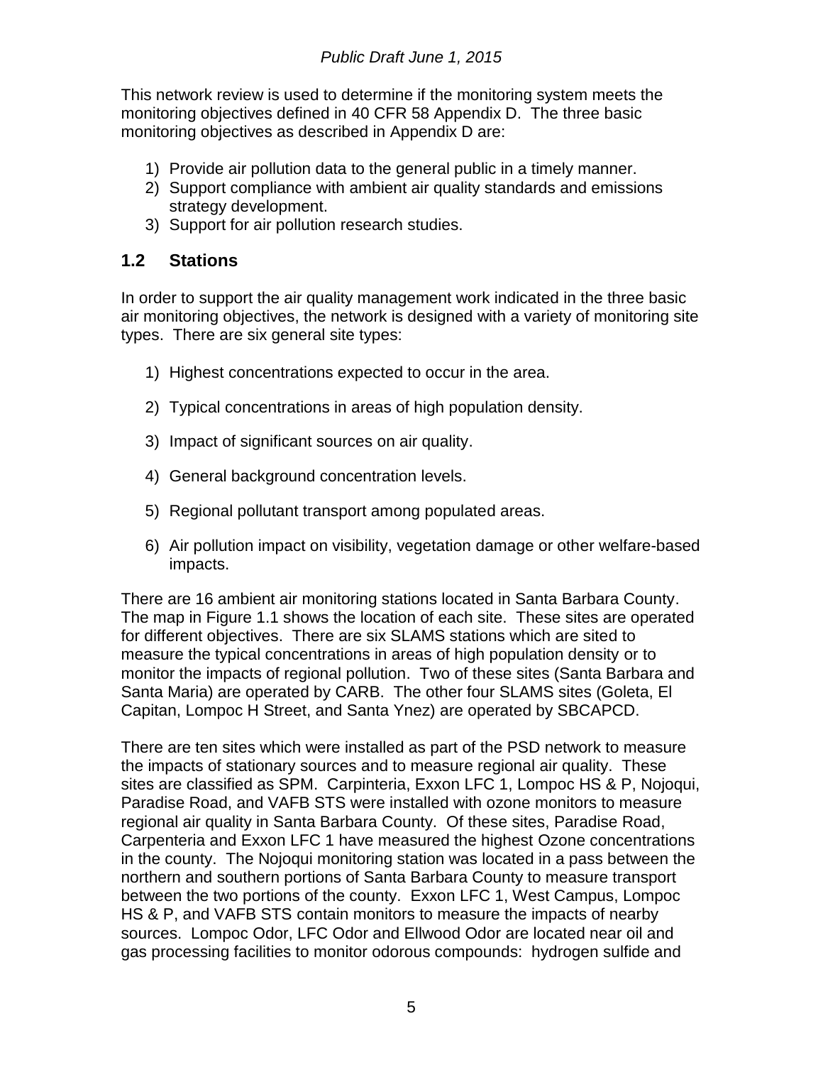This network review is used to determine if the monitoring system meets the monitoring objectives defined in 40 CFR 58 Appendix D. The three basic monitoring objectives as described in Appendix D are:

1) Provide air pollution data to the general public in a timely manner.
2) Support compliance with ambient air quality standards and emissions strategy development.
3) Support for air pollution research studies.

## 1.2 Stations

In order to support the air quality management work indicated in the three basic air monitoring objectives, the network is designed with a variety of monitoring site types. There are six general site types:

1) Highest concentrations expected to occur in the area.
2) Typical concentrations in areas of high population density.
3) Impact of significant sources on air quality.
4) General background concentration levels.
5) Regional pollutant transport among populated areas.
6) Air pollution impact on visibility, vegetation damage or other welfare-based impacts.

There are 16 ambient air monitoring stations located in Santa Barbara County. The map in Figure 1.1 shows the location of each site. These sites are operated for different objectives. There are six SLAMS stations which are sited to measure the typical concentrations in areas of high population density or to monitor the impacts of regional pollution. Two of these sites (Santa Barbara and Santa Maria) are operated by CARB. The other four SLAMS sites (Goleta, El Capitan, Lompoc H Street, and Santa Ynez) are operated by SBCAPCD.

There are ten sites which were installed as part of the PSD network to measure the impacts of stationary sources and to measure regional air quality. These sites are classified as SPM. Carpinteria, Exxon LFC 1, Lompoc HS & P, Nojoqui, Paradise Road, and VAFB STS were installed with ozone monitors to measure regional air quality in Santa Barbara County. Of these sites, Paradise Road, Carpenteria and Exxon LFC 1 have measured the highest Ozone concentrations in the county. The Nojoqui monitoring station was located in a pass between the northern and southern portions of Santa Barbara County to measure transport between the two portions of the county. Exxon LFC 1, West Campus, Lompoc HS & P, and VAFB STS contain monitors to measure the impacts of nearby sources. Lompoc Odor, LFC Odor and Ellwood Odor are located near oil and gas processing facilities to monitor odorous compounds: hydrogen sulfide and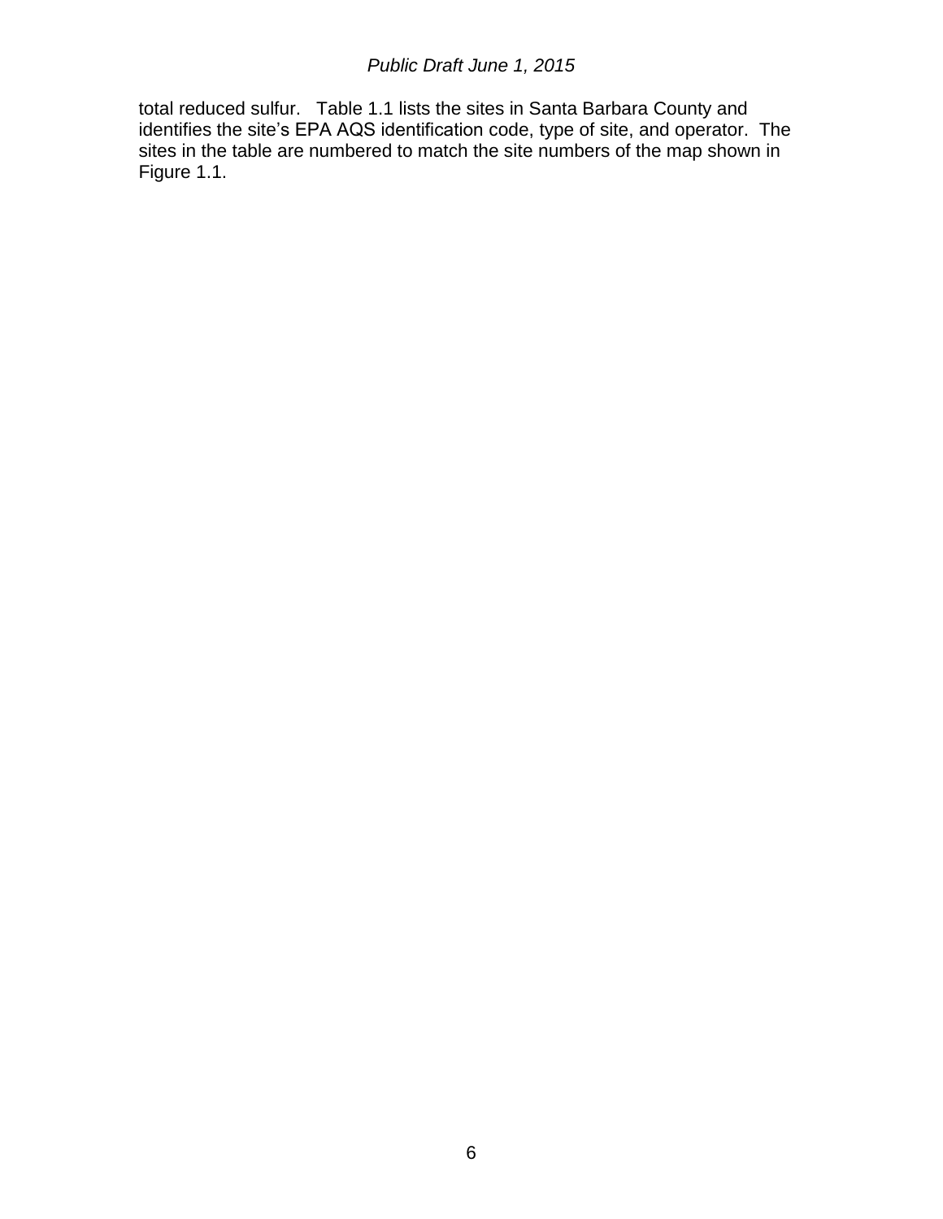total reduced sulfur.   Table 1.1 lists the sites in Santa Barbara County and identifies the site's EPA AQS identification code, type of site, and operator.  The sites in the table are numbered to match the site numbers of the map shown in Figure 1.1.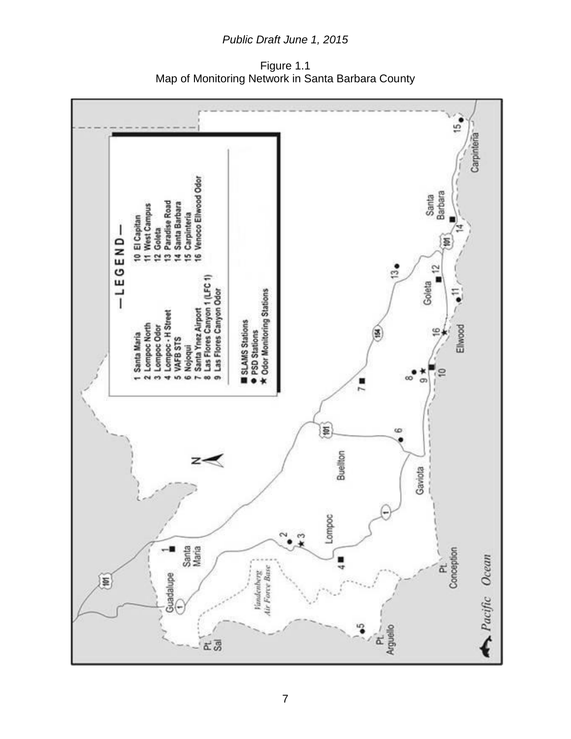Figure 1.1
Map of Monitoring Network in Santa Barbara County

—LEGEND—

1 Santa Maria
2 Lompoc North
3 Lompoc Odor
4 Lompoc - H Street
5 VAFB STS
6 Nojoqui
7 Santa Ynez Airport
8 Las Flores Canyon 1 (LFC 1)
9 Las Flores Canyon Odor
10 El Capitan
11 West Campus
12 Goleta
13 Paradise Road
14 Santa Barbara
15 Carpinteria
16 Venoco Ellwood Odor

■ SLAMS Stations
● PSD Stations
★ Odor Monitoring Stations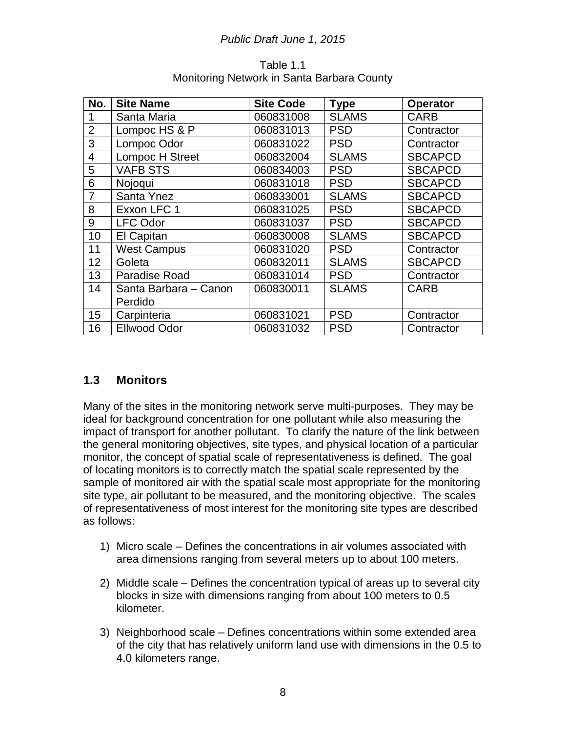Table 1.1
Monitoring Network in Santa Barbara County

| No. | Site Name | Site Code | Type | Operator |
|---|---|---|---|---|
| 1 | Santa Maria | 060831008 | SLAMS | CARB |
| 2 | Lompoc HS & P | 060831013 | PSD | Contractor |
| 3 | Lompoc Odor | 060831022 | PSD | Contractor |
| 4 | Lompoc H Street | 060832004 | SLAMS | SBCAPCD |
| 5 | VAFB STS | 060834003 | PSD | SBCAPCD |
| 6 | Nojoqui | 060831018 | PSD | SBCAPCD |
| 7 | Santa Ynez | 060833001 | SLAMS | SBCAPCD |
| 8 | Exxon LFC 1 | 060831025 | PSD | SBCAPCD |
| 9 | LFC Odor | 060831037 | PSD | SBCAPCD |
| 10 | El Capitan | 060830008 | SLAMS | SBCAPCD |
| 11 | West Campus | 060831020 | PSD | Contractor |
| 12 | Goleta | 060832011 | SLAMS | SBCAPCD |
| 13 | Paradise Road | 060831014 | PSD | Contractor |
| 14 | Santa Barbara – Canon Perdido | 060830011 | SLAMS | CARB |
| 15 | Carpinteria | 060831021 | PSD | Contractor |
| 16 | Ellwood Odor | 060831032 | PSD | Contractor |

## 1.3 Monitors

Many of the sites in the monitoring network serve multi-purposes. They may be ideal for background concentration for one pollutant while also measuring the impact of transport for another pollutant. To clarify the nature of the link between the general monitoring objectives, site types, and physical location of a particular monitor, the concept of spatial scale of representativeness is defined. The goal of locating monitors is to correctly match the spatial scale represented by the sample of monitored air with the spatial scale most appropriate for the monitoring site type, air pollutant to be measured, and the monitoring objective. The scales of representativeness of most interest for the monitoring site types are described as follows:

1) Micro scale – Defines the concentrations in air volumes associated with area dimensions ranging from several meters up to about 100 meters.

2) Middle scale – Defines the concentration typical of areas up to several city blocks in size with dimensions ranging from about 100 meters to 0.5 kilometer.

3) Neighborhood scale – Defines concentrations within some extended area of the city that has relatively uniform land use with dimensions in the 0.5 to 4.0 kilometers range.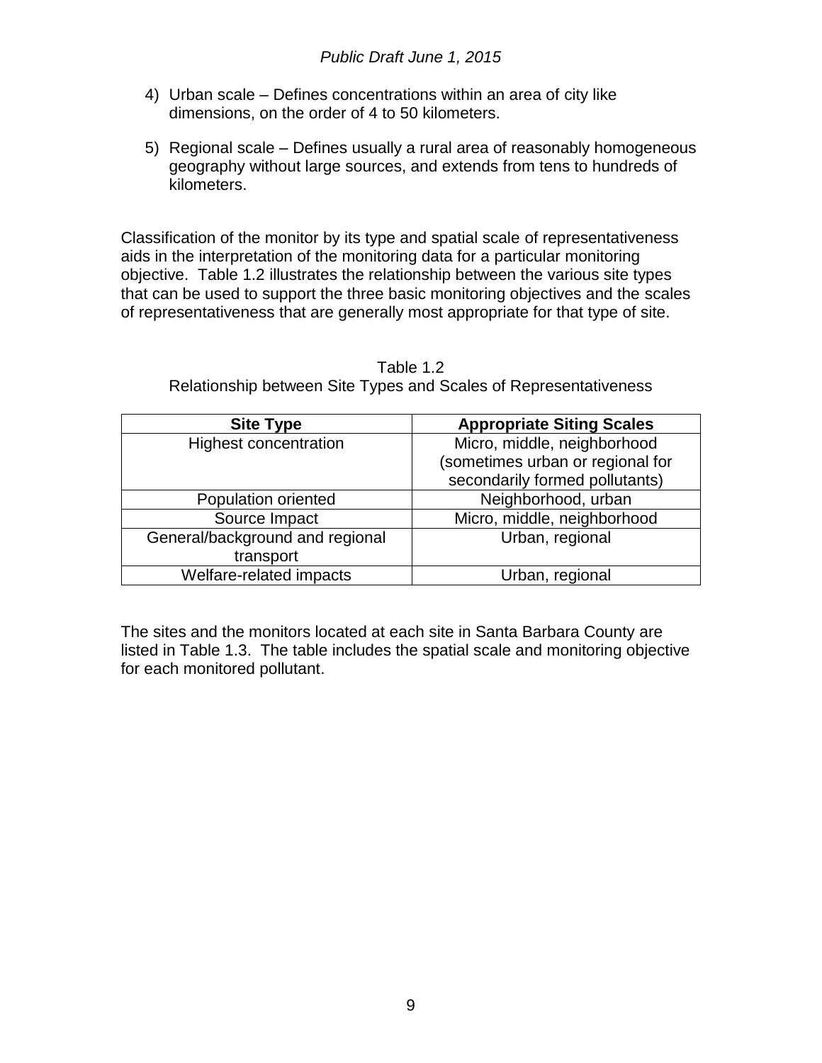4) Urban scale – Defines concentrations within an area of city like dimensions, on the order of 4 to 50 kilometers.

5) Regional scale – Defines usually a rural area of reasonably homogeneous geography without large sources, and extends from tens to hundreds of kilometers.

Classification of the monitor by its type and spatial scale of representativeness aids in the interpretation of the monitoring data for a particular monitoring objective. Table 1.2 illustrates the relationship between the various site types that can be used to support the three basic monitoring objectives and the scales of representativeness that are generally most appropriate for that type of site.

Table 1.2
Relationship between Site Types and Scales of Representativeness

| Site Type | Appropriate Siting Scales |
|---|---|
| Highest concentration | Micro, middle, neighborhood (sometimes urban or regional for secondarily formed pollutants) |
| Population oriented | Neighborhood, urban |
| Source Impact | Micro, middle, neighborhood |
| General/background and regional transport | Urban, regional |
| Welfare-related impacts | Urban, regional |

The sites and the monitors located at each site in Santa Barbara County are listed in Table 1.3. The table includes the spatial scale and monitoring objective for each monitored pollutant.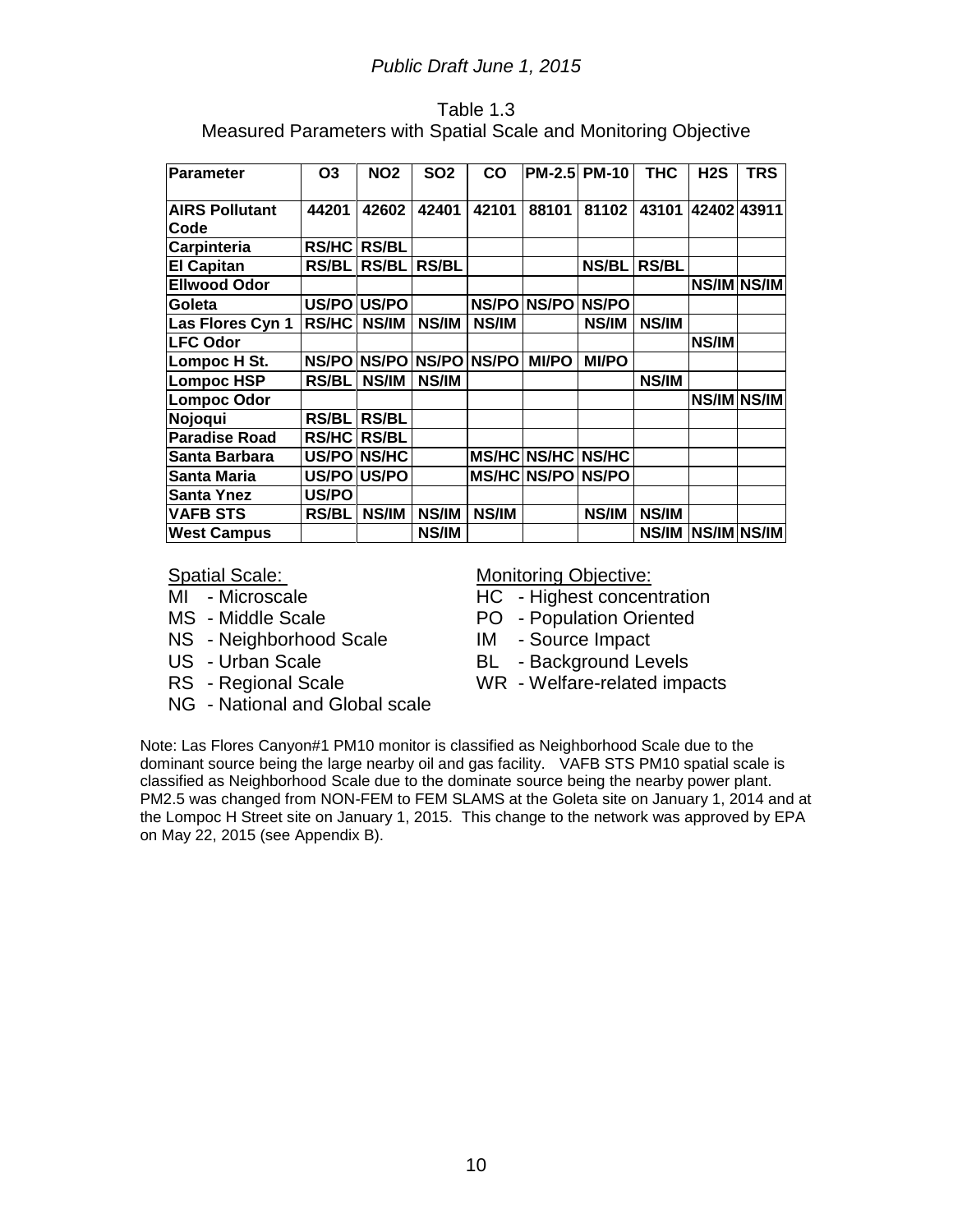*Public Draft June 1, 2015*

Table 1.3
Measured Parameters with Spatial Scale and Monitoring Objective

| Parameter | O3 | NO2 | SO2 | CO | PM-2.5 | PM-10 | THC | H2S | TRS |
|---|---|---|---|---|---|---|---|---|---|
| AIRS Pollutant Code | 44201 | 42602 | 42401 | 42101 | 88101 | 81102 | 43101 | 42402 | 43911 |
| Carpinteria | RS/HC | RS/BL | | | | | | | |
| El Capitan | RS/BL | RS/BL | RS/BL | | | NS/BL | RS/BL | | |
| Ellwood Odor | | | | | | | | NS/IM | NS/IM |
| Goleta | US/PO | US/PO | | NS/PO | NS/PO | NS/PO | | | |
| Las Flores Cyn 1 | RS/HC | NS/IM | NS/IM | NS/IM | | NS/IM | NS/IM | | |
| LFC Odor | | | | | | | | NS/IM | |
| Lompoc H St. | NS/PO | NS/PO | NS/PO | NS/PO | MI/PO | MI/PO | | | |
| Lompoc HSP | RS/BL | NS/IM | NS/IM | | | | NS/IM | | |
| Lompoc Odor | | | | | | | | NS/IM | NS/IM |
| Nojoqui | RS/BL | RS/BL | | | | | | | |
| Paradise Road | RS/HC | RS/BL | | | | | | | |
| Santa Barbara | US/PO | NS/HC | | MS/HC | NS/HC | NS/HC | | | |
| Santa Maria | US/PO | US/PO | | MS/HC | NS/PO | NS/PO | | | |
| Santa Ynez | US/PO | | | | | | | | |
| VAFB STS | RS/BL | NS/IM | NS/IM | NS/IM | | NS/IM | NS/IM | | |
| West Campus | | | NS/IM | | | | NS/IM | NS/IM | NS/IM |

Spatial Scale:
- MI - Microscale
- MS - Middle Scale
- NS - Neighborhood Scale
- US - Urban Scale
- RS - Regional Scale
- NG - National and Global scale

Monitoring Objective:
- HC - Highest concentration
- PO - Population Oriented
- IM - Source Impact
- BL - Background Levels
- WR - Welfare-related impacts

Note: Las Flores Canyon#1 PM10 monitor is classified as Neighborhood Scale due to the dominant source being the large nearby oil and gas facility. VAFB STS PM10 spatial scale is classified as Neighborhood Scale due to the dominate source being the nearby power plant. PM2.5 was changed from NON-FEM to FEM SLAMS at the Goleta site on January 1, 2014 and at the Lompoc H Street site on January 1, 2015. This change to the network was approved by EPA on May 22, 2015 (see Appendix B).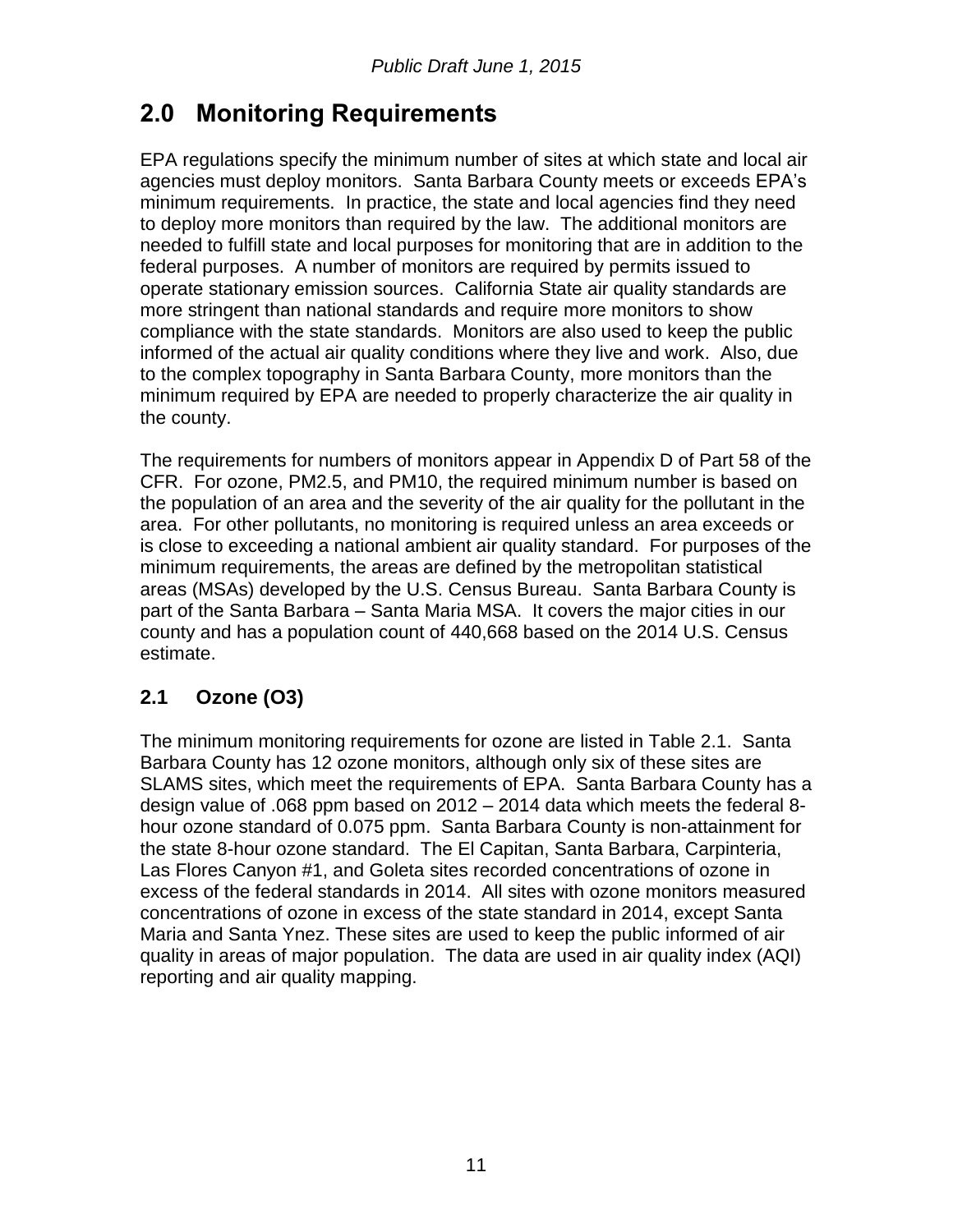## 2.0 Monitoring Requirements

EPA regulations specify the minimum number of sites at which state and local air agencies must deploy monitors. Santa Barbara County meets or exceeds EPA's minimum requirements. In practice, the state and local agencies find they need to deploy more monitors than required by the law. The additional monitors are needed to fulfill state and local purposes for monitoring that are in addition to the federal purposes. A number of monitors are required by permits issued to operate stationary emission sources. California State air quality standards are more stringent than national standards and require more monitors to show compliance with the state standards. Monitors are also used to keep the public informed of the actual air quality conditions where they live and work. Also, due to the complex topography in Santa Barbara County, more monitors than the minimum required by EPA are needed to properly characterize the air quality in the county.

The requirements for numbers of monitors appear in Appendix D of Part 58 of the CFR. For ozone, PM2.5, and PM10, the required minimum number is based on the population of an area and the severity of the air quality for the pollutant in the area. For other pollutants, no monitoring is required unless an area exceeds or is close to exceeding a national ambient air quality standard. For purposes of the minimum requirements, the areas are defined by the metropolitan statistical areas (MSAs) developed by the U.S. Census Bureau. Santa Barbara County is part of the Santa Barbara – Santa Maria MSA. It covers the major cities in our county and has a population count of 440,668 based on the 2014 U.S. Census estimate.

### 2.1 Ozone (O3)

The minimum monitoring requirements for ozone are listed in Table 2.1. Santa Barbara County has 12 ozone monitors, although only six of these sites are SLAMS sites, which meet the requirements of EPA. Santa Barbara County has a design value of .068 ppm based on 2012 – 2014 data which meets the federal 8-hour ozone standard of 0.075 ppm. Santa Barbara County is non-attainment for the state 8-hour ozone standard. The El Capitan, Santa Barbara, Carpinteria, Las Flores Canyon #1, and Goleta sites recorded concentrations of ozone in excess of the federal standards in 2014. All sites with ozone monitors measured concentrations of ozone in excess of the state standard in 2014, except Santa Maria and Santa Ynez. These sites are used to keep the public informed of air quality in areas of major population. The data are used in air quality index (AQI) reporting and air quality mapping.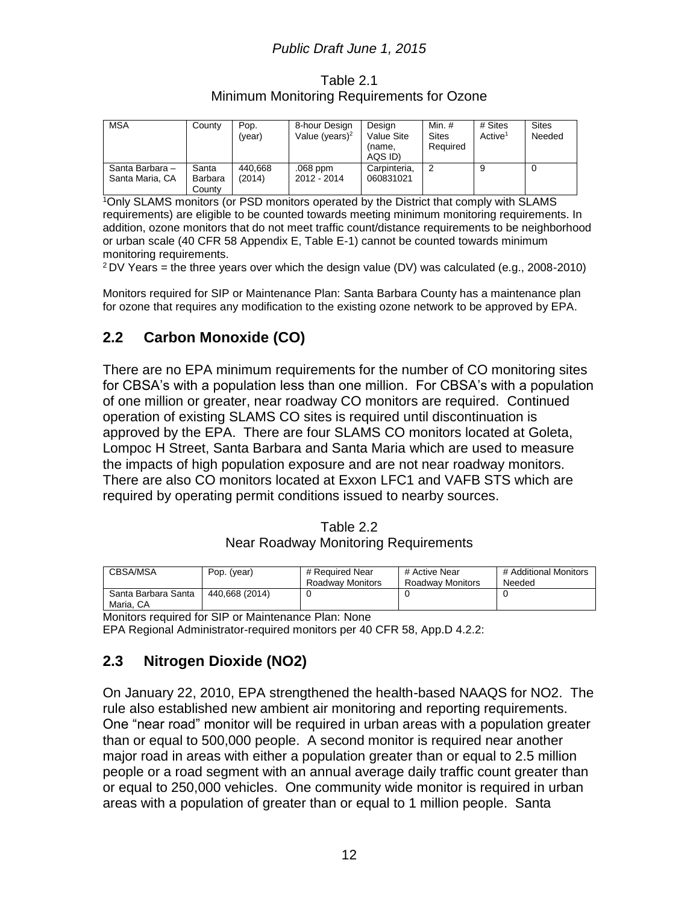Table 2.1
Minimum Monitoring Requirements for Ozone

| MSA | County | Pop. (year) | 8-hour Design Value (years)[2] | Design Value Site (name, AQS ID) | Min. # Sites Required | # Sites Active[1] | Sites Needed |
|---|---|---|---|---|---|---|---|
| Santa Barbara – Santa Maria, CA | Santa Barbara County | 440,668 (2014) | .068 ppm 2012 - 2014 | Carpinteria, 060831021 | 2 | 9 | 0 |

[1]Only SLAMS monitors (or PSD monitors operated by the District that comply with SLAMS requirements) are eligible to be counted towards meeting minimum monitoring requirements. In addition, ozone monitors that do not meet traffic count/distance requirements to be neighborhood or urban scale (40 CFR 58 Appendix E, Table E-1) cannot be counted towards minimum monitoring requirements.
[2] DV Years = the three years over which the design value (DV) was calculated (e.g., 2008-2010)

Monitors required for SIP or Maintenance Plan: Santa Barbara County has a maintenance plan for ozone that requires any modification to the existing ozone network to be approved by EPA.

## 2.2 Carbon Monoxide (CO)

There are no EPA minimum requirements for the number of CO monitoring sites for CBSA's with a population less than one million. For CBSA's with a population of one million or greater, near roadway CO monitors are required. Continued operation of existing SLAMS CO sites is required until discontinuation is approved by the EPA. There are four SLAMS CO monitors located at Goleta, Lompoc H Street, Santa Barbara and Santa Maria which are used to measure the impacts of high population exposure and are not near roadway monitors. There are also CO monitors located at Exxon LFC1 and VAFB STS which are required by operating permit conditions issued to nearby sources.

Table 2.2
Near Roadway Monitoring Requirements

| CBSA/MSA | Pop. (year) | # Required Near Roadway Monitors | # Active Near Roadway Monitors | # Additional Monitors Needed |
|---|---|---|---|---|
| Santa Barbara Santa Maria, CA | 440,668 (2014) | 0 | 0 | 0 |

Monitors required for SIP or Maintenance Plan: None
EPA Regional Administrator-required monitors per 40 CFR 58, App.D 4.2.2:

## 2.3 Nitrogen Dioxide (NO2)

On January 22, 2010, EPA strengthened the health-based NAAQS for NO2. The rule also established new ambient air monitoring and reporting requirements. One "near road" monitor will be required in urban areas with a population greater than or equal to 500,000 people. A second monitor is required near another major road in areas with either a population greater than or equal to 2.5 million people or a road segment with an annual average daily traffic count greater than or equal to 250,000 vehicles. One community wide monitor is required in urban areas with a population of greater than or equal to 1 million people. Santa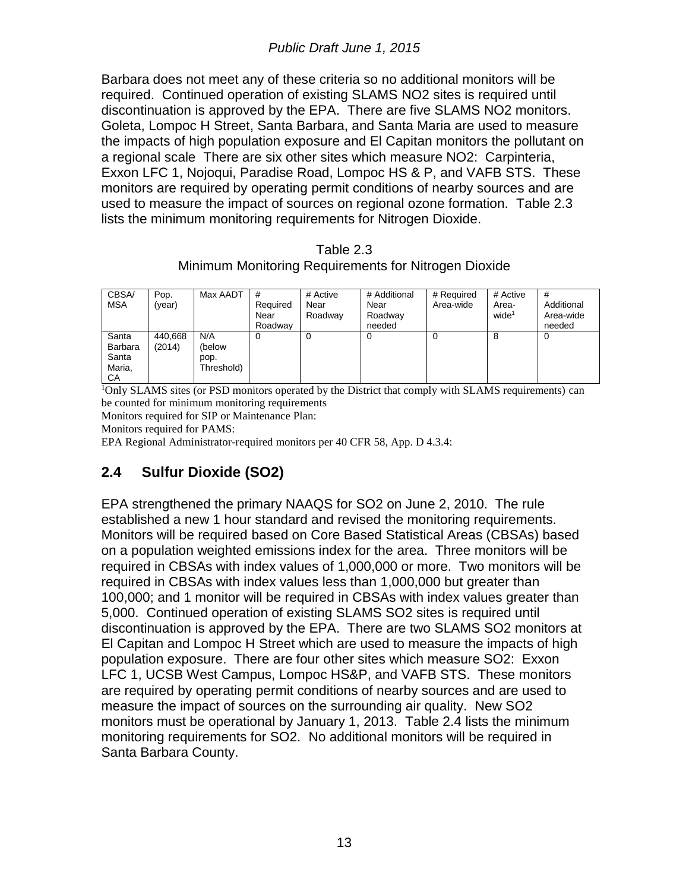Barbara does not meet any of these criteria so no additional monitors will be required. Continued operation of existing SLAMS NO2 sites is required until discontinuation is approved by the EPA. There are five SLAMS NO2 monitors. Goleta, Lompoc H Street, Santa Barbara, and Santa Maria are used to measure the impacts of high population exposure and El Capitan monitors the pollutant on a regional scale There are six other sites which measure NO2: Carpinteria, Exxon LFC 1, Nojoqui, Paradise Road, Lompoc HS & P, and VAFB STS. These monitors are required by operating permit conditions of nearby sources and are used to measure the impact of sources on regional ozone formation. Table 2.3 lists the minimum monitoring requirements for Nitrogen Dioxide.

Table 2.3
Minimum Monitoring Requirements for Nitrogen Dioxide

| CBSA/ MSA | Pop. (year) | Max AADT | # Required Near Roadway | # Active Near Roadway | # Additional Near Roadway needed | # Required Area-wide | # Active Area-wide[1] | # Additional Area-wide needed |
|---|---|---|---|---|---|---|---|---|
| Santa Barbara Santa Maria, CA | 440,668 (2014) | N/A (below pop. Threshold) | 0 | 0 | 0 | 0 | 8 | 0 |

[1]Only SLAMS sites (or PSD monitors operated by the District that comply with SLAMS requirements) can be counted for minimum monitoring requirements

Monitors required for SIP or Maintenance Plan:

Monitors required for PAMS:

EPA Regional Administrator-required monitors per 40 CFR 58, App. D 4.3.4:

## 2.4 Sulfur Dioxide (SO2)

EPA strengthened the primary NAAQS for SO2 on June 2, 2010. The rule established a new 1 hour standard and revised the monitoring requirements. Monitors will be required based on Core Based Statistical Areas (CBSAs) based on a population weighted emissions index for the area. Three monitors will be required in CBSAs with index values of 1,000,000 or more. Two monitors will be required in CBSAs with index values less than 1,000,000 but greater than 100,000; and 1 monitor will be required in CBSAs with index values greater than 5,000. Continued operation of existing SLAMS SO2 sites is required until discontinuation is approved by the EPA. There are two SLAMS SO2 monitors at El Capitan and Lompoc H Street which are used to measure the impacts of high population exposure. There are four other sites which measure SO2: Exxon LFC 1, UCSB West Campus, Lompoc HS&P, and VAFB STS. These monitors are required by operating permit conditions of nearby sources and are used to measure the impact of sources on the surrounding air quality. New SO2 monitors must be operational by January 1, 2013. Table 2.4 lists the minimum monitoring requirements for SO2. No additional monitors will be required in Santa Barbara County.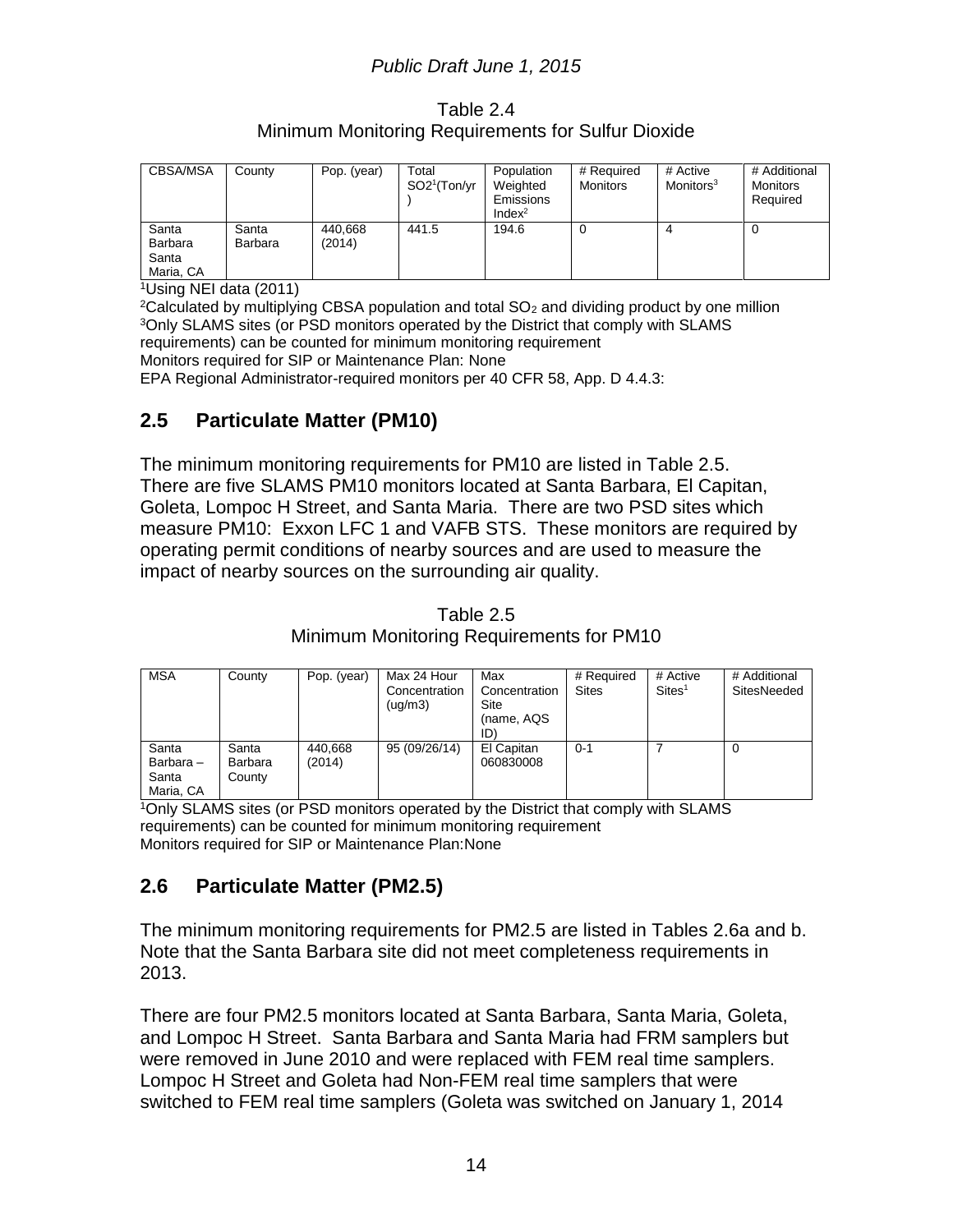*Public Draft June 1, 2015*

Table 2.4
Minimum Monitoring Requirements for Sulfur Dioxide

| CBSA/MSA | County | Pop. (year) | Total $SO2$[1](Ton/yr) | Population Weighted Emissions Index[2] | # Required Monitors | # Active Monitors[3] | # Additional Monitors Required |
|---|---|---|---|---|---|---|---|
| Santa Barbara Santa Maria, CA | Santa Barbara | 440,668 (2014) | 441.5 | 194.6 | 0 | 4 | 0 |

[1]Using NEI data (2011)
[2]Calculated by multiplying CBSA population and total $SO_2$ and dividing product by one million
[3]Only SLAMS sites (or PSD monitors operated by the District that comply with SLAMS requirements) can be counted for minimum monitoring requirement
Monitors required for SIP or Maintenance Plan: None
EPA Regional Administrator-required monitors per 40 CFR 58, App. D 4.4.3:

## 2.5 Particulate Matter (PM10)

The minimum monitoring requirements for PM10 are listed in Table 2.5. There are five SLAMS PM10 monitors located at Santa Barbara, El Capitan, Goleta, Lompoc H Street, and Santa Maria. There are two PSD sites which measure PM10: Exxon LFC 1 and VAFB STS. These monitors are required by operating permit conditions of nearby sources and are used to measure the impact of nearby sources on the surrounding air quality.

Table 2.5
Minimum Monitoring Requirements for PM10

| MSA | County | Pop. (year) | Max 24 Hour Concentration (ug/m3) | Max Concentration Site (name, AQS ID) | # Required Sites | # Active Sites[1] | # Additional SitesNeeded |
|---|---|---|---|---|---|---|---|
| Santa Barbara – Santa Maria, CA | Santa Barbara County | 440,668 (2014) | 95 (09/26/14) | El Capitan 060830008 | 0-1 | 7 | 0 |

[1]Only SLAMS sites (or PSD monitors operated by the District that comply with SLAMS requirements) can be counted for minimum monitoring requirement
Monitors required for SIP or Maintenance Plan:None

## 2.6 Particulate Matter (PM2.5)

The minimum monitoring requirements for PM2.5 are listed in Tables 2.6a and b. Note that the Santa Barbara site did not meet completeness requirements in 2013.

There are four PM2.5 monitors located at Santa Barbara, Santa Maria, Goleta, and Lompoc H Street. Santa Barbara and Santa Maria had FRM samplers but were removed in June 2010 and were replaced with FEM real time samplers. Lompoc H Street and Goleta had Non-FEM real time samplers that were switched to FEM real time samplers (Goleta was switched on January 1, 2014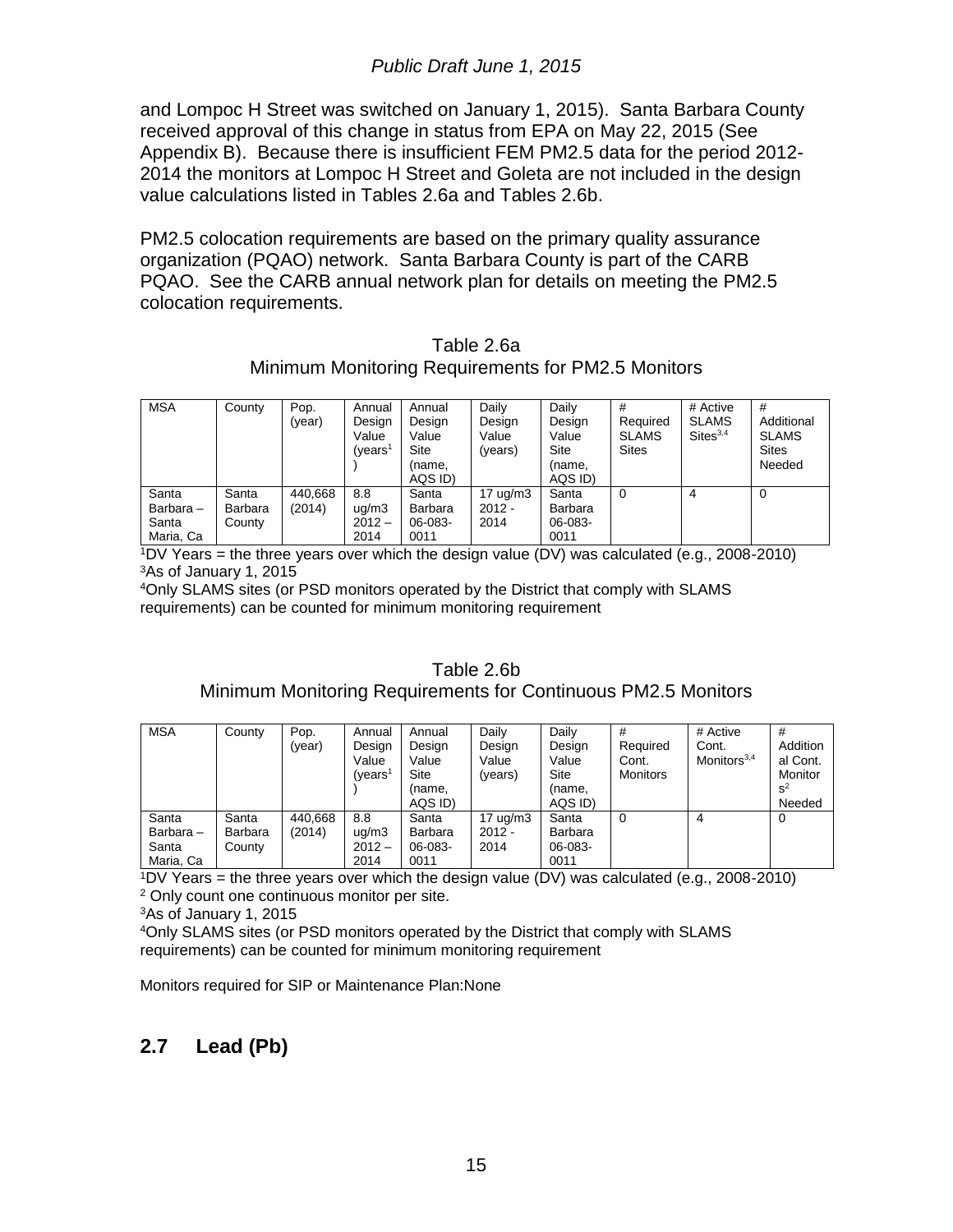and Lompoc H Street was switched on January 1, 2015). Santa Barbara County received approval of this change in status from EPA on May 22, 2015 (See Appendix B). Because there is insufficient FEM PM2.5 data for the period 2012-2014 the monitors at Lompoc H Street and Goleta are not included in the design value calculations listed in Tables 2.6a and Tables 2.6b.

PM2.5 colocation requirements are based on the primary quality assurance organization (PQAO) network. Santa Barbara County is part of the CARB PQAO. See the CARB annual network plan for details on meeting the PM2.5 colocation requirements.

Table 2.6a
Minimum Monitoring Requirements for PM2.5 Monitors

| MSA | County | Pop. (year) | Annual Design Value (years[1]) | Annual Design Value Site (name, AQS ID) | Daily Design Value (years) | Daily Design Value Site (name, AQS ID) | # Required SLAMS Sites | # Active SLAMS Sites[3,4] | # Additional SLAMS Sites Needed |
|---|---|---|---|---|---|---|---|---|---|
| Santa Barbara – Santa Maria, Ca | Santa Barbara County | 440,668 (2014) | 8.8 ug/m3 2012 – 2014 | Santa Barbara 06-083-0011 | 17 ug/m3 2012 - 2014 | Santa Barbara 06-083-0011 | 0 | 4 | 0 |

[1]DV Years = the three years over which the design value (DV) was calculated (e.g., 2008-2010)
[3]As of January 1, 2015
[4]Only SLAMS sites (or PSD monitors operated by the District that comply with SLAMS requirements) can be counted for minimum monitoring requirement

Table 2.6b
Minimum Monitoring Requirements for Continuous PM2.5 Monitors

| MSA | County | Pop. (year) | Annual Design Value (years[1]) | Annual Design Value Site (name, AQS ID) | Daily Design Value (years) | Daily Design Value Site (name, AQS ID) | # Required Cont. Monitors | # Active Cont. Monitors[3,4] | # Additional Cont. Monitors[2] Needed |
|---|---|---|---|---|---|---|---|---|---|
| Santa Barbara – Santa Maria, Ca | Santa Barbara County | 440,668 (2014) | 8.8 ug/m3 2012 – 2014 | Santa Barbara 06-083-0011 | 17 ug/m3 2012 - 2014 | Santa Barbara 06-083-0011 | 0 | 4 | 0 |

[1]DV Years = the three years over which the design value (DV) was calculated (e.g., 2008-2010)
[2] Only count one continuous monitor per site.
[3]As of January 1, 2015
[4]Only SLAMS sites (or PSD monitors operated by the District that comply with SLAMS requirements) can be counted for minimum monitoring requirement

Monitors required for SIP or Maintenance Plan:None

## 2.7 Lead (Pb)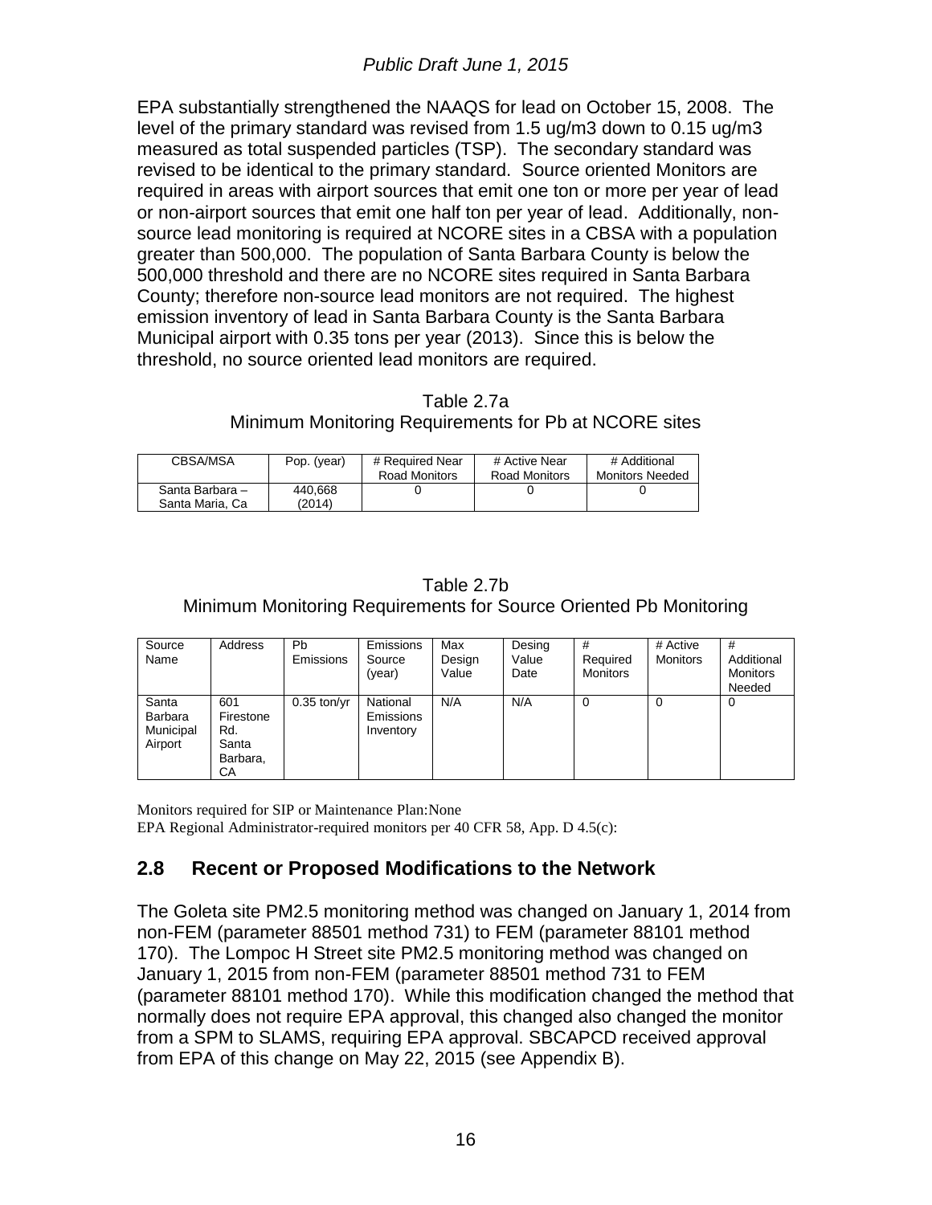EPA substantially strengthened the NAAQS for lead on October 15, 2008. The level of the primary standard was revised from 1.5 ug/m3 down to 0.15 ug/m3 measured as total suspended particles (TSP). The secondary standard was revised to be identical to the primary standard. Source oriented Monitors are required in areas with airport sources that emit one ton or more per year of lead or non-airport sources that emit one half ton per year of lead. Additionally, non-source lead monitoring is required at NCORE sites in a CBSA with a population greater than 500,000. The population of Santa Barbara County is below the 500,000 threshold and there are no NCORE sites required in Santa Barbara County; therefore non-source lead monitors are not required. The highest emission inventory of lead in Santa Barbara County is the Santa Barbara Municipal airport with 0.35 tons per year (2013). Since this is below the threshold, no source oriented lead monitors are required.

Table 2.7a
Minimum Monitoring Requirements for Pb at NCORE sites

| CBSA/MSA | Pop. (year) | # Required Near Road Monitors | # Active Near Road Monitors | # Additional Monitors Needed |
|---|---|---|---|---|
| Santa Barbara – Santa Maria, Ca | 440,668 (2014) | 0 | 0 | 0 |

Table 2.7b
Minimum Monitoring Requirements for Source Oriented Pb Monitoring

| Source Name | Address | Pb Emissions | Emissions Source (year) | Max Design Value | Desing Value Date | # Required Monitors | # Active Monitors | # Additional Monitors Needed |
|---|---|---|---|---|---|---|---|---|
| Santa Barbara Municipal Airport | 601 Firestone Rd. Santa Barbara, CA | 0.35 ton/yr | National Emissions Inventory | N/A | N/A | 0 | 0 | 0 |

Monitors required for SIP or Maintenance Plan:None
EPA Regional Administrator-required monitors per 40 CFR 58, App. D 4.5(c):

## 2.8 Recent or Proposed Modifications to the Network

The Goleta site PM2.5 monitoring method was changed on January 1, 2014 from non-FEM (parameter 88501 method 731) to FEM (parameter 88101 method 170). The Lompoc H Street site PM2.5 monitoring method was changed on January 1, 2015 from non-FEM (parameter 88501 method 731 to FEM (parameter 88101 method 170). While this modification changed the method that normally does not require EPA approval, this changed also changed the monitor from a SPM to SLAMS, requiring EPA approval. SBCAPCD received approval from EPA of this change on May 22, 2015 (see Appendix B).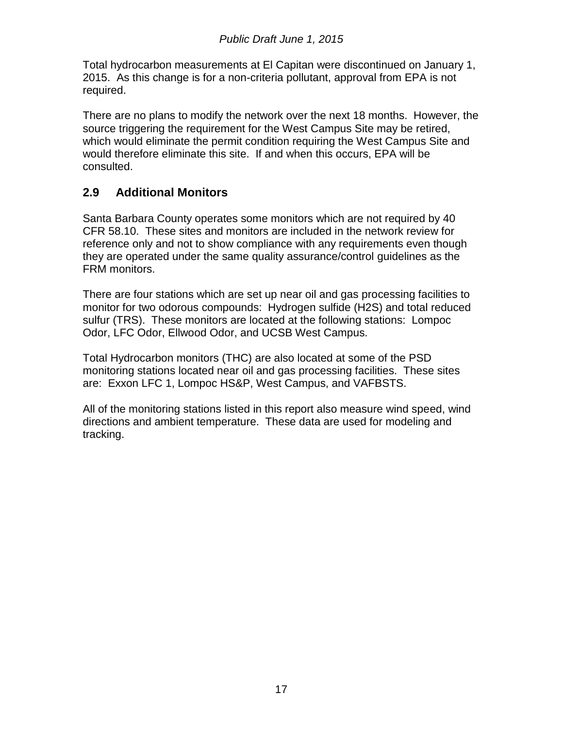Total hydrocarbon measurements at El Capitan were discontinued on January 1, 2015. As this change is for a non-criteria pollutant, approval from EPA is not required.

There are no plans to modify the network over the next 18 months. However, the source triggering the requirement for the West Campus Site may be retired, which would eliminate the permit condition requiring the West Campus Site and would therefore eliminate this site. If and when this occurs, EPA will be consulted.

## 2.9 Additional Monitors

Santa Barbara County operates some monitors which are not required by 40 CFR 58.10. These sites and monitors are included in the network review for reference only and not to show compliance with any requirements even though they are operated under the same quality assurance/control guidelines as the FRM monitors.

There are four stations which are set up near oil and gas processing facilities to monitor for two odorous compounds: Hydrogen sulfide ($H_2S$) and total reduced sulfur (TRS). These monitors are located at the following stations: Lompoc Odor, LFC Odor, Ellwood Odor, and UCSB West Campus.

Total Hydrocarbon monitors (THC) are also located at some of the PSD monitoring stations located near oil and gas processing facilities. These sites are: Exxon LFC 1, Lompoc HS&P, West Campus, and VAFBSTS.

All of the monitoring stations listed in this report also measure wind speed, wind directions and ambient temperature. These data are used for modeling and tracking.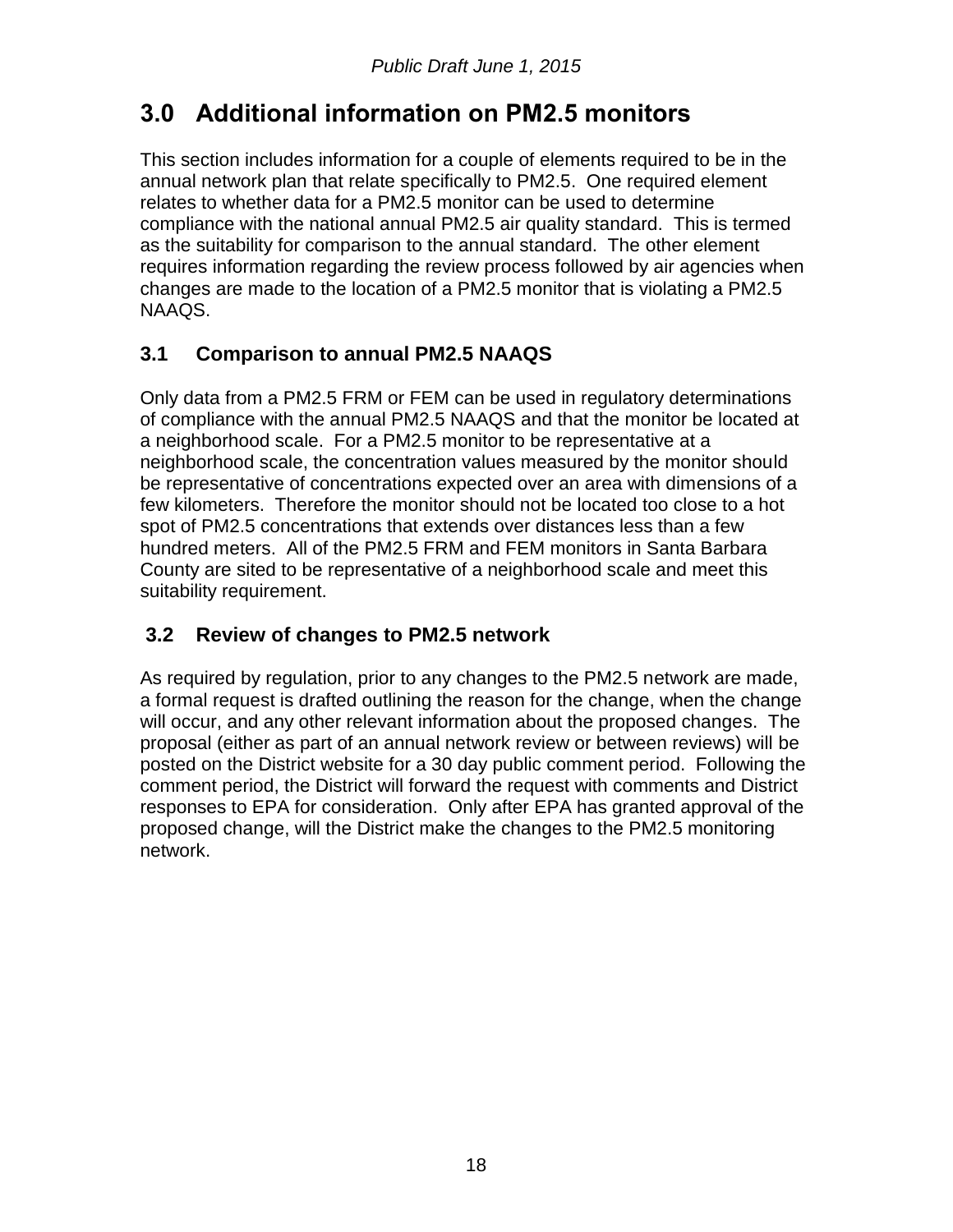# 3.0 Additional information on PM2.5 monitors

This section includes information for a couple of elements required to be in the annual network plan that relate specifically to PM2.5. One required element relates to whether data for a PM2.5 monitor can be used to determine compliance with the national annual PM2.5 air quality standard. This is termed as the suitability for comparison to the annual standard. The other element requires information regarding the review process followed by air agencies when changes are made to the location of a PM2.5 monitor that is violating a PM2.5 NAAQS.

## 3.1 Comparison to annual PM2.5 NAAQS

Only data from a PM2.5 FRM or FEM can be used in regulatory determinations of compliance with the annual PM2.5 NAAQS and that the monitor be located at a neighborhood scale. For a PM2.5 monitor to be representative at a neighborhood scale, the concentration values measured by the monitor should be representative of concentrations expected over an area with dimensions of a few kilometers. Therefore the monitor should not be located too close to a hot spot of PM2.5 concentrations that extends over distances less than a few hundred meters. All of the PM2.5 FRM and FEM monitors in Santa Barbara County are sited to be representative of a neighborhood scale and meet this suitability requirement.

## 3.2 Review of changes to PM2.5 network

As required by regulation, prior to any changes to the PM2.5 network are made, a formal request is drafted outlining the reason for the change, when the change will occur, and any other relevant information about the proposed changes. The proposal (either as part of an annual network review or between reviews) will be posted on the District website for a 30 day public comment period. Following the comment period, the District will forward the request with comments and District responses to EPA for consideration. Only after EPA has granted approval of the proposed change, will the District make the changes to the PM2.5 monitoring network.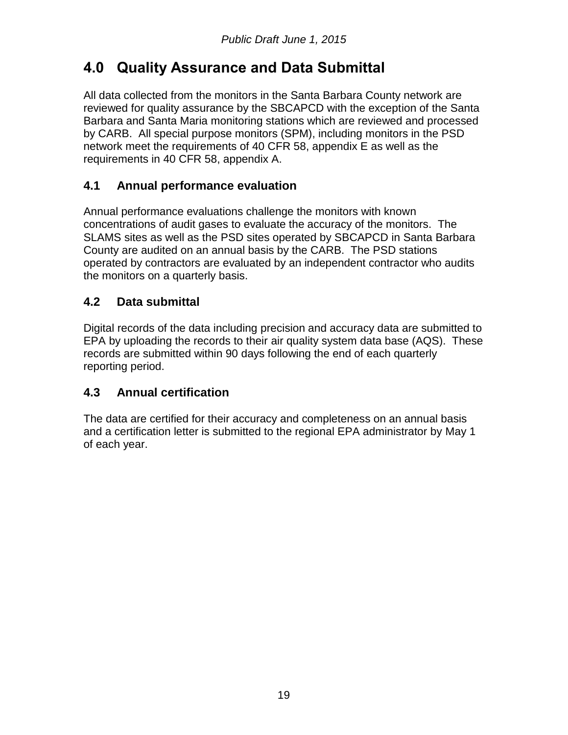# 4.0 Quality Assurance and Data Submittal

All data collected from the monitors in the Santa Barbara County network are reviewed for quality assurance by the SBCAPCD with the exception of the Santa Barbara and Santa Maria monitoring stations which are reviewed and processed by CARB. All special purpose monitors (SPM), including monitors in the PSD network meet the requirements of 40 CFR 58, appendix E as well as the requirements in 40 CFR 58, appendix A.

## 4.1 Annual performance evaluation

Annual performance evaluations challenge the monitors with known concentrations of audit gases to evaluate the accuracy of the monitors. The SLAMS sites as well as the PSD sites operated by SBCAPCD in Santa Barbara County are audited on an annual basis by the CARB. The PSD stations operated by contractors are evaluated by an independent contractor who audits the monitors on a quarterly basis.

## 4.2 Data submittal

Digital records of the data including precision and accuracy data are submitted to EPA by uploading the records to their air quality system data base (AQS). These records are submitted within 90 days following the end of each quarterly reporting period.

## 4.3 Annual certification

The data are certified for their accuracy and completeness on an annual basis and a certification letter is submitted to the regional EPA administrator by May 1 of each year.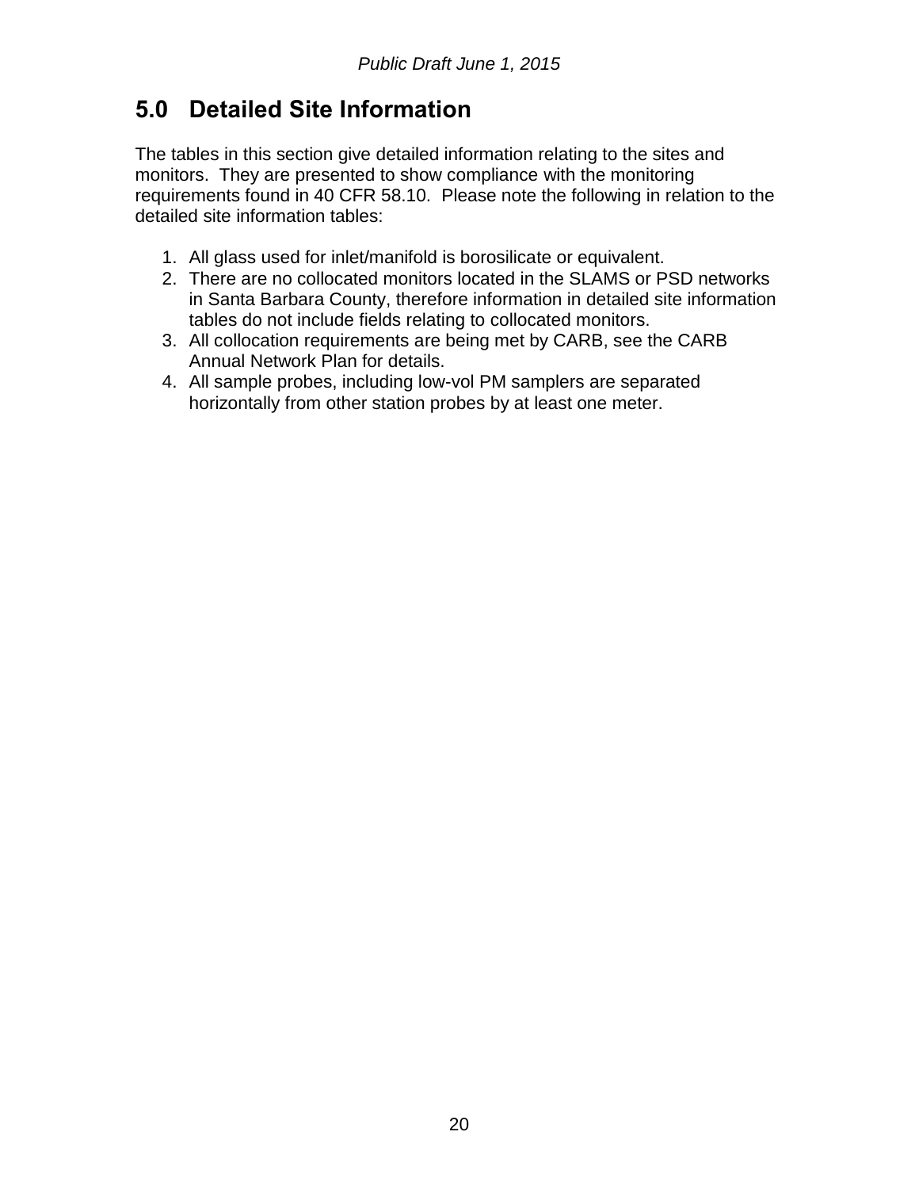# 5.0 Detailed Site Information

The tables in this section give detailed information relating to the sites and monitors. They are presented to show compliance with the monitoring requirements found in 40 CFR 58.10. Please note the following in relation to the detailed site information tables:

1. All glass used for inlet/manifold is borosilicate or equivalent.
2. There are no collocated monitors located in the SLAMS or PSD networks in Santa Barbara County, therefore information in detailed site information tables do not include fields relating to collocated monitors.
3. All collocation requirements are being met by CARB, see the CARB Annual Network Plan for details.
4. All sample probes, including low-vol PM samplers are separated horizontally from other station probes by at least one meter.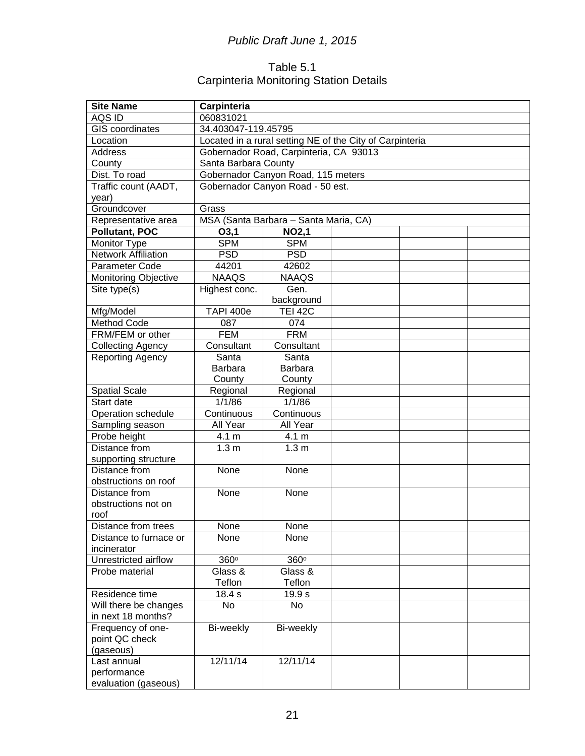*Public Draft June 1, 2015*

Table 5.1
Carpinteria Monitoring Station Details

| **Site Name** | **Carpinteria** | | | | |
|---|---|---|---|---|---|
| AQS ID | 060831021 | | | | |
| GIS coordinates | 34.403047-119.45795 | | | | |
| Location | Located in a rural setting NE of the City of Carpinteria | | | | |
| Address | Gobernador Road, Carpinteria, CA 93013 | | | | |
| County | Santa Barbara County | | | | |
| Dist. To road | Gobernador Canyon Road, 115 meters | | | | |
| Traffic count (AADT, year) | Gobernador Canyon Road - 50 est. | | | | |
| Groundcover | Grass | | | | |
| Representative area | MSA (Santa Barbara – Santa Maria, CA) | | | | |
| **Pollutant, POC** | **O3,1** | **NO2,1** | | | |
| Monitor Type | SPM | SPM | | | |
| Network Affiliation | PSD | PSD | | | |
| Parameter Code | 44201 | 42602 | | | |
| Monitoring Objective | NAAQS | NAAQS | | | |
| Site type(s) | Highest conc. | Gen. background | | | |
| Mfg/Model | TAPI 400e | TEI 42C | | | |
| Method Code | 087 | 074 | | | |
| FRM/FEM or other | FEM | FRM | | | |
| Collecting Agency | Consultant | Consultant | | | |
| Reporting Agency | Santa Barbara County | Santa Barbara County | | | |
| Spatial Scale | Regional | Regional | | | |
| Start date | 1/1/86 | 1/1/86 | | | |
| Operation schedule | Continuous | Continuous | | | |
| Sampling season | All Year | All Year | | | |
| Probe height | 4.1 m | 4.1 m | | | |
| Distance from supporting structure | 1.3 m | 1.3 m | | | |
| Distance from obstructions on roof | None | None | | | |
| Distance from obstructions not on roof | None | None | | | |
| Distance from trees | None | None | | | |
| Distance to furnace or incinerator | None | None | | | |
| Unrestricted airflow | 360° | 360° | | | |
| Probe material | Glass & Teflon | Glass & Teflon | | | |
| Residence time | 18.4 s | 19.9 s | | | |
| Will there be changes in next 18 months? | No | No | | | |
| Frequency of one-point QC check (gaseous) | Bi-weekly | Bi-weekly | | | |
| Last annual performance evaluation (gaseous) | 12/11/14 | 12/11/14 | | | |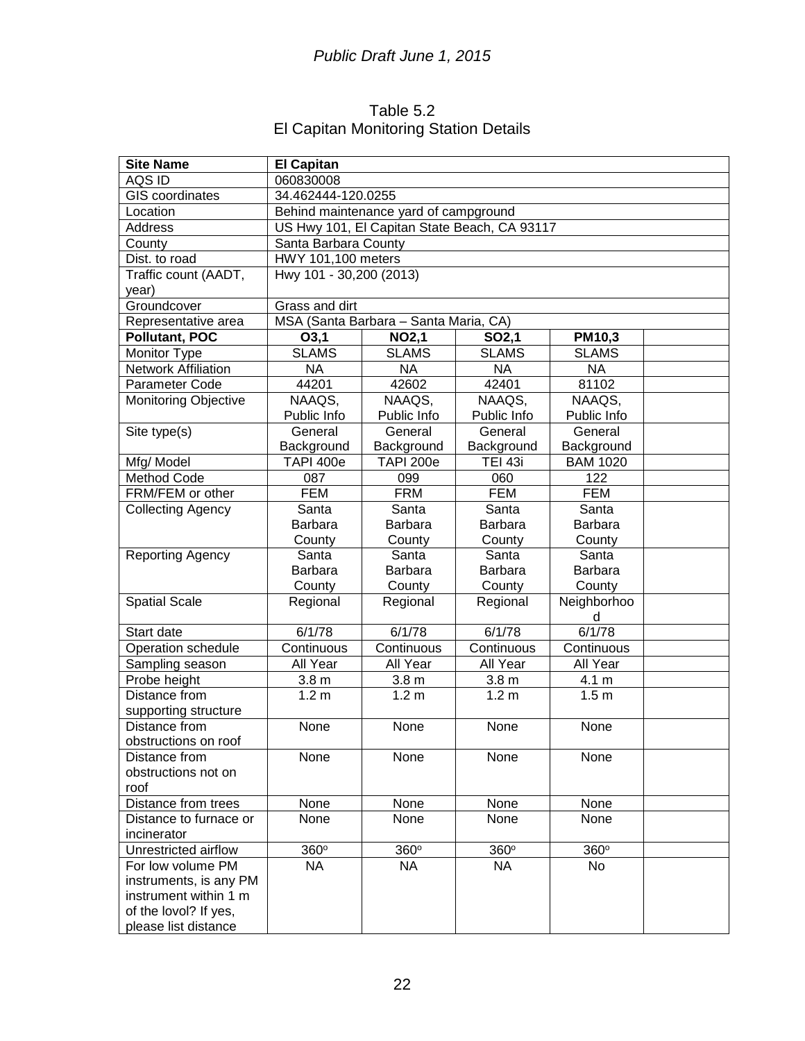Table 5.2
El Capitan Monitoring Station Details

| **Site Name** | **El Capitan** | | | | |
|---|---|---|---|---|---|
| AQS ID | 060830008 | | | | |
| GIS coordinates | 34.462444-120.0255 | | | | |
| Location | Behind maintenance yard of campground | | | | |
| Address | US Hwy 101, El Capitan State Beach, CA 93117 | | | | |
| County | Santa Barbara County | | | | |
| Dist. to road | HWY 101,100 meters | | | | |
| Traffic count (AADT, year) | Hwy 101 - 30,200 (2013) | | | | |
| Groundcover | Grass and dirt | | | | |
| Representative area | MSA (Santa Barbara – Santa Maria, CA) | | | | |
| **Pollutant, POC** | **O3,1** | **NO2,1** | **SO2,1** | **PM10,3** | |
| Monitor Type | SLAMS | SLAMS | SLAMS | SLAMS | |
| Network Affiliation | NA | NA | NA | NA | |
| Parameter Code | 44201 | 42602 | 42401 | 81102 | |
| Monitoring Objective | NAAQS, Public Info | NAAQS, Public Info | NAAQS, Public Info | NAAQS, Public Info | |
| Site type(s) | General Background | General Background | General Background | General Background | |
| Mfg/ Model | TAPI 400e | TAPI 200e | TEI 43i | BAM 1020 | |
| Method Code | 087 | 099 | 060 | 122 | |
| FRM/FEM or other | FEM | FRM | FEM | FEM | |
| Collecting Agency | Santa Barbara County | Santa Barbara County | Santa Barbara County | Santa Barbara County | |
| Reporting Agency | Santa Barbara County | Santa Barbara County | Santa Barbara County | Santa Barbara County | |
| Spatial Scale | Regional | Regional | Regional | Neighborhood | |
| Start date | 6/1/78 | 6/1/78 | 6/1/78 | 6/1/78 | |
| Operation schedule | Continuous | Continuous | Continuous | Continuous | |
| Sampling season | All Year | All Year | All Year | All Year | |
| Probe height | 3.8 m | 3.8 m | 3.8 m | 4.1 m | |
| Distance from supporting structure | 1.2 m | 1.2 m | 1.2 m | 1.5 m | |
| Distance from obstructions on roof | None | None | None | None | |
| Distance from obstructions not on roof | None | None | None | None | |
| Distance from trees | None | None | None | None | |
| Distance to furnace or incinerator | None | None | None | None | |
| Unrestricted airflow | 360° | 360° | 360° | 360° | |
| For low volume PM instruments, is any PM instrument within 1 m of the lovol? If yes, please list distance | NA | NA | NA | No | |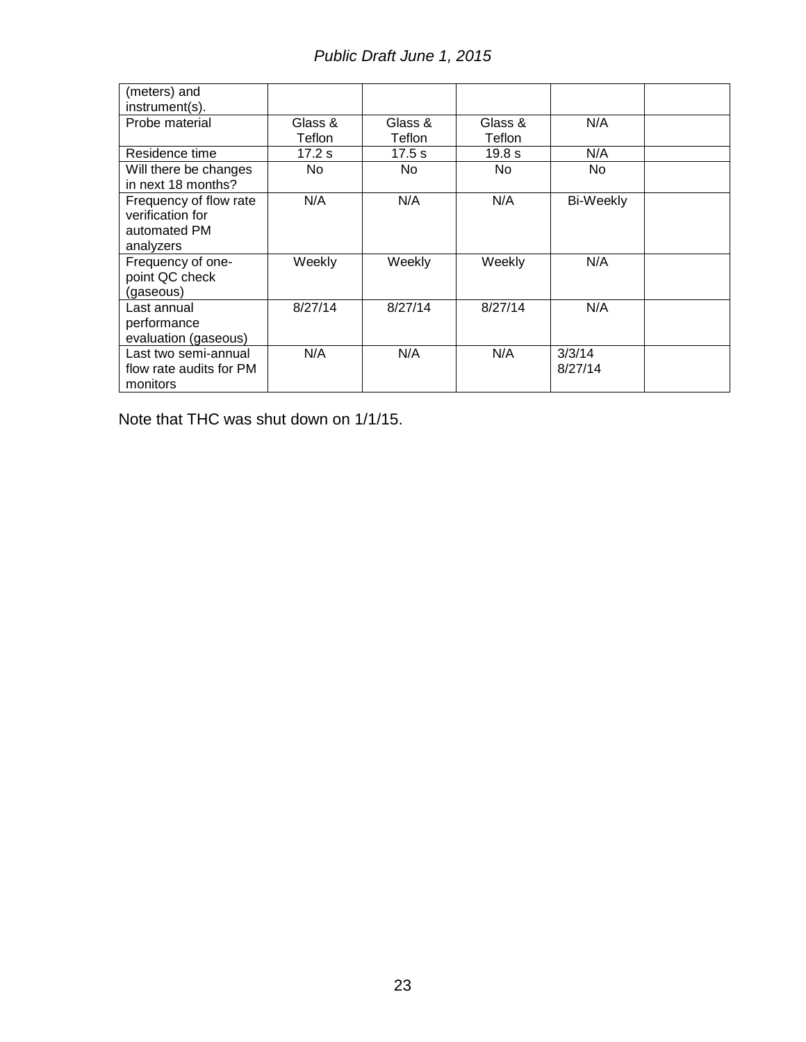| (meters) and instrument(s). | | | | | |
|---|---|---|---|---|---|
| Probe material | Glass & Teflon | Glass & Teflon | Glass & Teflon | N/A | |
| Residence time | 17.2 s | 17.5 s | 19.8 s | N/A | |
| Will there be changes in next 18 months? | No | No | No | No | |
| Frequency of flow rate verification for automated PM analyzers | N/A | N/A | N/A | Bi-Weekly | |
| Frequency of one-point QC check (gaseous) | Weekly | Weekly | Weekly | N/A | |
| Last annual performance evaluation (gaseous) | 8/27/14 | 8/27/14 | 8/27/14 | N/A | |
| Last two semi-annual flow rate audits for PM monitors | N/A | N/A | N/A | 3/3/14 8/27/14 | |

Note that THC was shut down on 1/1/15.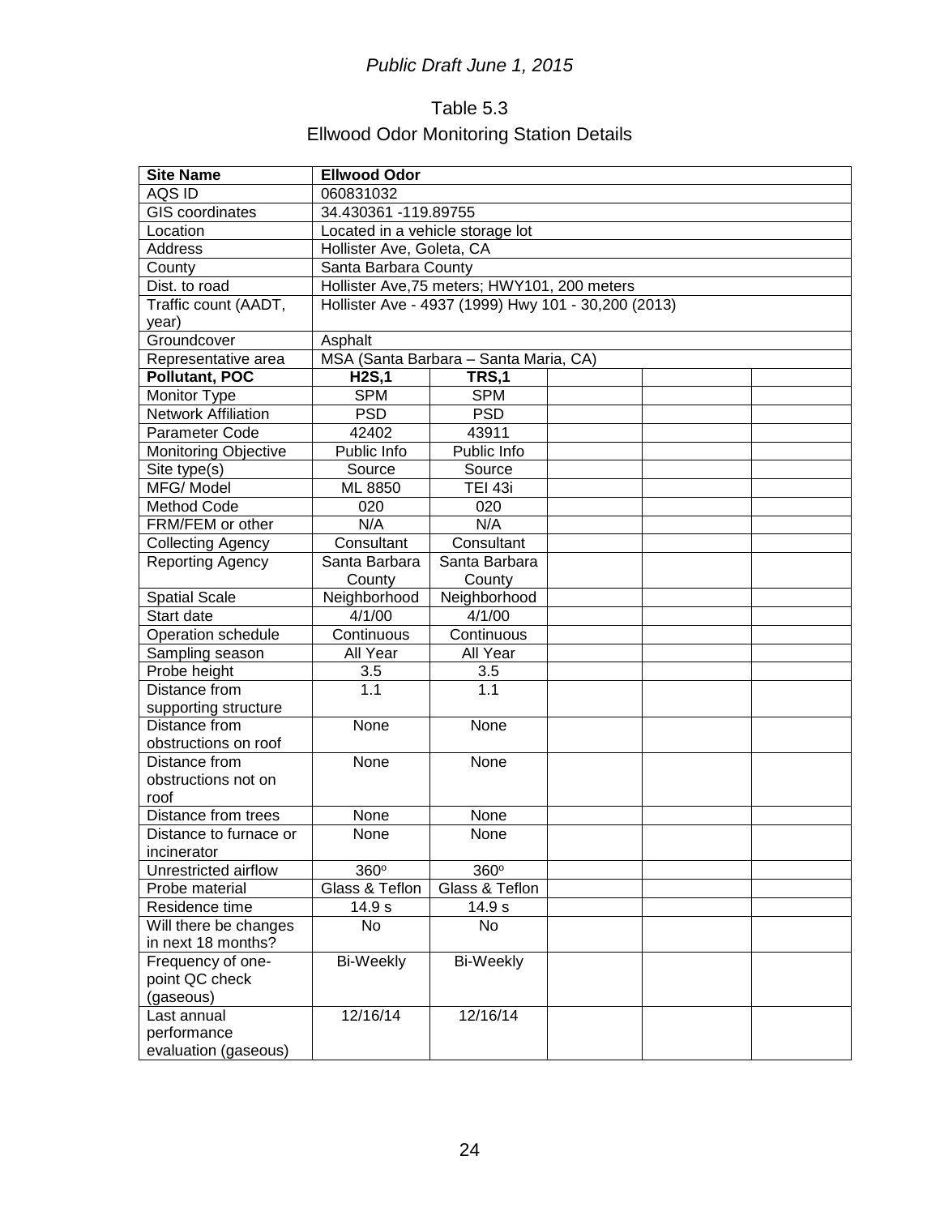*Public Draft June 1, 2015*

Table 5.3

Ellwood Odor Monitoring Station Details

| **Site Name** | **Ellwood Odor** | | | | |
|---|---|---|---|---|---|
| AQS ID | 060831032 | | | | |
| GIS coordinates | 34.430361 -119.89755 | | | | |
| Location | Located in a vehicle storage lot | | | | |
| Address | Hollister Ave, Goleta, CA | | | | |
| County | Santa Barbara County | | | | |
| Dist. to road | Hollister Ave,75 meters; HWY101, 200 meters | | | | |
| Traffic count (AADT, year) | Hollister Ave - 4937 (1999) Hwy 101 - 30,200 (2013) | | | | |
| Groundcover | Asphalt | | | | |
| Representative area | MSA (Santa Barbara – Santa Maria, CA) | | | | |
| **Pollutant, POC** | **H2S,1** | **TRS,1** | | | |
| Monitor Type | SPM | SPM | | | |
| Network Affiliation | PSD | PSD | | | |
| Parameter Code | 42402 | 43911 | | | |
| Monitoring Objective | Public Info | Public Info | | | |
| Site type(s) | Source | Source | | | |
| MFG/ Model | ML 8850 | TEI 43i | | | |
| Method Code | 020 | 020 | | | |
| FRM/FEM or other | N/A | N/A | | | |
| Collecting Agency | Consultant | Consultant | | | |
| Reporting Agency | Santa Barbara County | Santa Barbara County | | | |
| Spatial Scale | Neighborhood | Neighborhood | | | |
| Start date | 4/1/00 | 4/1/00 | | | |
| Operation schedule | Continuous | Continuous | | | |
| Sampling season | All Year | All Year | | | |
| Probe height | 3.5 | 3.5 | | | |
| Distance from supporting structure | 1.1 | 1.1 | | | |
| Distance from obstructions on roof | None | None | | | |
| Distance from obstructions not on roof | None | None | | | |
| Distance from trees | None | None | | | |
| Distance to furnace or incinerator | None | None | | | |
| Unrestricted airflow | 360º | 360º | | | |
| Probe material | Glass & Teflon | Glass & Teflon | | | |
| Residence time | 14.9 s | 14.9 s | | | |
| Will there be changes in next 18 months? | No | No | | | |
| Frequency of one-point QC check (gaseous) | Bi-Weekly | Bi-Weekly | | | |
| Last annual performance evaluation (gaseous) | 12/16/14 | 12/16/14 | | | |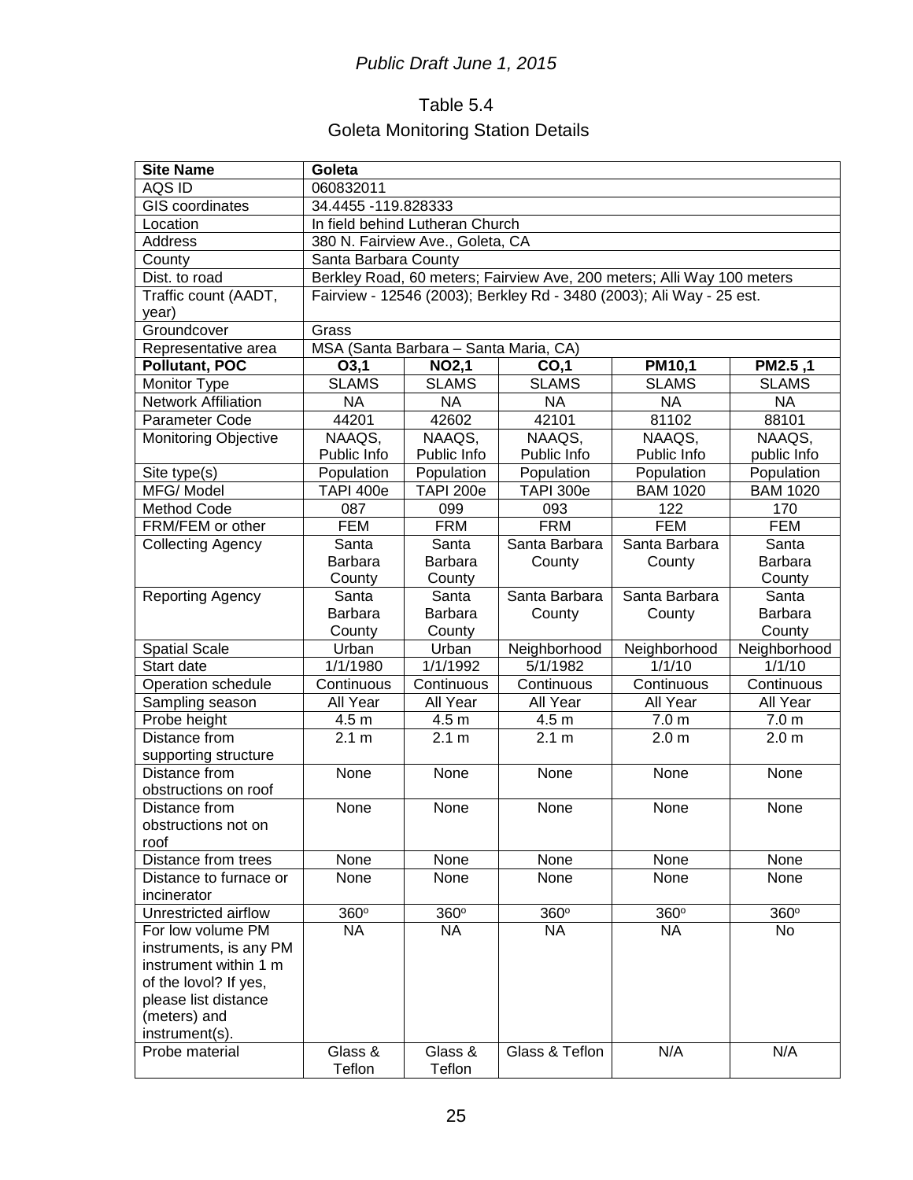*Public Draft June 1, 2015*

Table 5.4

Goleta Monitoring Station Details

| Site Name | Goleta | | | | |
|---|---|---|---|---|---|
| AQS ID | 060832011 | | | | |
| GIS coordinates | 34.4455 -119.828333 | | | | |
| Location | In field behind Lutheran Church | | | | |
| Address | 380 N. Fairview Ave., Goleta, CA | | | | |
| County | Santa Barbara County | | | | |
| Dist. to road | Berkley Road, 60 meters; Fairview Ave, 200 meters; Alli Way 100 meters | | | | |
| Traffic count (AADT, year) | Fairview - 12546 (2003); Berkley Rd - 3480 (2003); Ali Way - 25 est. | | | | |
| Groundcover | Grass | | | | |
| Representative area | MSA (Santa Barbara – Santa Maria, CA) | | | | |
| **Pollutant, POC** | **O3,1** | **NO2,1** | **CO,1** | **PM10,1** | **PM2.5 ,1** |
| Monitor Type | SLAMS | SLAMS | SLAMS | SLAMS | SLAMS |
| Network Affiliation | NA | NA | NA | NA | NA |
| Parameter Code | 44201 | 42602 | 42101 | 81102 | 88101 |
| Monitoring Objective | NAAQS, Public Info | NAAQS, Public Info | NAAQS, Public Info | NAAQS, Public Info | NAAQS, public Info |
| Site type(s) | Population | Population | Population | Population | Population |
| MFG/ Model | TAPI 400e | TAPI 200e | TAPI 300e | BAM 1020 | BAM 1020 |
| Method Code | 087 | 099 | 093 | 122 | 170 |
| FRM/FEM or other | FEM | FRM | FRM | FEM | FEM |
| Collecting Agency | Santa Barbara County | Santa Barbara County | Santa Barbara County | Santa Barbara County | Santa Barbara County |
| Reporting Agency | Santa Barbara County | Santa Barbara County | Santa Barbara County | Santa Barbara County | Santa Barbara County |
| Spatial Scale | Urban | Urban | Neighborhood | Neighborhood | Neighborhood |
| Start date | 1/1/1980 | 1/1/1992 | 5/1/1982 | 1/1/10 | 1/1/10 |
| Operation schedule | Continuous | Continuous | Continuous | Continuous | Continuous |
| Sampling season | All Year | All Year | All Year | All Year | All Year |
| Probe height | 4.5 m | 4.5 m | 4.5 m | 7.0 m | 7.0 m |
| Distance from supporting structure | 2.1 m | 2.1 m | 2.1 m | 2.0 m | 2.0 m |
| Distance from obstructions on roof | None | None | None | None | None |
| Distance from obstructions not on roof | None | None | None | None | None |
| Distance from trees | None | None | None | None | None |
| Distance to furnace or incinerator | None | None | None | None | None |
| Unrestricted airflow | 360° | 360° | 360° | 360° | 360° |
| For low volume PM instruments, is any PM instrument within 1 m of the lovol? If yes, please list distance (meters) and instrument(s). | NA | NA | NA | NA | No |
| Probe material | Glass & Teflon | Glass & Teflon | Glass & Teflon | N/A | N/A |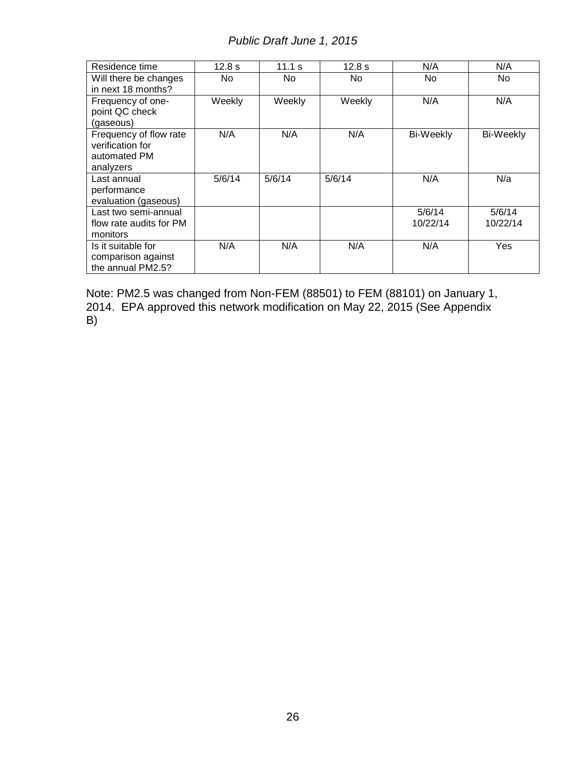| Residence time | 12.8 s | 11.1 s | 12.8 s | N/A | N/A |
|---|---|---|---|---|---|
| Will there be changes in next 18 months? | No | No | No | No | No |
| Frequency of one-point QC check (gaseous) | Weekly | Weekly | Weekly | N/A | N/A |
| Frequency of flow rate verification for automated PM analyzers | N/A | N/A | N/A | Bi-Weekly | Bi-Weekly |
| Last annual performance evaluation (gaseous) | 5/6/14 | 5/6/14 | 5/6/14 | N/A | N/a |
| Last two semi-annual flow rate audits for PM monitors | | | | 5/6/14 10/22/14 | 5/6/14 10/22/14 |
| Is it suitable for comparison against the annual PM2.5? | N/A | N/A | N/A | N/A | Yes |

Note: PM2.5 was changed from Non-FEM (88501) to FEM (88101) on January 1, 2014. EPA approved this network modification on May 22, 2015 (See Appendix B)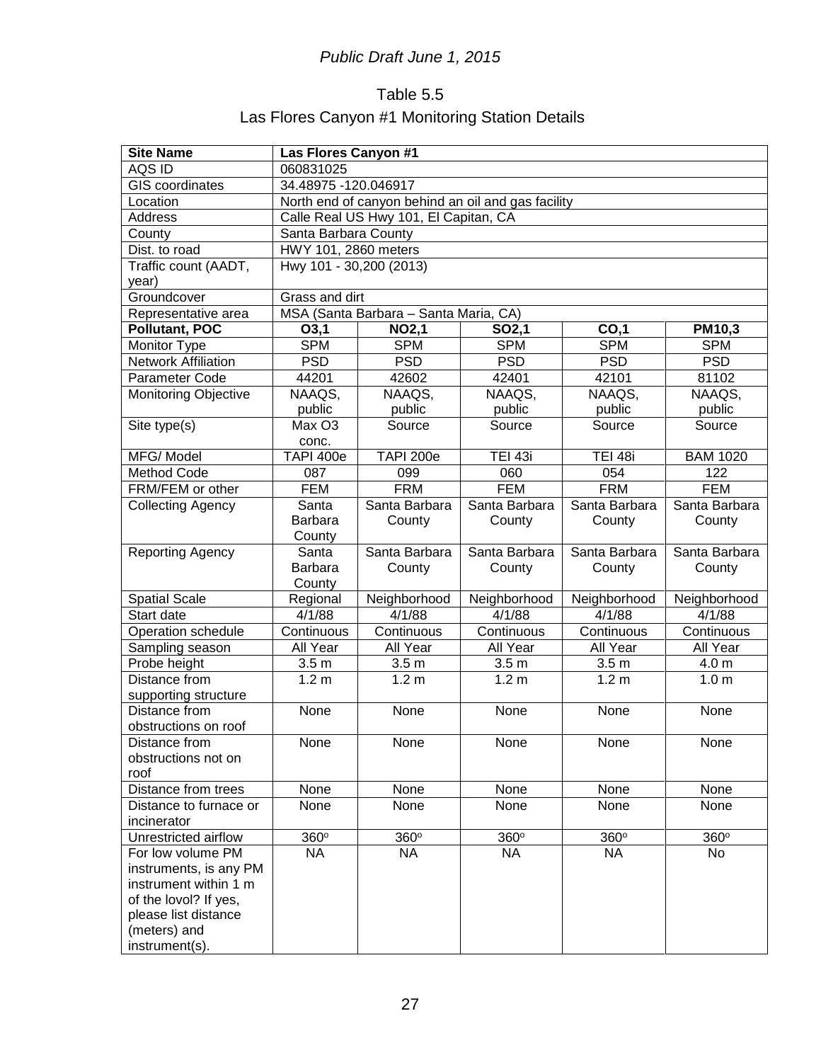*Public Draft June 1, 2015*

Table 5.5

Las Flores Canyon #1 Monitoring Station Details

| **Site Name** | **Las Flores Canyon #1** | | | | |
|---|---|---|---|---|---|
| AQS ID | 060831025 | | | | |
| GIS coordinates | 34.48975 -120.046917 | | | | |
| Location | North end of canyon behind an oil and gas facility | | | | |
| Address | Calle Real US Hwy 101, El Capitan, CA | | | | |
| County | Santa Barbara County | | | | |
| Dist. to road | HWY 101, 2860 meters | | | | |
| Traffic count (AADT, year) | Hwy 101 - 30,200 (2013) | | | | |
| Groundcover | Grass and dirt | | | | |
| Representative area | MSA (Santa Barbara – Santa Maria, CA) | | | | |
| **Pollutant, POC** | **O3,1** | **NO2,1** | **SO2,1** | **CO,1** | **PM10,3** |
| Monitor Type | SPM | SPM | SPM | SPM | SPM |
| Network Affiliation | PSD | PSD | PSD | PSD | PSD |
| Parameter Code | 44201 | 42602 | 42401 | 42101 | 81102 |
| Monitoring Objective | NAAQS, public | NAAQS, public | NAAQS, public | NAAQS, public | NAAQS, public |
| Site type(s) | Max O3 conc. | Source | Source | Source | Source |
| MFG/ Model | TAPI 400e | TAPI 200e | TEI 43i | TEI 48i | BAM 1020 |
| Method Code | 087 | 099 | 060 | 054 | 122 |
| FRM/FEM or other | FEM | FRM | FEM | FRM | FEM |
| Collecting Agency | Santa Barbara County | Santa Barbara County | Santa Barbara County | Santa Barbara County | Santa Barbara County |
| Reporting Agency | Santa Barbara County | Santa Barbara County | Santa Barbara County | Santa Barbara County | Santa Barbara County |
| Spatial Scale | Regional | Neighborhood | Neighborhood | Neighborhood | Neighborhood |
| Start date | 4/1/88 | 4/1/88 | 4/1/88 | 4/1/88 | 4/1/88 |
| Operation schedule | Continuous | Continuous | Continuous | Continuous | Continuous |
| Sampling season | All Year | All Year | All Year | All Year | All Year |
| Probe height | 3.5 m | 3.5 m | 3.5 m | 3.5 m | 4.0 m |
| Distance from supporting structure | 1.2 m | 1.2 m | 1.2 m | 1.2 m | 1.0 m |
| Distance from obstructions on roof | None | None | None | None | None |
| Distance from obstructions not on roof | None | None | None | None | None |
| Distance from trees | None | None | None | None | None |
| Distance to furnace or incinerator | None | None | None | None | None |
| Unrestricted airflow | 360° | 360° | 360° | 360° | 360° |
| For low volume PM instruments, is any PM instrument within 1 m of the lovol? If yes, please list distance (meters) and instrument(s). | NA | NA | NA | NA | No |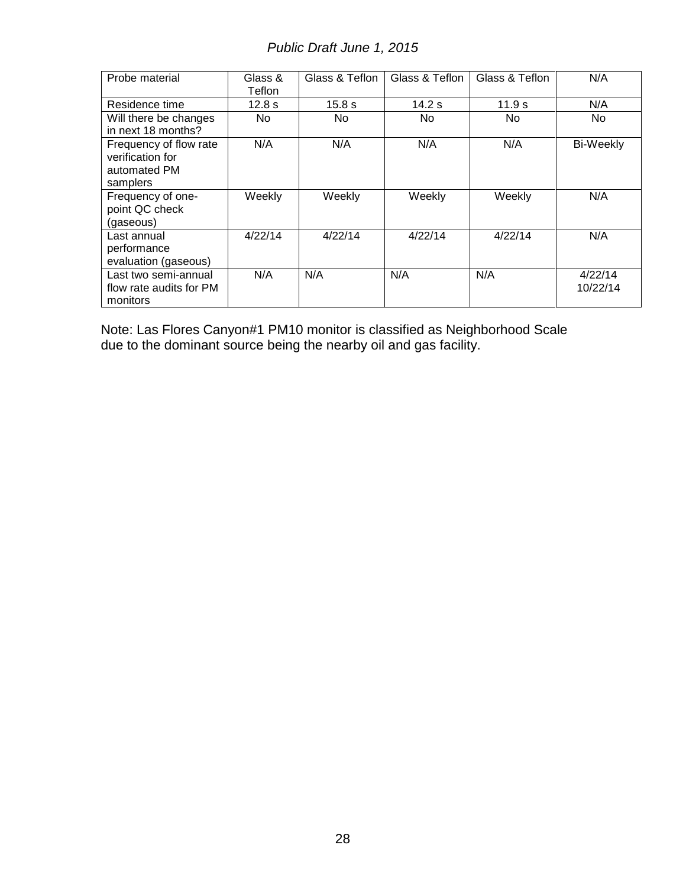| Probe material | Glass & Teflon | Glass & Teflon | Glass & Teflon | Glass & Teflon | N/A |
|---|---|---|---|---|---|
| Residence time | 12.8 s | 15.8 s | 14.2 s | 11.9 s | N/A |
| Will there be changes in next 18 months? | No | No | No | No | No |
| Frequency of flow rate verification for automated PM samplers | N/A | N/A | N/A | N/A | Bi-Weekly |
| Frequency of one-point QC check (gaseous) | Weekly | Weekly | Weekly | Weekly | N/A |
| Last annual performance evaluation (gaseous) | 4/22/14 | 4/22/14 | 4/22/14 | 4/22/14 | N/A |
| Last two semi-annual flow rate audits for PM monitors | N/A | N/A | N/A | N/A | 4/22/14 10/22/14 |

Note: Las Flores Canyon#1 PM10 monitor is classified as Neighborhood Scale due to the dominant source being the nearby oil and gas facility.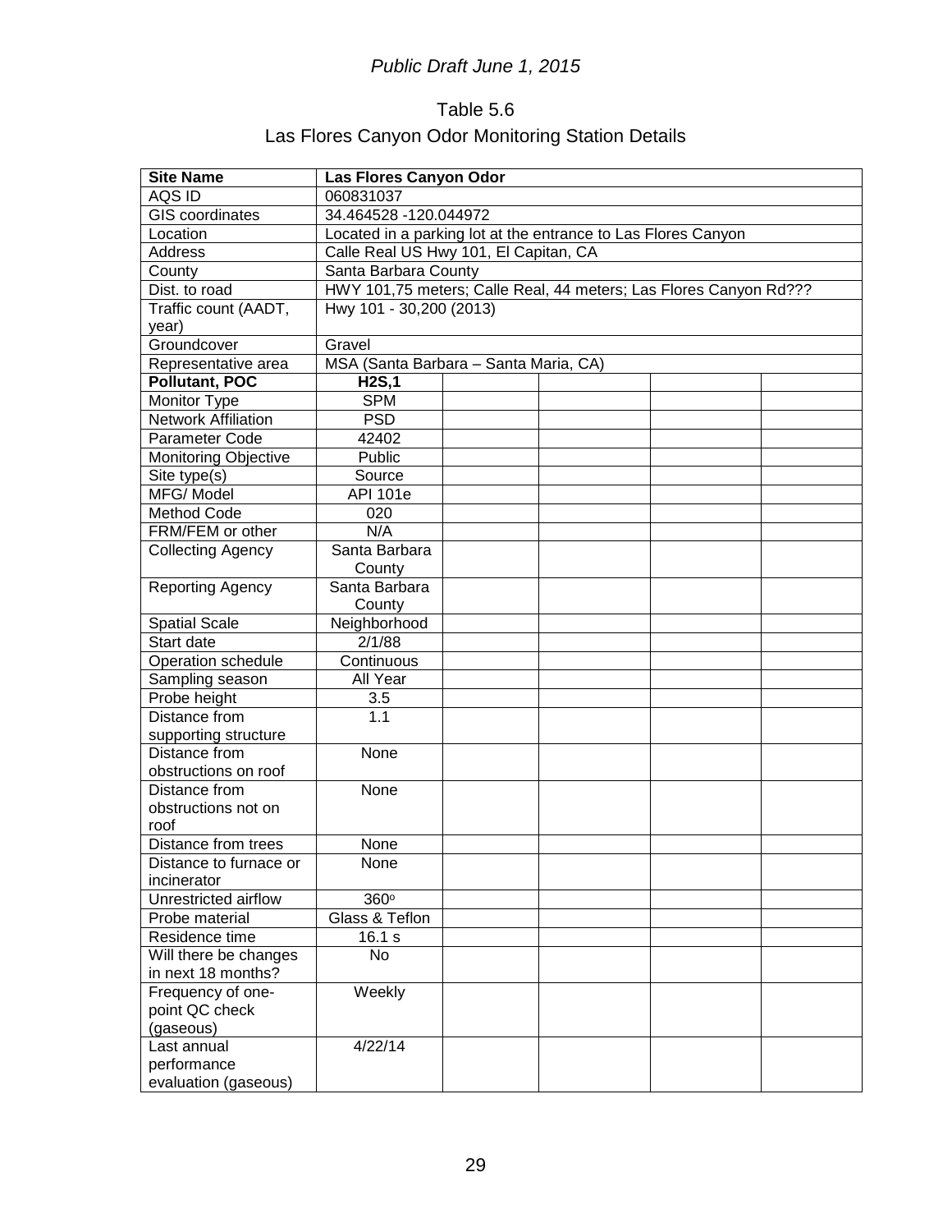*Public Draft June 1, 2015*

Table 5.6

Las Flores Canyon Odor Monitoring Station Details

| **Site Name** | **Las Flores Canyon Odor** | | | | |
|---|---|---|---|---|---|
| AQS ID | 060831037 | | | | |
| GIS coordinates | 34.464528 -120.044972 | | | | |
| Location | Located in a parking lot at the entrance to Las Flores Canyon | | | | |
| Address | Calle Real US Hwy 101, El Capitan, CA | | | | |
| County | Santa Barbara County | | | | |
| Dist. to road | HWY 101,75 meters; Calle Real, 44 meters; Las Flores Canyon Rd??? | | | | |
| Traffic count (AADT, year) | Hwy 101 - 30,200 (2013) | | | | |
| Groundcover | Gravel | | | | |
| Representative area | MSA (Santa Barbara – Santa Maria, CA) | | | | |
| **Pollutant, POC** | **H2S,1** | | | | |
| Monitor Type | SPM | | | | |
| Network Affiliation | PSD | | | | |
| Parameter Code | 42402 | | | | |
| Monitoring Objective | Public | | | | |
| Site type(s) | Source | | | | |
| MFG/ Model | API 101e | | | | |
| Method Code | 020 | | | | |
| FRM/FEM or other | N/A | | | | |
| Collecting Agency | Santa Barbara County | | | | |
| Reporting Agency | Santa Barbara County | | | | |
| Spatial Scale | Neighborhood | | | | |
| Start date | 2/1/88 | | | | |
| Operation schedule | Continuous | | | | |
| Sampling season | All Year | | | | |
| Probe height | 3.5 | | | | |
| Distance from supporting structure | 1.1 | | | | |
| Distance from obstructions on roof | None | | | | |
| Distance from obstructions not on roof | None | | | | |
| Distance from trees | None | | | | |
| Distance to furnace or incinerator | None | | | | |
| Unrestricted airflow | 360º | | | | |
| Probe material | Glass & Teflon | | | | |
| Residence time | 16.1 s | | | | |
| Will there be changes in next 18 months? | No | | | | |
| Frequency of one-point QC check (gaseous) | Weekly | | | | |
| Last annual performance evaluation (gaseous) | 4/22/14 | | | | |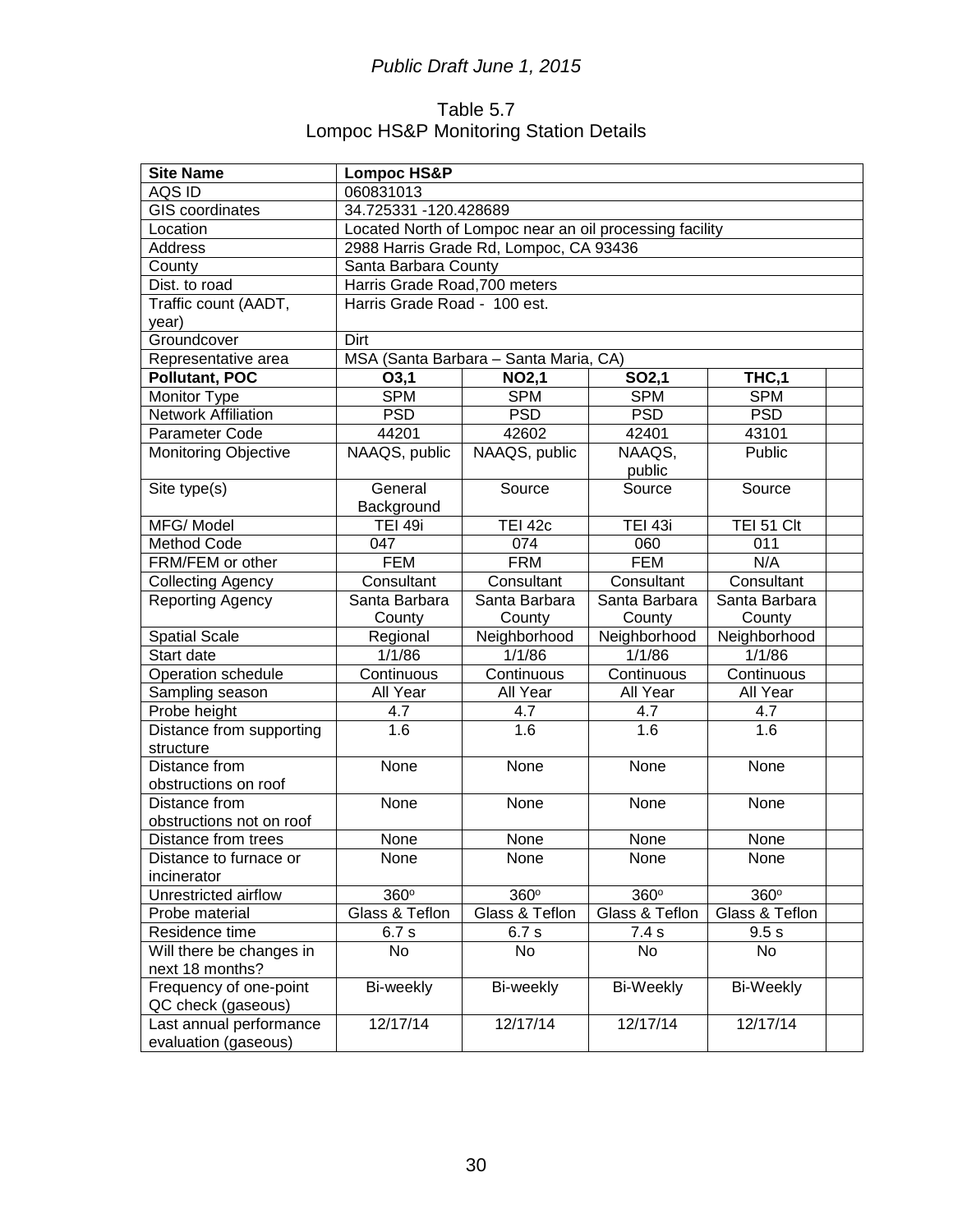Table 5.7
Lompoc HS&P Monitoring Station Details

| **Site Name** | **Lompoc HS&P** | | | | |
|---|---|---|---|---|---|
| AQS ID | 060831013 | | | | |
| GIS coordinates | 34.725331 -120.428689 | | | | |
| Location | Located North of Lompoc near an oil processing facility | | | | |
| Address | 2988 Harris Grade Rd, Lompoc, CA 93436 | | | | |
| County | Santa Barbara County | | | | |
| Dist. to road | Harris Grade Road,700 meters | | | | |
| Traffic count (AADT, year) | Harris Grade Road - 100 est. | | | | |
| Groundcover | Dirt | | | | |
| Representative area | MSA (Santa Barbara – Santa Maria, CA) | | | | |
| **Pollutant, POC** | **O3,1** | **NO2,1** | **SO2,1** | **THC,1** | |
| Monitor Type | SPM | SPM | SPM | SPM | |
| Network Affiliation | PSD | PSD | PSD | PSD | |
| Parameter Code | 44201 | 42602 | 42401 | 43101 | |
| Monitoring Objective | NAAQS, public | NAAQS, public | NAAQS, public | Public | |
| Site type(s) | General Background | Source | Source | Source | |
| MFG/ Model | TEI 49i | TEI 42c | TEI 43i | TEI 51 Clt | |
| Method Code | 047 | 074 | 060 | 011 | |
| FRM/FEM or other | FEM | FRM | FEM | N/A | |
| Collecting Agency | Consultant | Consultant | Consultant | Consultant | |
| Reporting Agency | Santa Barbara County | Santa Barbara County | Santa Barbara County | Santa Barbara County | |
| Spatial Scale | Regional | Neighborhood | Neighborhood | Neighborhood | |
| Start date | 1/1/86 | 1/1/86 | 1/1/86 | 1/1/86 | |
| Operation schedule | Continuous | Continuous | Continuous | Continuous | |
| Sampling season | All Year | All Year | All Year | All Year | |
| Probe height | 4.7 | 4.7 | 4.7 | 4.7 | |
| Distance from supporting structure | 1.6 | 1.6 | 1.6 | 1.6 | |
| Distance from obstructions on roof | None | None | None | None | |
| Distance from obstructions not on roof | None | None | None | None | |
| Distance from trees | None | None | None | None | |
| Distance to furnace or incinerator | None | None | None | None | |
| Unrestricted airflow | 360º | 360º | 360º | 360º | |
| Probe material | Glass & Teflon | Glass & Teflon | Glass & Teflon | Glass & Teflon | |
| Residence time | 6.7 s | 6.7 s | 7.4 s | 9.5 s | |
| Will there be changes in next 18 months? | No | No | No | No | |
| Frequency of one-point QC check (gaseous) | Bi-weekly | Bi-weekly | Bi-Weekly | Bi-Weekly | |
| Last annual performance evaluation (gaseous) | 12/17/14 | 12/17/14 | 12/17/14 | 12/17/14 | |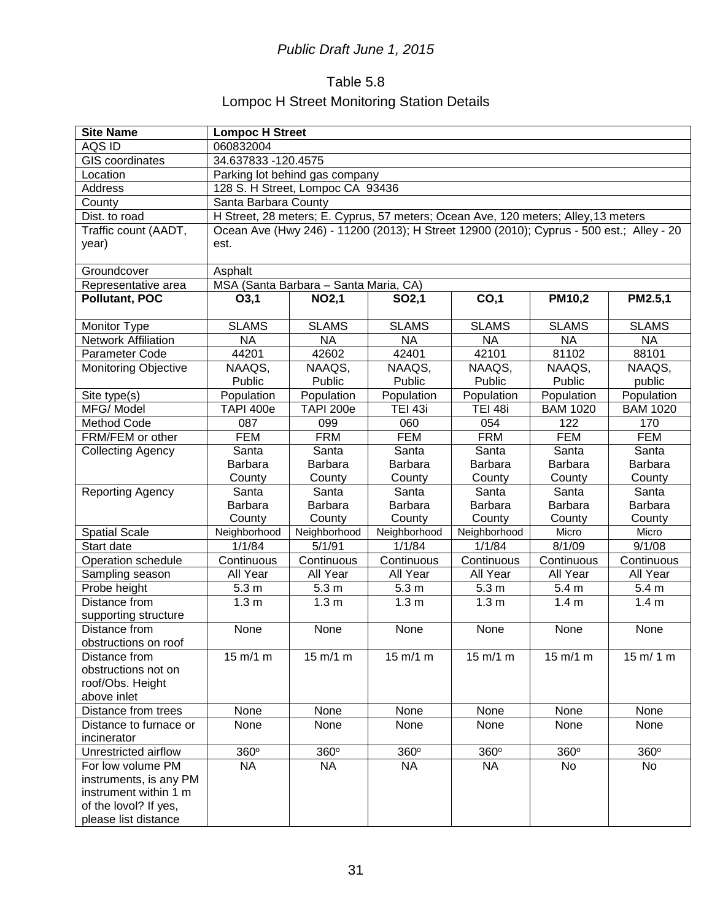*Public Draft June 1, 2015*

Table 5.8

Lompoc H Street Monitoring Station Details

| **Site Name** | **Lompoc H Street** | | | | | |
|---|---|---|---|---|---|---|
| AQS ID | 060832004 | | | | | |
| GIS coordinates | 34.637833 -120.4575 | | | | | |
| Location | Parking lot behind gas company | | | | | |
| Address | 128 S. H Street, Lompoc CA 93436 | | | | | |
| County | Santa Barbara County | | | | | |
| Dist. to road | H Street, 28 meters; E. Cyprus, 57 meters; Ocean Ave, 120 meters; Alley,13 meters | | | | | |
| Traffic count (AADT, year) | Ocean Ave (Hwy 246) - 11200 (2013); H Street 12900 (2010); Cyprus - 500 est.; Alley - 20 est. | | | | | |
| Groundcover | Asphalt | | | | | |
| Representative area | MSA (Santa Barbara – Santa Maria, CA) | | | | | |
| **Pollutant, POC** | **O3,1** | **NO2,1** | **SO2,1** | **CO,1** | **PM10,2** | **PM2.5,1** |
| Monitor Type | SLAMS | SLAMS | SLAMS | SLAMS | SLAMS | SLAMS |
| Network Affiliation | NA | NA | NA | NA | NA | NA |
| Parameter Code | 44201 | 42602 | 42401 | 42101 | 81102 | 88101 |
| Monitoring Objective | NAAQS, Public | NAAQS, Public | NAAQS, Public | NAAQS, Public | NAAQS, Public | NAAQS, public |
| Site type(s) | Population | Population | Population | Population | Population | Population |
| MFG/ Model | TAPI 400e | TAPI 200e | TEI 43i | TEI 48i | BAM 1020 | BAM 1020 |
| Method Code | 087 | 099 | 060 | 054 | 122 | 170 |
| FRM/FEM or other | FEM | FRM | FEM | FRM | FEM | FEM |
| Collecting Agency | Santa Barbara County | Santa Barbara County | Santa Barbara County | Santa Barbara County | Santa Barbara County | Santa Barbara County |
| Reporting Agency | Santa Barbara County | Santa Barbara County | Santa Barbara County | Santa Barbara County | Santa Barbara County | Santa Barbara County |
| Spatial Scale | Neighborhood | Neighborhood | Neighborhood | Neighborhood | Micro | Micro |
| Start date | 1/1/84 | 5/1/91 | 1/1/84 | 1/1/84 | 8/1/09 | 9/1/08 |
| Operation schedule | Continuous | Continuous | Continuous | Continuous | Continuous | Continuous |
| Sampling season | All Year | All Year | All Year | All Year | All Year | All Year |
| Probe height | 5.3 m | 5.3 m | 5.3 m | 5.3 m | 5.4 m | 5.4 m |
| Distance from supporting structure | 1.3 m | 1.3 m | 1.3 m | 1.3 m | 1.4 m | 1.4 m |
| Distance from obstructions on roof | None | None | None | None | None | None |
| Distance from obstructions not on roof/Obs. Height above inlet | 15 m/1 m | 15 m/1 m | 15 m/1 m | 15 m/1 m | 15 m/1 m | 15 m/ 1 m |
| Distance from trees | None | None | None | None | None | None |
| Distance to furnace or incinerator | None | None | None | None | None | None |
| Unrestricted airflow | 360° | 360° | 360° | 360° | 360° | 360° |
| For low volume PM instruments, is any PM instrument within 1 m of the lovol? If yes, please list distance | NA | NA | NA | NA | No | No |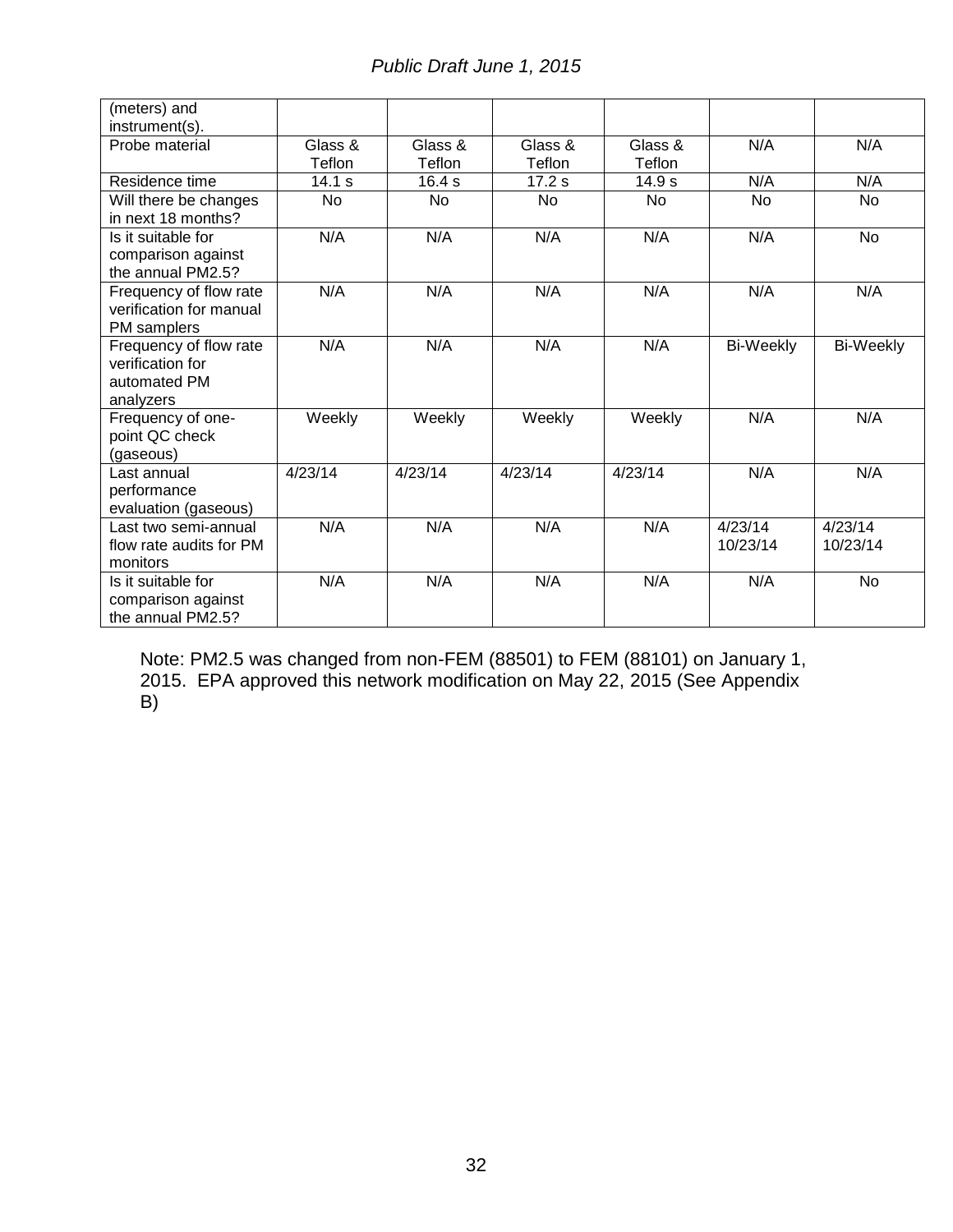| (meters) and instrument(s). | | | | | | |
|---|---|---|---|---|---|---|
| Probe material | Glass & Teflon | Glass & Teflon | Glass & Teflon | Glass & Teflon | N/A | N/A |
| Residence time | 14.1 s | 16.4 s | 17.2 s | 14.9 s | N/A | N/A |
| Will there be changes in next 18 months? | No | No | No | No | No | No |
| Is it suitable for comparison against the annual PM2.5? | N/A | N/A | N/A | N/A | N/A | No |
| Frequency of flow rate verification for manual PM samplers | N/A | N/A | N/A | N/A | N/A | N/A |
| Frequency of flow rate verification for automated PM analyzers | N/A | N/A | N/A | N/A | Bi-Weekly | Bi-Weekly |
| Frequency of one-point QC check (gaseous) | Weekly | Weekly | Weekly | Weekly | N/A | N/A |
| Last annual performance evaluation (gaseous) | 4/23/14 | 4/23/14 | 4/23/14 | 4/23/14 | N/A | N/A |
| Last two semi-annual flow rate audits for PM monitors | N/A | N/A | N/A | N/A | 4/23/14<br>10/23/14 | 4/23/14<br>10/23/14 |
| Is it suitable for comparison against the annual PM2.5? | N/A | N/A | N/A | N/A | N/A | No |

Note: PM2.5 was changed from non-FEM (88501) to FEM (88101) on January 1, 2015. EPA approved this network modification on May 22, 2015 (See Appendix B)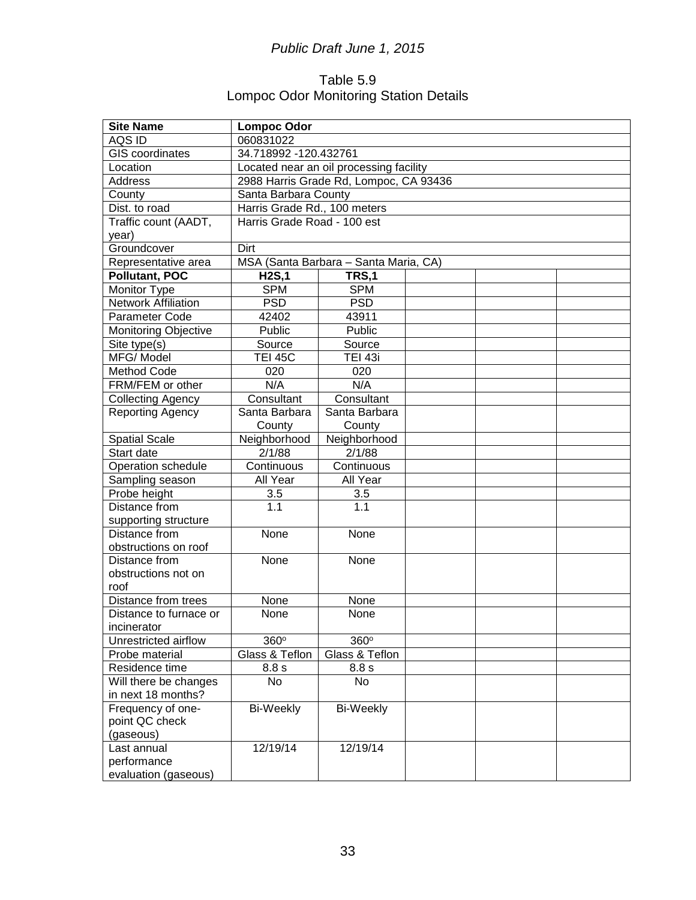*Public Draft June 1, 2015*

Table 5.9
Lompoc Odor Monitoring Station Details

| **Site Name** | **Lompoc Odor** | | | | |
|---|---|---|---|---|---|
| AQS ID | 060831022 | | | | |
| GIS coordinates | 34.718992 -120.432761 | | | | |
| Location | Located near an oil processing facility | | | | |
| Address | 2988 Harris Grade Rd, Lompoc, CA 93436 | | | | |
| County | Santa Barbara County | | | | |
| Dist. to road | Harris Grade Rd., 100 meters | | | | |
| Traffic count (AADT, year) | Harris Grade Road - 100 est | | | | |
| Groundcover | Dirt | | | | |
| Representative area | MSA (Santa Barbara – Santa Maria, CA) | | | | |
| **Pollutant, POC** | **H2S,1** | **TRS,1** | | | |
| Monitor Type | SPM | SPM | | | |
| Network Affiliation | PSD | PSD | | | |
| Parameter Code | 42402 | 43911 | | | |
| Monitoring Objective | Public | Public | | | |
| Site type(s) | Source | Source | | | |
| MFG/ Model | TEI 45C | TEI 43i | | | |
| Method Code | 020 | 020 | | | |
| FRM/FEM or other | N/A | N/A | | | |
| Collecting Agency | Consultant | Consultant | | | |
| Reporting Agency | Santa Barbara County | Santa Barbara County | | | |
| Spatial Scale | Neighborhood | Neighborhood | | | |
| Start date | 2/1/88 | 2/1/88 | | | |
| Operation schedule | Continuous | Continuous | | | |
| Sampling season | All Year | All Year | | | |
| Probe height | 3.5 | 3.5 | | | |
| Distance from supporting structure | 1.1 | 1.1 | | | |
| Distance from obstructions on roof | None | None | | | |
| Distance from obstructions not on roof | None | None | | | |
| Distance from trees | None | None | | | |
| Distance to furnace or incinerator | None | None | | | |
| Unrestricted airflow | 360º | 360º | | | |
| Probe material | Glass & Teflon | Glass & Teflon | | | |
| Residence time | 8.8 s | 8.8 s | | | |
| Will there be changes in next 18 months? | No | No | | | |
| Frequency of one-point QC check (gaseous) | Bi-Weekly | Bi-Weekly | | | |
| Last annual performance evaluation (gaseous) | 12/19/14 | 12/19/14 | | | |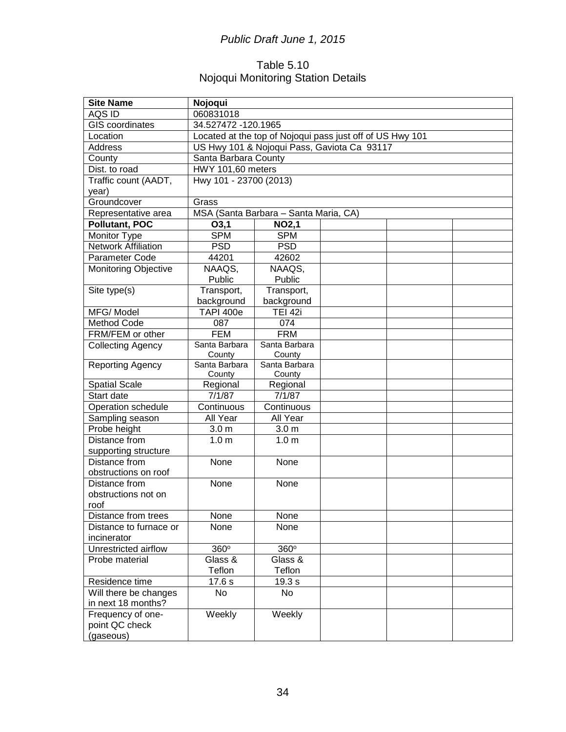*Public Draft June 1, 2015*

Table 5.10
Nojoqui Monitoring Station Details

| **Site Name** | **Nojoqui** | | | | |
|---|---|---|---|---|---|
| AQS ID | 060831018 | | | | |
| GIS coordinates | 34.527472 -120.1965 | | | | |
| Location | Located at the top of Nojoqui pass just off of US Hwy 101 | | | | |
| Address | US Hwy 101 & Nojoqui Pass, Gaviota Ca 93117 | | | | |
| County | Santa Barbara County | | | | |
| Dist. to road | HWY 101,60 meters | | | | |
| Traffic count (AADT, year) | Hwy 101 - 23700 (2013) | | | | |
| Groundcover | Grass | | | | |
| Representative area | MSA (Santa Barbara – Santa Maria, CA) | | | | |
| **Pollutant, POC** | **O3,1** | **NO2,1** | | | |
| Monitor Type | SPM | SPM | | | |
| Network Affiliation | PSD | PSD | | | |
| Parameter Code | 44201 | 42602 | | | |
| Monitoring Objective | NAAQS, Public | NAAQS, Public | | | |
| Site type(s) | Transport, background | Transport, background | | | |
| MFG/ Model | TAPI 400e | TEI 42i | | | |
| Method Code | 087 | 074 | | | |
| FRM/FEM or other | FEM | FRM | | | |
| Collecting Agency | Santa Barbara County | Santa Barbara County | | | |
| Reporting Agency | Santa Barbara County | Santa Barbara County | | | |
| Spatial Scale | Regional | Regional | | | |
| Start date | 7/1/87 | 7/1/87 | | | |
| Operation schedule | Continuous | Continuous | | | |
| Sampling season | All Year | All Year | | | |
| Probe height | 3.0 m | 3.0 m | | | |
| Distance from supporting structure | 1.0 m | 1.0 m | | | |
| Distance from obstructions on roof | None | None | | | |
| Distance from obstructions not on roof | None | None | | | |
| Distance from trees | None | None | | | |
| Distance to furnace or incinerator | None | None | | | |
| Unrestricted airflow | 360º | 360º | | | |
| Probe material | Glass & Teflon | Glass & Teflon | | | |
| Residence time | 17.6 s | 19.3 s | | | |
| Will there be changes in next 18 months? | No | No | | | |
| Frequency of one-point QC check (gaseous) | Weekly | Weekly | | | |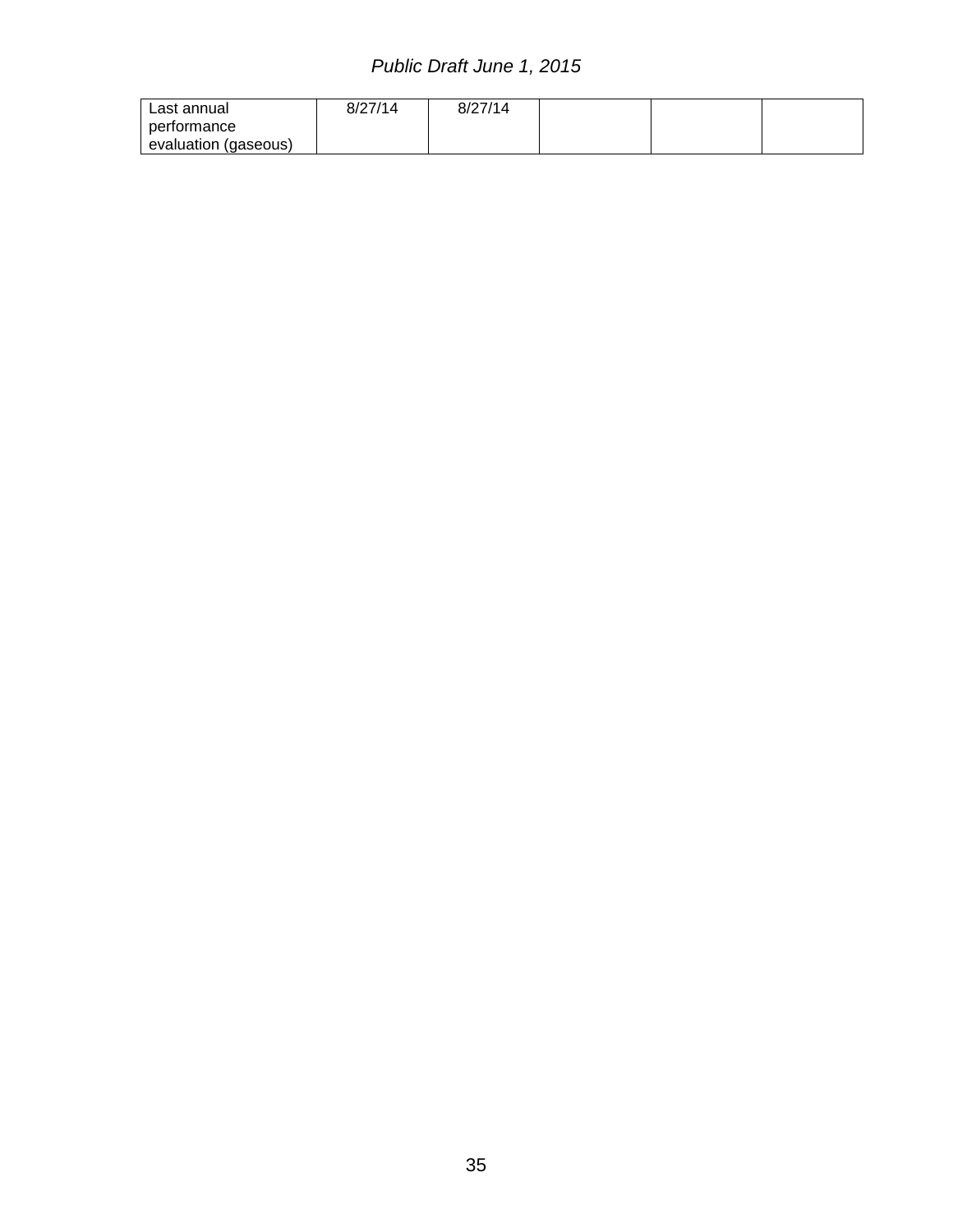| | | | | | |
|---|---|---|---|---|---|
| Last annual performance evaluation (gaseous) | 8/27/14 | 8/27/14 | | | |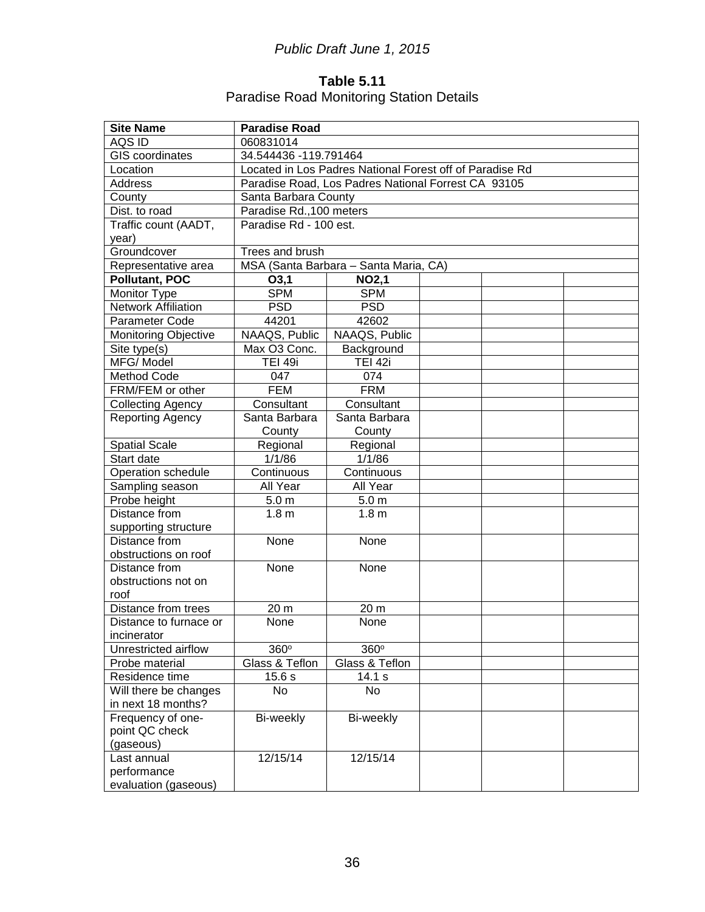*Public Draft June 1, 2015*

**Table 5.11**
Paradise Road Monitoring Station Details

| **Site Name** | **Paradise Road** | | | | |
|---|---|---|---|---|---|
| AQS ID | 060831014 | | | | |
| GIS coordinates | 34.544436 -119.791464 | | | | |
| Location | Located in Los Padres National Forest off of Paradise Rd | | | | |
| Address | Paradise Road, Los Padres National Forrest CA 93105 | | | | |
| County | Santa Barbara County | | | | |
| Dist. to road | Paradise Rd.,100 meters | | | | |
| Traffic count (AADT, year) | Paradise Rd - 100 est. | | | | |
| Groundcover | Trees and brush | | | | |
| Representative area | MSA (Santa Barbara – Santa Maria, CA) | | | | |
| **Pollutant, POC** | **O3,1** | **NO2,1** | | | |
| Monitor Type | SPM | SPM | | | |
| Network Affiliation | PSD | PSD | | | |
| Parameter Code | 44201 | 42602 | | | |
| Monitoring Objective | NAAQS, Public | NAAQS, Public | | | |
| Site type(s) | Max O3 Conc. | Background | | | |
| MFG/ Model | TEI 49i | TEI 42i | | | |
| Method Code | 047 | 074 | | | |
| FRM/FEM or other | FEM | FRM | | | |
| Collecting Agency | Consultant | Consultant | | | |
| Reporting Agency | Santa Barbara County | Santa Barbara County | | | |
| Spatial Scale | Regional | Regional | | | |
| Start date | 1/1/86 | 1/1/86 | | | |
| Operation schedule | Continuous | Continuous | | | |
| Sampling season | All Year | All Year | | | |
| Probe height | 5.0 m | 5.0 m | | | |
| Distance from supporting structure | 1.8 m | 1.8 m | | | |
| Distance from obstructions on roof | None | None | | | |
| Distance from obstructions not on roof | None | None | | | |
| Distance from trees | 20 m | 20 m | | | |
| Distance to furnace or incinerator | None | None | | | |
| Unrestricted airflow | 360º | 360º | | | |
| Probe material | Glass & Teflon | Glass & Teflon | | | |
| Residence time | 15.6 s | 14.1 s | | | |
| Will there be changes in next 18 months? | No | No | | | |
| Frequency of one-point QC check (gaseous) | Bi-weekly | Bi-weekly | | | |
| Last annual performance evaluation (gaseous) | 12/15/14 | 12/15/14 | | | |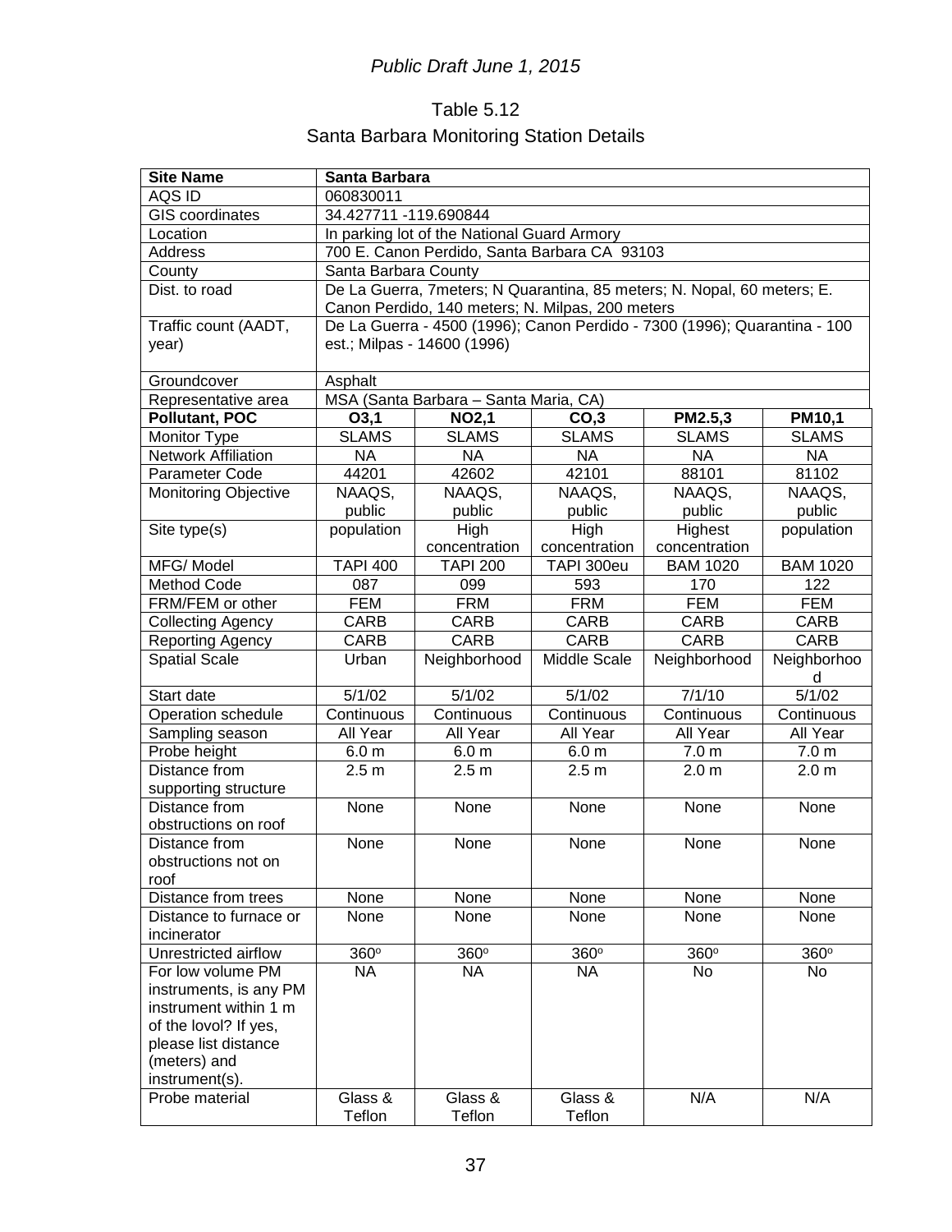*Public Draft June 1, 2015*

Table 5.12

Santa Barbara Monitoring Station Details

| **Site Name** | **Santa Barbara** | | | | |
|---|---|---|---|---|---|
| AQS ID | 060830011 | | | | |
| GIS coordinates | 34.427711 -119.690844 | | | | |
| Location | In parking lot of the National Guard Armory | | | | |
| Address | 700 E. Canon Perdido, Santa Barbara CA 93103 | | | | |
| County | Santa Barbara County | | | | |
| Dist. to road | De La Guerra, 7meters; N Quarantina, 85 meters; N. Nopal, 60 meters; E. Canon Perdido, 140 meters; N. Milpas, 200 meters | | | | |
| Traffic count (AADT, year) | De La Guerra - 4500 (1996); Canon Perdido - 7300 (1996); Quarantina - 100 est.; Milpas - 14600 (1996) | | | | |
| Groundcover | Asphalt | | | | |
| Representative area | MSA (Santa Barbara – Santa Maria, CA) | | | | |
| **Pollutant, POC** | **O3,1** | **NO2,1** | **CO,3** | **PM2.5,3** | **PM10,1** |
| Monitor Type | SLAMS | SLAMS | SLAMS | SLAMS | SLAMS |
| Network Affiliation | NA | NA | NA | NA | NA |
| Parameter Code | 44201 | 42602 | 42101 | 88101 | 81102 |
| Monitoring Objective | NAAQS, public | NAAQS, public | NAAQS, public | NAAQS, public | NAAQS, public |
| Site type(s) | population | High concentration | High concentration | Highest concentration | population |
| MFG/ Model | TAPI 400 | TAPI 200 | TAPI 300eu | BAM 1020 | BAM 1020 |
| Method Code | 087 | 099 | 593 | 170 | 122 |
| FRM/FEM or other | FEM | FRM | FRM | FEM | FEM |
| Collecting Agency | CARB | CARB | CARB | CARB | CARB |
| Reporting Agency | CARB | CARB | CARB | CARB | CARB |
| Spatial Scale | Urban | Neighborhood | Middle Scale | Neighborhood | Neighborhood |
| Start date | 5/1/02 | 5/1/02 | 5/1/02 | 7/1/10 | 5/1/02 |
| Operation schedule | Continuous | Continuous | Continuous | Continuous | Continuous |
| Sampling season | All Year | All Year | All Year | All Year | All Year |
| Probe height | 6.0 m | 6.0 m | 6.0 m | 7.0 m | 7.0 m |
| Distance from supporting structure | 2.5 m | 2.5 m | 2.5 m | 2.0 m | 2.0 m |
| Distance from obstructions on roof | None | None | None | None | None |
| Distance from obstructions not on roof | None | None | None | None | None |
| Distance from trees | None | None | None | None | None |
| Distance to furnace or incinerator | None | None | None | None | None |
| Unrestricted airflow | 360° | 360° | 360° | 360° | 360° |
| For low volume PM instruments, is any PM instrument within 1 m of the lovol? If yes, please list distance (meters) and instrument(s). | NA | NA | NA | No | No |
| Probe material | Glass & Teflon | Glass & Teflon | Glass & Teflon | N/A | N/A |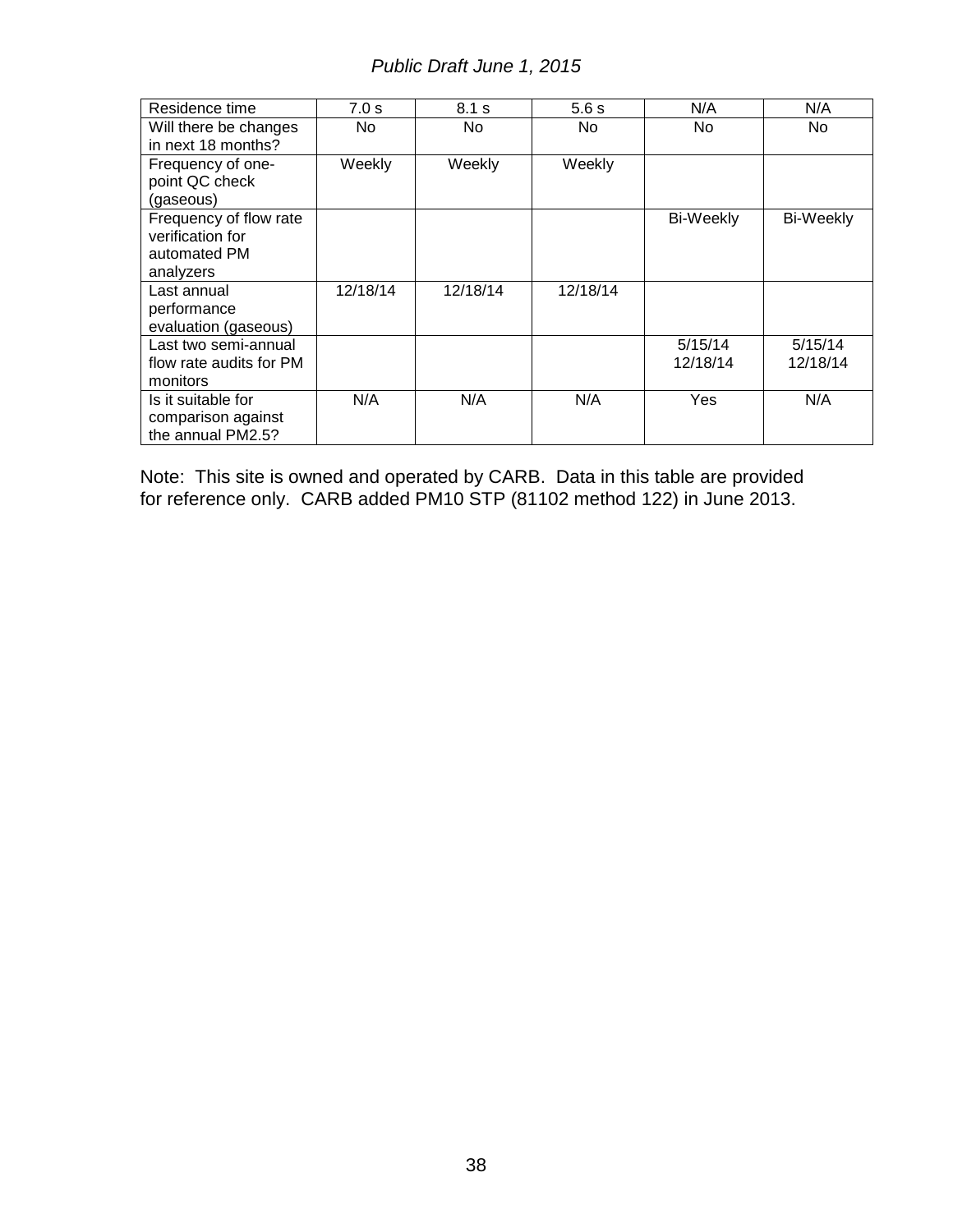| Residence time | 7.0 s | 8.1 s | 5.6 s | N/A | N/A |
|---|---|---|---|---|---|
| Will there be changes in next 18 months? | No | No | No | No | No |
| Frequency of one-point QC check (gaseous) | Weekly | Weekly | Weekly | | |
| Frequency of flow rate verification for automated PM analyzers | | | | Bi-Weekly | Bi-Weekly |
| Last annual performance evaluation (gaseous) | 12/18/14 | 12/18/14 | 12/18/14 | | |
| Last two semi-annual flow rate audits for PM monitors | | | | 5/15/14 12/18/14 | 5/15/14 12/18/14 |
| Is it suitable for comparison against the annual PM2.5? | N/A | N/A | N/A | Yes | N/A |

Note: This site is owned and operated by CARB. Data in this table are provided for reference only. CARB added PM10 STP (81102 method 122) in June 2013.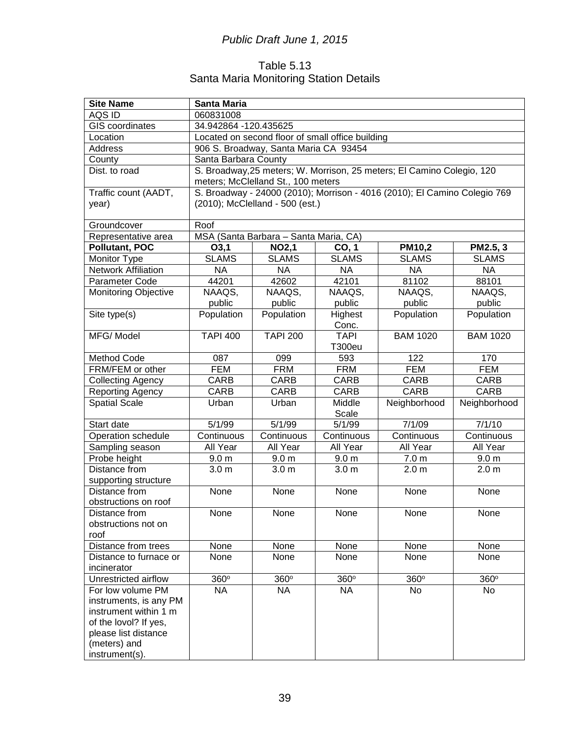Table 5.13
Santa Maria Monitoring Station Details

| **Site Name** | **Santa Maria** | | | | |
|---|---|---|---|---|---|
| AQS ID | 060831008 | | | | |
| GIS coordinates | 34.942864 -120.435625 | | | | |
| Location | Located on second floor of small office building | | | | |
| Address | 906 S. Broadway, Santa Maria CA 93454 | | | | |
| County | Santa Barbara County | | | | |
| Dist. to road | S. Broadway,25 meters; W. Morrison, 25 meters; El Camino Colegio, 120 meters; McClelland St., 100 meters | | | | |
| Traffic count (AADT, year) | S. Broadway - 24000 (2010); Morrison - 4016 (2010); El Camino Colegio 769 (2010); McClelland - 500 (est.) | | | | |
| Groundcover | Roof | | | | |
| Representative area | MSA (Santa Barbara – Santa Maria, CA) | | | | |
| **Pollutant, POC** | **O3,1** | **NO2,1** | **CO, 1** | **PM10,2** | **PM2.5, 3** |
| Monitor Type | SLAMS | SLAMS | SLAMS | SLAMS | SLAMS |
| Network Affiliation | NA | NA | NA | NA | NA |
| Parameter Code | 44201 | 42602 | 42101 | 81102 | 88101 |
| Monitoring Objective | NAAQS, public | NAAQS, public | NAAQS, public | NAAQS, public | NAAQS, public |
| Site type(s) | Population | Population | Highest Conc. | Population | Population |
| MFG/ Model | TAPI 400 | TAPI 200 | TAPI T300eu | BAM 1020 | BAM 1020 |
| Method Code | 087 | 099 | 593 | 122 | 170 |
| FRM/FEM or other | FEM | FRM | FRM | FEM | FEM |
| Collecting Agency | CARB | CARB | CARB | CARB | CARB |
| Reporting Agency | CARB | CARB | CARB | CARB | CARB |
| Spatial Scale | Urban | Urban | Middle Scale | Neighborhood | Neighborhood |
| Start date | 5/1/99 | 5/1/99 | 5/1/99 | 7/1/09 | 7/1/10 |
| Operation schedule | Continuous | Continuous | Continuous | Continuous | Continuous |
| Sampling season | All Year | All Year | All Year | All Year | All Year |
| Probe height | 9.0 m | 9.0 m | 9.0 m | 7.0 m | 9.0 m |
| Distance from supporting structure | 3.0 m | 3.0 m | 3.0 m | 2.0 m | 2.0 m |
| Distance from obstructions on roof | None | None | None | None | None |
| Distance from obstructions not on roof | None | None | None | None | None |
| Distance from trees | None | None | None | None | None |
| Distance to furnace or incinerator | None | None | None | None | None |
| Unrestricted airflow | 360$^o$ | 360$^o$ | 360$^o$ | 360$^o$ | 360$^o$ |
| For low volume PM instruments, is any PM instrument within 1 m of the lovol? If yes, please list distance (meters) and instrument(s). | NA | NA | NA | No | No |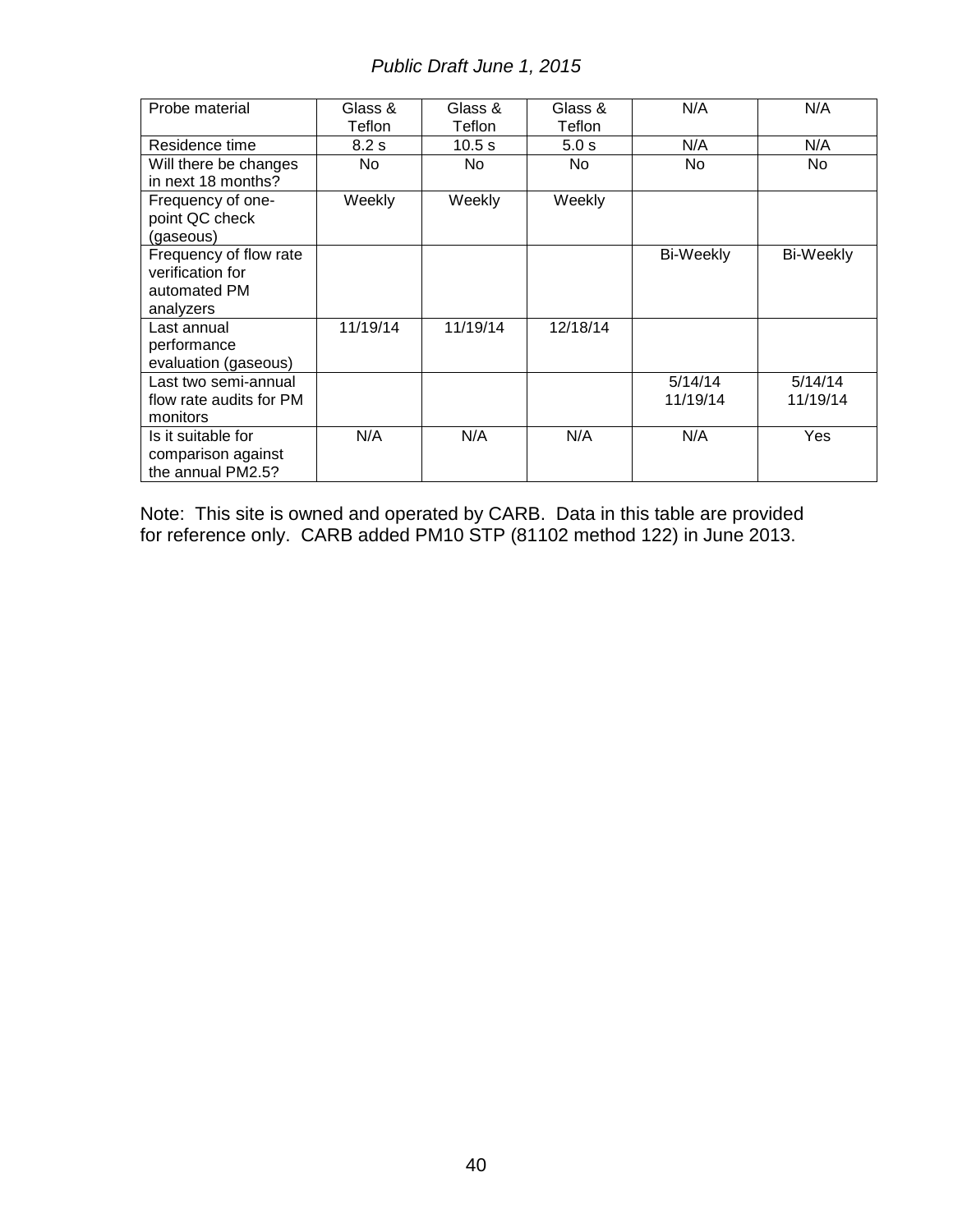| Probe material | Glass & Teflon | Glass & Teflon | Glass & Teflon | N/A | N/A |
|---|---|---|---|---|---|
| Residence time | 8.2 s | 10.5 s | 5.0 s | N/A | N/A |
| Will there be changes in next 18 months? | No | No | No | No | No |
| Frequency of one-point QC check (gaseous) | Weekly | Weekly | Weekly | | |
| Frequency of flow rate verification for automated PM analyzers | | | | Bi-Weekly | Bi-Weekly |
| Last annual performance evaluation (gaseous) | 11/19/14 | 11/19/14 | 12/18/14 | | |
| Last two semi-annual flow rate audits for PM monitors | | | | 5/14/14 11/19/14 | 5/14/14 11/19/14 |
| Is it suitable for comparison against the annual PM2.5? | N/A | N/A | N/A | N/A | Yes |

Note: This site is owned and operated by CARB. Data in this table are provided for reference only. CARB added PM10 STP (81102 method 122) in June 2013.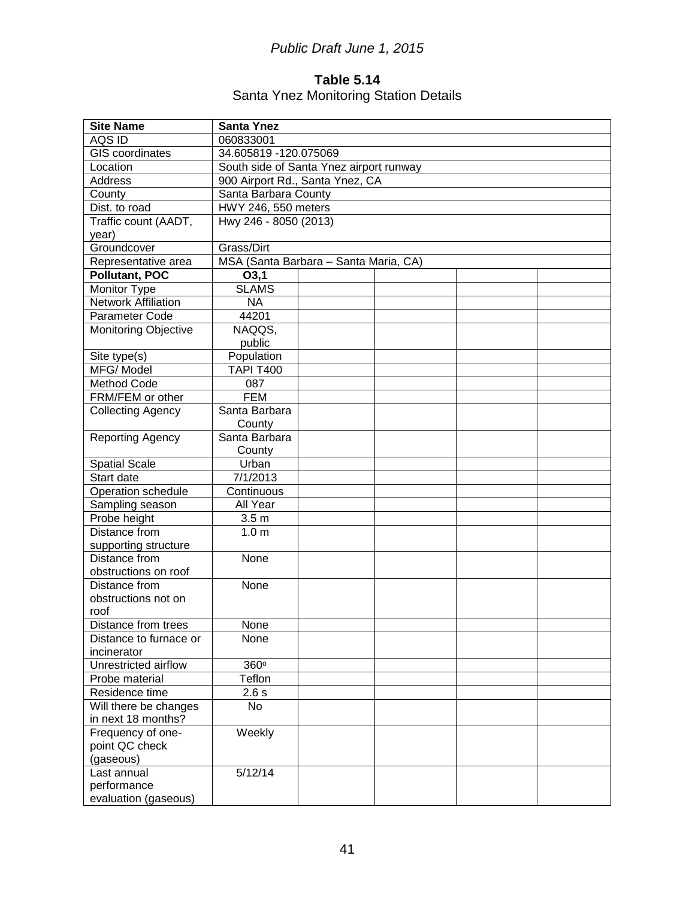*Public Draft June 1, 2015*

**Table 5.14**
Santa Ynez Monitoring Station Details

| **Site Name** | **Santa Ynez** | | | | |
|---|---|---|---|---|---|
| AQS ID | 060833001 | | | | |
| GIS coordinates | 34.605819 -120.075069 | | | | |
| Location | South side of Santa Ynez airport runway | | | | |
| Address | 900 Airport Rd., Santa Ynez, CA | | | | |
| County | Santa Barbara County | | | | |
| Dist. to road | HWY 246, 550 meters | | | | |
| Traffic count (AADT, year) | Hwy 246 - 8050 (2013) | | | | |
| Groundcover | Grass/Dirt | | | | |
| Representative area | MSA (Santa Barbara – Santa Maria, CA) | | | | |
| **Pollutant, POC** | **O3,1** | | | | |
| Monitor Type | SLAMS | | | | |
| Network Affiliation | NA | | | | |
| Parameter Code | 44201 | | | | |
| Monitoring Objective | NAQQS, public | | | | |
| Site type(s) | Population | | | | |
| MFG/ Model | TAPI T400 | | | | |
| Method Code | 087 | | | | |
| FRM/FEM or other | FEM | | | | |
| Collecting Agency | Santa Barbara County | | | | |
| Reporting Agency | Santa Barbara County | | | | |
| Spatial Scale | Urban | | | | |
| Start date | 7/1/2013 | | | | |
| Operation schedule | Continuous | | | | |
| Sampling season | All Year | | | | |
| Probe height | 3.5 m | | | | |
| Distance from supporting structure | 1.0 m | | | | |
| Distance from obstructions on roof | None | | | | |
| Distance from obstructions not on roof | None | | | | |
| Distance from trees | None | | | | |
| Distance to furnace or incinerator | None | | | | |
| Unrestricted airflow | $360^{o}$ | | | | |
| Probe material | Teflon | | | | |
| Residence time | 2.6 s | | | | |
| Will there be changes in next 18 months? | No | | | | |
| Frequency of one-point QC check (gaseous) | Weekly | | | | |
| Last annual performance evaluation (gaseous) | 5/12/14 | | | | |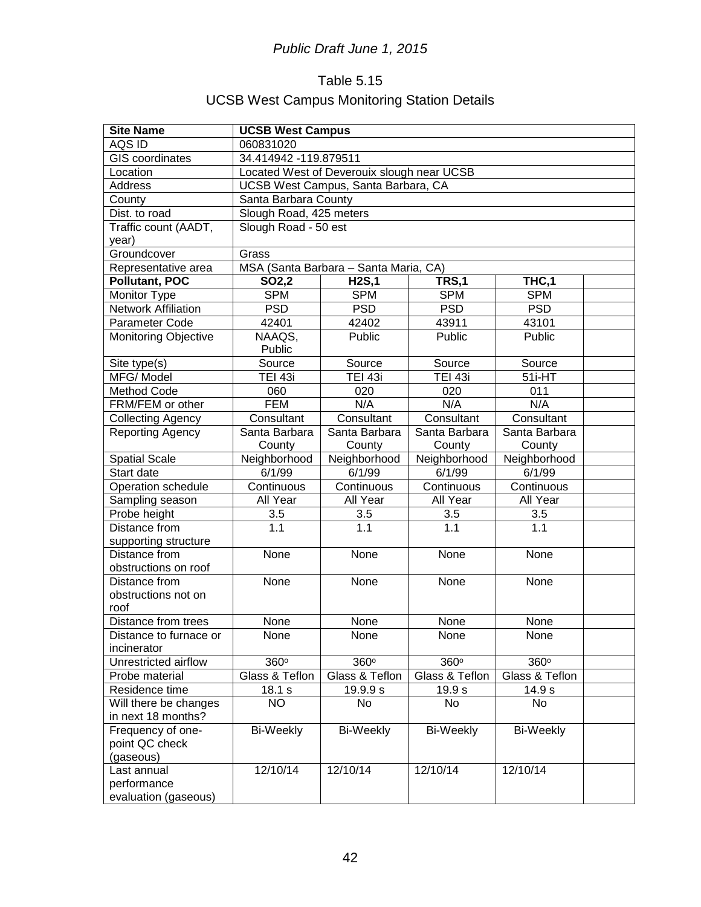*Public Draft June 1, 2015*

Table 5.15

UCSB West Campus Monitoring Station Details

| **Site Name** | **UCSB West Campus** | | | | |
|---|---|---|---|---|---|
| AQS ID | 060831020 | | | | |
| GIS coordinates | 34.414942 -119.879511 | | | | |
| Location | Located West of Deverouix slough near UCSB | | | | |
| Address | UCSB West Campus, Santa Barbara, CA | | | | |
| County | Santa Barbara County | | | | |
| Dist. to road | Slough Road, 425 meters | | | | |
| Traffic count (AADT, year) | Slough Road - 50 est | | | | |
| Groundcover | Grass | | | | |
| Representative area | MSA (Santa Barbara – Santa Maria, CA) | | | | |
| **Pollutant, POC** | **SO2,2** | **H2S,1** | **TRS,1** | **THC,1** | |
| Monitor Type | SPM | SPM | SPM | SPM | |
| Network Affiliation | PSD | PSD | PSD | PSD | |
| Parameter Code | 42401 | 42402 | 43911 | 43101 | |
| Monitoring Objective | NAAQS, Public | Public | Public | Public | |
| Site type(s) | Source | Source | Source | Source | |
| MFG/ Model | TEI 43i | TEI 43i | TEI 43i | 51i-HT | |
| Method Code | 060 | 020 | 020 | 011 | |
| FRM/FEM or other | FEM | N/A | N/A | N/A | |
| Collecting Agency | Consultant | Consultant | Consultant | Consultant | |
| Reporting Agency | Santa Barbara County | Santa Barbara County | Santa Barbara County | Santa Barbara County | |
| Spatial Scale | Neighborhood | Neighborhood | Neighborhood | Neighborhood | |
| Start date | 6/1/99 | 6/1/99 | 6/1/99 | 6/1/99 | |
| Operation schedule | Continuous | Continuous | Continuous | Continuous | |
| Sampling season | All Year | All Year | All Year | All Year | |
| Probe height | 3.5 | 3.5 | 3.5 | 3.5 | |
| Distance from supporting structure | 1.1 | 1.1 | 1.1 | 1.1 | |
| Distance from obstructions on roof | None | None | None | None | |
| Distance from obstructions not on roof | None | None | None | None | |
| Distance from trees | None | None | None | None | |
| Distance to furnace or incinerator | None | None | None | None | |
| Unrestricted airflow | 360º | 360º | 360º | 360º | |
| Probe material | Glass & Teflon | Glass & Teflon | Glass & Teflon | Glass & Teflon | |
| Residence time | 18.1 s | 19.9.9 s | 19.9 s | 14.9 s | |
| Will there be changes in next 18 months? | NO | No | No | No | |
| Frequency of one-point QC check (gaseous) | Bi-Weekly | Bi-Weekly | Bi-Weekly | Bi-Weekly | |
| Last annual performance evaluation (gaseous) | 12/10/14 | 12/10/14 | 12/10/14 | 12/10/14 | |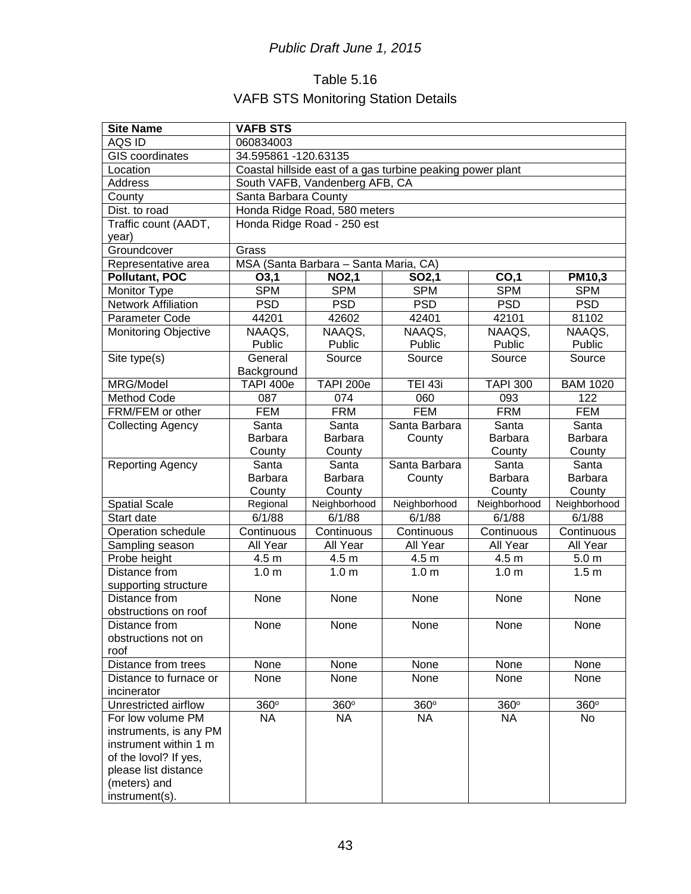Table 5.16

VAFB STS Monitoring Station Details

| Site Name | VAFB STS | | | | |
|---|---|---|---|---|---|
| AQS ID | 060834003 | | | | |
| GIS coordinates | 34.595861 -120.63135 | | | | |
| Location | Coastal hillside east of a gas turbine peaking power plant | | | | |
| Address | South VAFB, Vandenberg AFB, CA | | | | |
| County | Santa Barbara County | | | | |
| Dist. to road | Honda Ridge Road, 580 meters | | | | |
| Traffic count (AADT, year) | Honda Ridge Road - 250 est | | | | |
| Groundcover | Grass | | | | |
| Representative area | MSA (Santa Barbara – Santa Maria, CA) | | | | |
| **Pollutant, POC** | **O3,1** | **NO2,1** | **SO2,1** | **CO,1** | **PM10,3** |
| Monitor Type | SPM | SPM | SPM | SPM | SPM |
| Network Affiliation | PSD | PSD | PSD | PSD | PSD |
| Parameter Code | 44201 | 42602 | 42401 | 42101 | 81102 |
| Monitoring Objective | NAAQS, Public | NAAQS, Public | NAAQS, Public | NAAQS, Public | NAAQS, Public |
| Site type(s) | General Background | Source | Source | Source | Source |
| MRG/Model | TAPI 400e | TAPI 200e | TEI 43i | TAPI 300 | BAM 1020 |
| Method Code | 087 | 074 | 060 | 093 | 122 |
| FRM/FEM or other | FEM | FRM | FEM | FRM | FEM |
| Collecting Agency | Santa Barbara County | Santa Barbara County | Santa Barbara County | Santa Barbara County | Santa Barbara County |
| Reporting Agency | Santa Barbara County | Santa Barbara County | Santa Barbara County | Santa Barbara County | Santa Barbara County |
| Spatial Scale | Regional | Neighborhood | Neighborhood | Neighborhood | Neighborhood |
| Start date | 6/1/88 | 6/1/88 | 6/1/88 | 6/1/88 | 6/1/88 |
| Operation schedule | Continuous | Continuous | Continuous | Continuous | Continuous |
| Sampling season | All Year | All Year | All Year | All Year | All Year |
| Probe height | 4.5 m | 4.5 m | 4.5 m | 4.5 m | 5.0 m |
| Distance from supporting structure | 1.0 m | 1.0 m | 1.0 m | 1.0 m | 1.5 m |
| Distance from obstructions on roof | None | None | None | None | None |
| Distance from obstructions not on roof | None | None | None | None | None |
| Distance from trees | None | None | None | None | None |
| Distance to furnace or incinerator | None | None | None | None | None |
| Unrestricted airflow | 360° | 360° | 360° | 360° | 360° |
| For low volume PM instruments, is any PM instrument within 1 m of the lovol? If yes, please list distance (meters) and instrument(s). | NA | NA | NA | NA | No |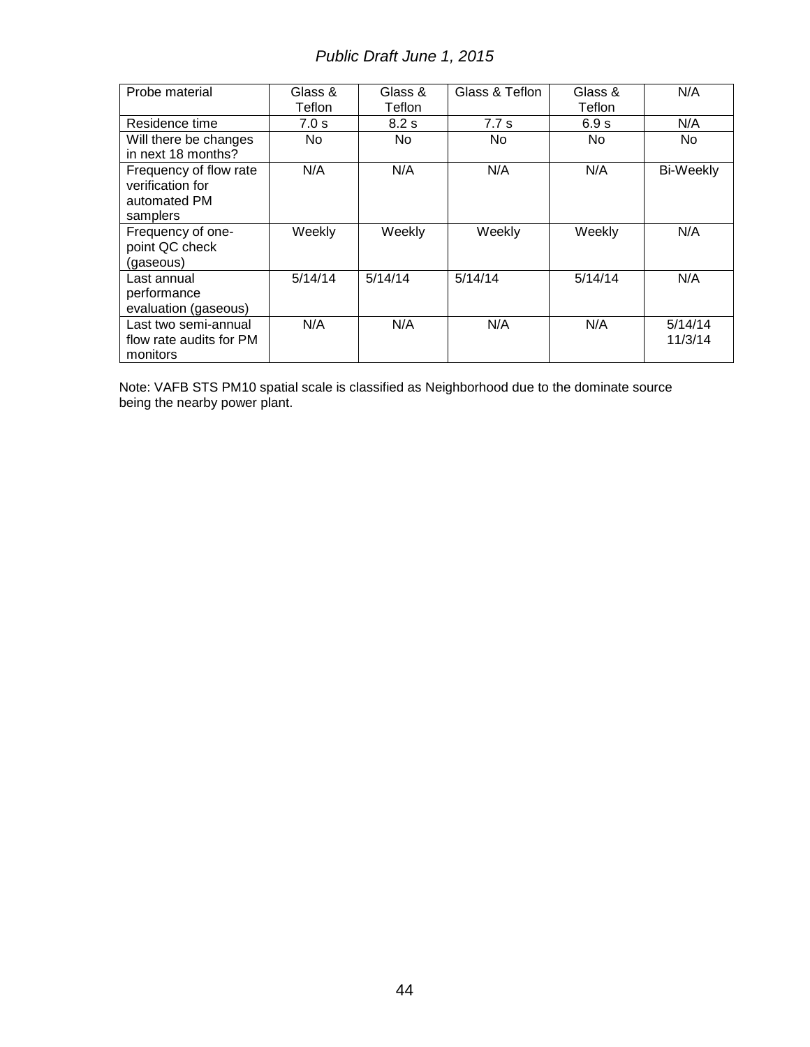| Probe material | Glass & Teflon | Glass & Teflon | Glass & Teflon | Glass & Teflon | N/A |
|---|---|---|---|---|---|
| Residence time | 7.0 s | 8.2 s | 7.7 s | 6.9 s | N/A |
| Will there be changes in next 18 months? | No | No | No | No | No |
| Frequency of flow rate verification for automated PM samplers | N/A | N/A | N/A | N/A | Bi-Weekly |
| Frequency of one-point QC check (gaseous) | Weekly | Weekly | Weekly | Weekly | N/A |
| Last annual performance evaluation (gaseous) | 5/14/14 | 5/14/14 | 5/14/14 | 5/14/14 | N/A |
| Last two semi-annual flow rate audits for PM monitors | N/A | N/A | N/A | N/A | 5/14/14 11/3/14 |

Note: VAFB STS PM10 spatial scale is classified as Neighborhood due to the dominate source being the nearby power plant.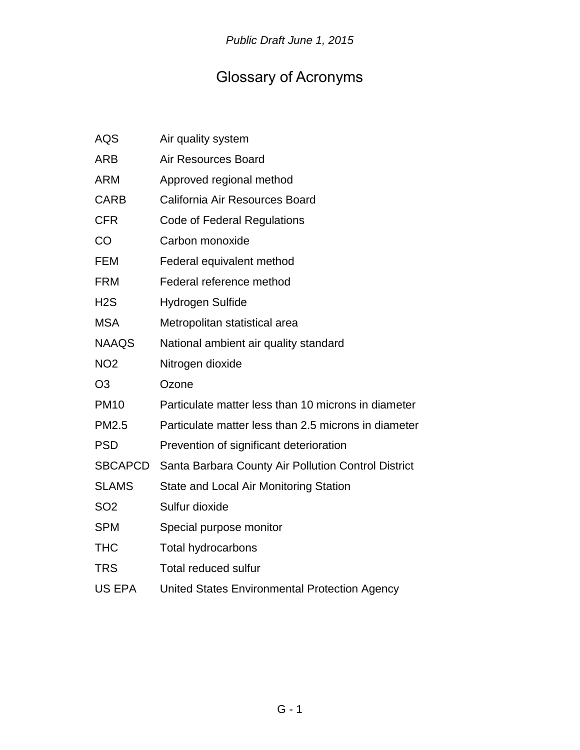# Glossary of Acronyms

| | |
|---|---|
| AQS | Air quality system |
| ARB | Air Resources Board |
| ARM | Approved regional method |
| CARB | California Air Resources Board |
| CFR | Code of Federal Regulations |
| CO | Carbon monoxide |
| FEM | Federal equivalent method |
| FRM | Federal reference method |
| H2S | Hydrogen Sulfide |
| MSA | Metropolitan statistical area |
| NAAQS | National ambient air quality standard |
| NO2 | Nitrogen dioxide |
| O3 | Ozone |
| PM10 | Particulate matter less than 10 microns in diameter |
| PM2.5 | Particulate matter less than 2.5 microns in diameter |
| PSD | Prevention of significant deterioration |
| SBCAPCD | Santa Barbara County Air Pollution Control District |
| SLAMS | State and Local Air Monitoring Station |
| SO2 | Sulfur dioxide |
| SPM | Special purpose monitor |
| THC | Total hydrocarbons |
| TRS | Total reduced sulfur |
| US EPA | United States Environmental Protection Agency |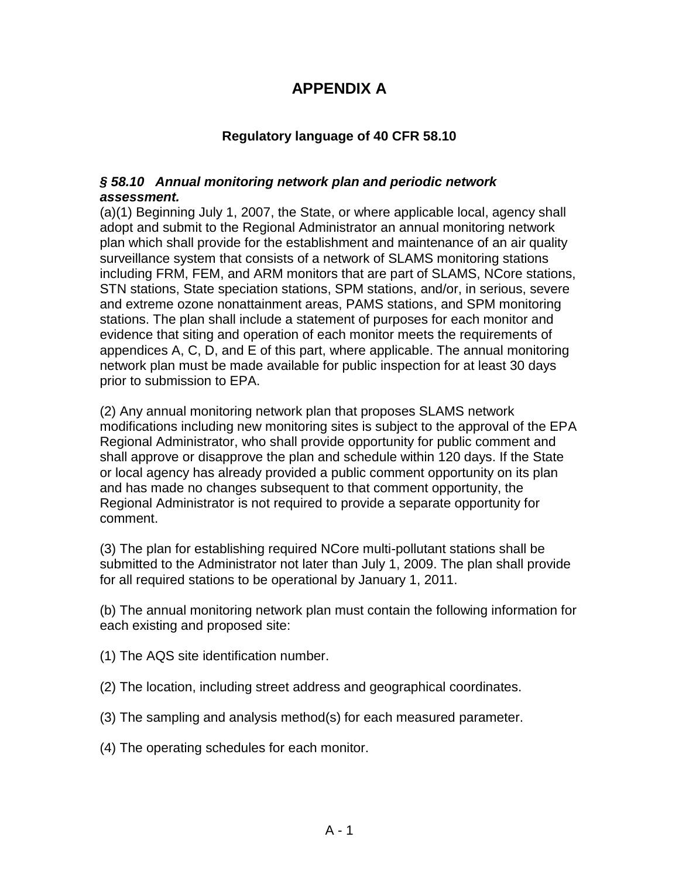# APPENDIX A

## Regulatory language of 40 CFR 58.10

***§ 58.10 Annual monitoring network plan and periodic network assessment.***

(a)(1) Beginning July 1, 2007, the State, or where applicable local, agency shall adopt and submit to the Regional Administrator an annual monitoring network plan which shall provide for the establishment and maintenance of an air quality surveillance system that consists of a network of SLAMS monitoring stations including FRM, FEM, and ARM monitors that are part of SLAMS, NCore stations, STN stations, State speciation stations, SPM stations, and/or, in serious, severe and extreme ozone nonattainment areas, PAMS stations, and SPM monitoring stations. The plan shall include a statement of purposes for each monitor and evidence that siting and operation of each monitor meets the requirements of appendices A, C, D, and E of this part, where applicable. The annual monitoring network plan must be made available for public inspection for at least 30 days prior to submission to EPA.

(2) Any annual monitoring network plan that proposes SLAMS network modifications including new monitoring sites is subject to the approval of the EPA Regional Administrator, who shall provide opportunity for public comment and shall approve or disapprove the plan and schedule within 120 days. If the State or local agency has already provided a public comment opportunity on its plan and has made no changes subsequent to that comment opportunity, the Regional Administrator is not required to provide a separate opportunity for comment.

(3) The plan for establishing required NCore multi-pollutant stations shall be submitted to the Administrator not later than July 1, 2009. The plan shall provide for all required stations to be operational by January 1, 2011.

(b) The annual monitoring network plan must contain the following information for each existing and proposed site:

(1) The AQS site identification number.

(2) The location, including street address and geographical coordinates.

(3) The sampling and analysis method(s) for each measured parameter.

(4) The operating schedules for each monitor.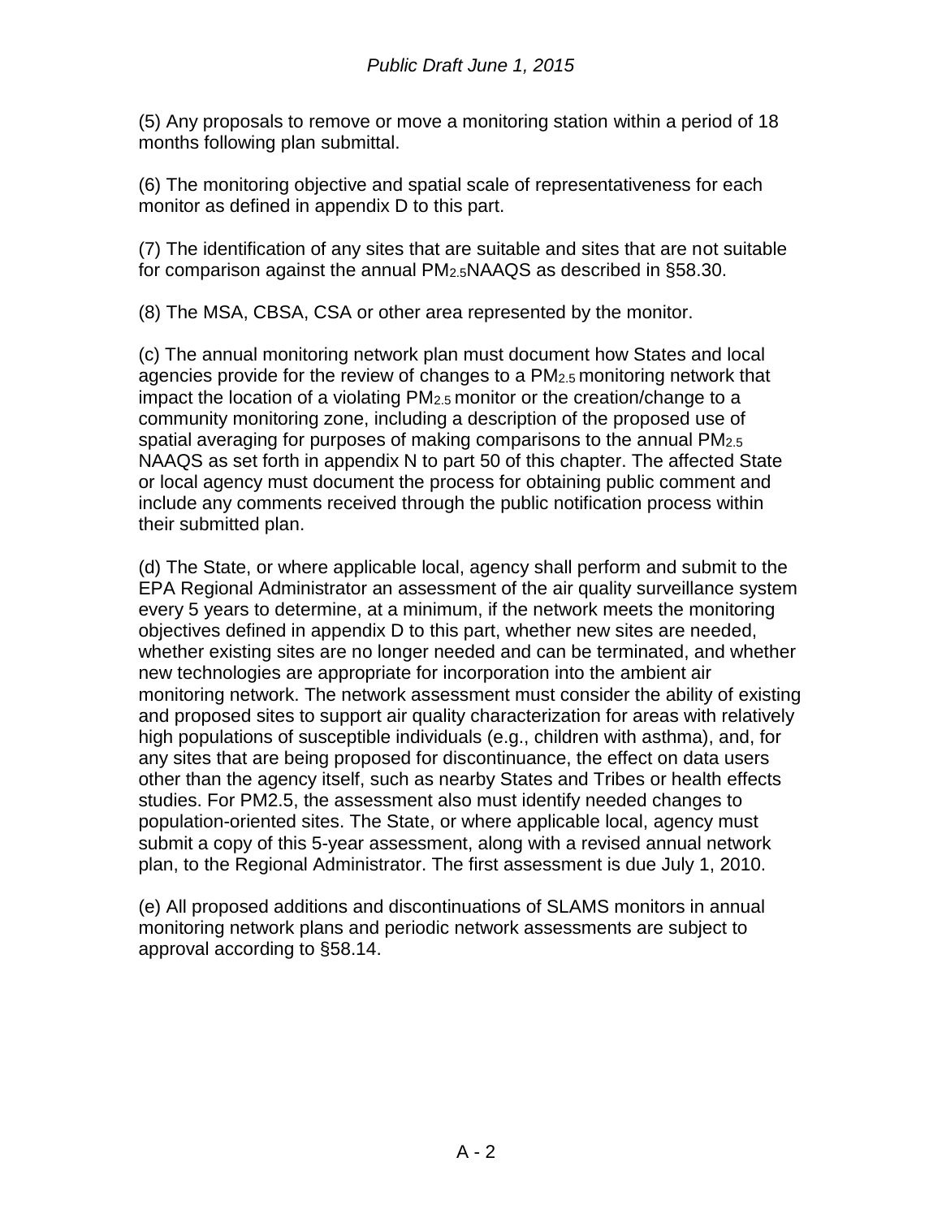(5) Any proposals to remove or move a monitoring station within a period of 18 months following plan submittal.

(6) The monitoring objective and spatial scale of representativeness for each monitor as defined in appendix D to this part.

(7) The identification of any sites that are suitable and sites that are not suitable for comparison against the annual $PM_{2.5}$NAAQS as described in §58.30.

(8) The MSA, CBSA, CSA or other area represented by the monitor.

(c) The annual monitoring network plan must document how States and local agencies provide for the review of changes to a $PM_{2.5}$ monitoring network that impact the location of a violating $PM_{2.5}$ monitor or the creation/change to a community monitoring zone, including a description of the proposed use of spatial averaging for purposes of making comparisons to the annual $PM_{2.5}$ NAAQS as set forth in appendix N to part 50 of this chapter. The affected State or local agency must document the process for obtaining public comment and include any comments received through the public notification process within their submitted plan.

(d) The State, or where applicable local, agency shall perform and submit to the EPA Regional Administrator an assessment of the air quality surveillance system every 5 years to determine, at a minimum, if the network meets the monitoring objectives defined in appendix D to this part, whether new sites are needed, whether existing sites are no longer needed and can be terminated, and whether new technologies are appropriate for incorporation into the ambient air monitoring network. The network assessment must consider the ability of existing and proposed sites to support air quality characterization for areas with relatively high populations of susceptible individuals (e.g., children with asthma), and, for any sites that are being proposed for discontinuance, the effect on data users other than the agency itself, such as nearby States and Tribes or health effects studies. For PM2.5, the assessment also must identify needed changes to population-oriented sites. The State, or where applicable local, agency must submit a copy of this 5-year assessment, along with a revised annual network plan, to the Regional Administrator. The first assessment is due July 1, 2010.

(e) All proposed additions and discontinuations of SLAMS monitors in annual monitoring network plans and periodic network assessments are subject to approval according to §58.14.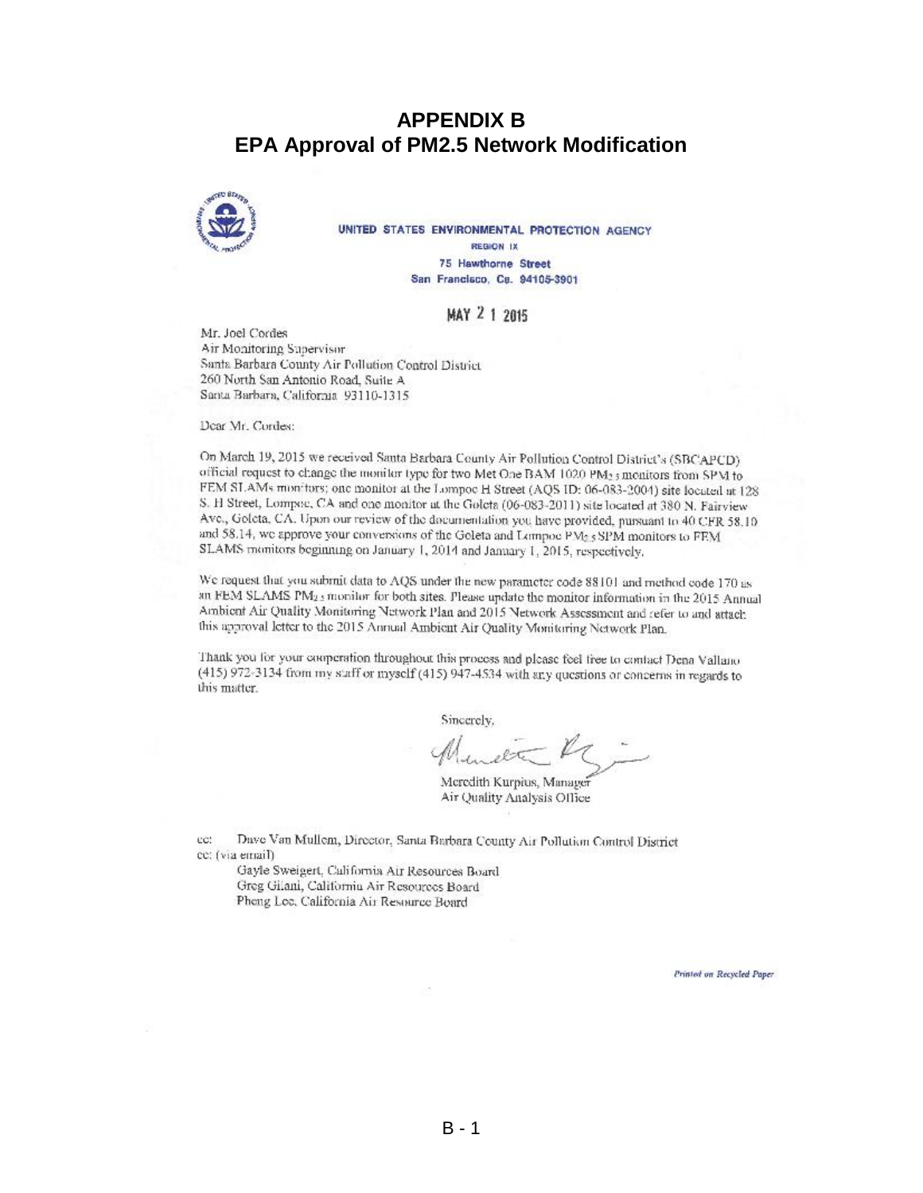# APPENDIX B
# EPA Approval of PM2.5 Network Modification

UNITED STATES ENVIRONMENTAL PROTECTION AGENCY
REGION IX
75 Hawthorne Street
San Francisco, Ca. 94105-3901

MAY 21 2015

Mr. Joel Cordes
Air Monitoring Supervisor
Santa Barbara County Air Pollution Control District
260 North San Antonio Road, Suite A
Santa Barbara, California 93110-1315

Dear Mr. Cordes:

On March 19, 2015 we received Santa Barbara County Air Pollution Control District's (SBCAPCD) official request to change the monitor type for two Met One BAM 1020 $PM_{2.5}$ monitors from SPM to FEM SLAMs monitors; one monitor at the Lompoc H Street (AQS ID: 06-083-2004) site located at 128 S. H Street, Lompoc, CA and one monitor at the Goleta (06-083-2011) site located at 380 N. Fairview Ave., Goleta, CA. Upon our review of the documentation you have provided, pursuant to 40 CFR 58.10 and 58.14, we approve your conversions of the Goleta and Lompoc $PM_{2.5}$ SPM monitors to FEM SLAMS monitors beginning on January 1, 2014 and January 1, 2015, respectively.

We request that you submit data to AQS under the new parameter code 88101 and method code 170 as an FEM SLAMS $PM_{2.5}$ monitor for both sites. Please update the monitor information in the 2015 Annual Ambient Air Quality Monitoring Network Plan and 2015 Network Assessment and refer to and attach this approval letter to the 2015 Annual Ambient Air Quality Monitoring Network Plan.

Thank you for your cooperation throughout this process and please feel free to contact Dena Vallano (415) 972-3134 from my staff or myself (415) 947-4534 with any questions or concerns in regards to this matter.

Sincerely,

Meredith Kurpius, Manager
Air Quality Analysis Office

cc: Dave Van Mullem, Director, Santa Barbara County Air Pollution Control District
cc: (via email)
Gayle Sweigert, California Air Resources Board
Greg Gilani, California Air Resources Board
Pheng Lee, California Air Resource Board

*Printed on Recycled Paper*